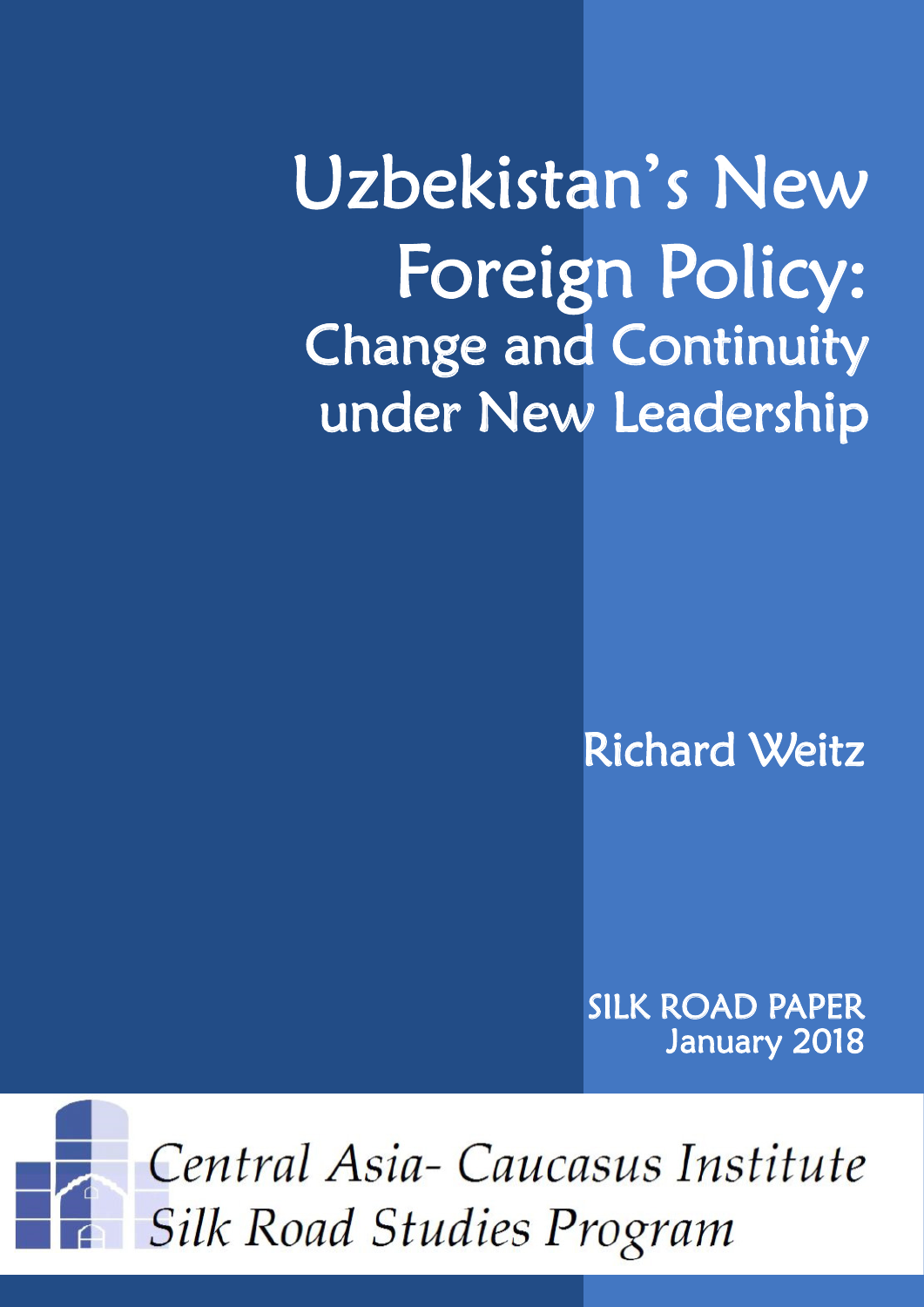# Uzbekistan's New Foreign Policy:

## Change and Continuity under New Leadership

Richard Weitz

SILK ROAD PAPER
January 2018

Central Asia- Caucasus Institute
Silk Road Studies Program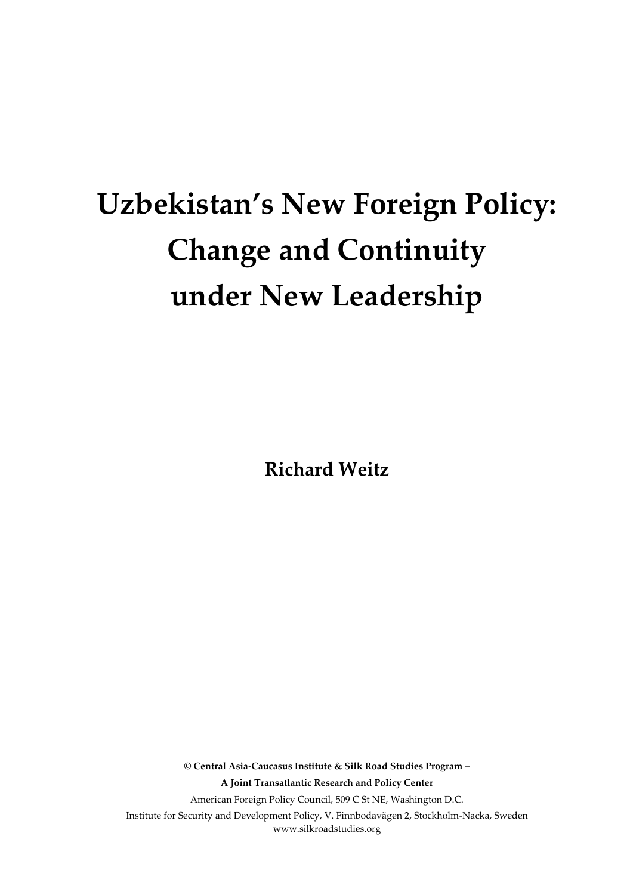# Uzbekistan's New Foreign Policy: Change and Continuity under New Leadership

**Richard Weitz**

**© Central Asia-Caucasus Institute & Silk Road Studies Program –**

**A Joint Transatlantic Research and Policy Center**

American Foreign Policy Council, 509 C St NE, Washington D.C.

Institute for Security and Development Policy, V. Finnbodavägen 2, Stockholm-Nacka, Sweden
www.silkroadstudies.org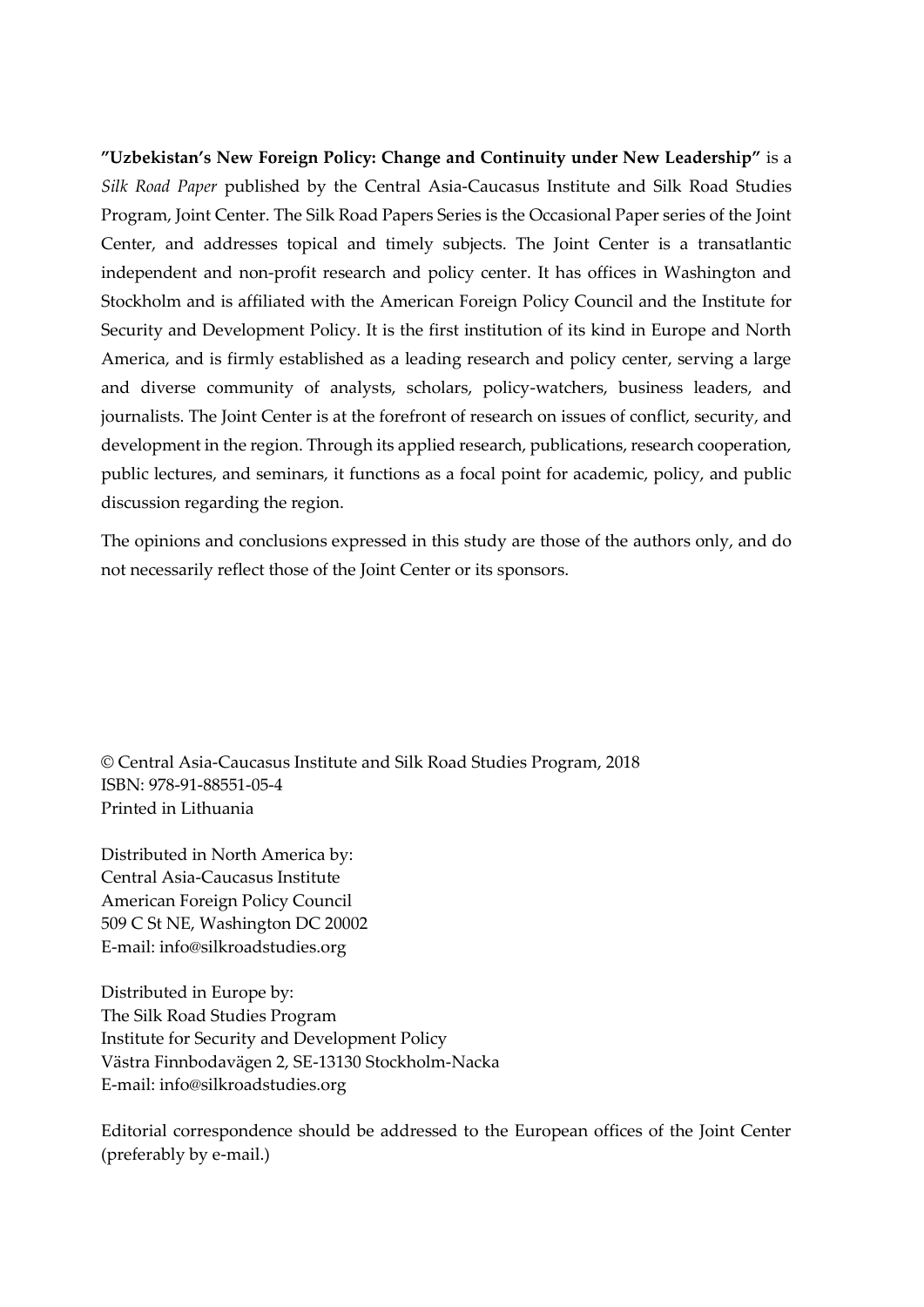**"Uzbekistan's New Foreign Policy: Change and Continuity under New Leadership"** is a *Silk Road Paper* published by the Central Asia-Caucasus Institute and Silk Road Studies Program, Joint Center. The Silk Road Papers Series is the Occasional Paper series of the Joint Center, and addresses topical and timely subjects. The Joint Center is a transatlantic independent and non-profit research and policy center. It has offices in Washington and Stockholm and is affiliated with the American Foreign Policy Council and the Institute for Security and Development Policy. It is the first institution of its kind in Europe and North America, and is firmly established as a leading research and policy center, serving a large and diverse community of analysts, scholars, policy-watchers, business leaders, and journalists. The Joint Center is at the forefront of research on issues of conflict, security, and development in the region. Through its applied research, publications, research cooperation, public lectures, and seminars, it functions as a focal point for academic, policy, and public discussion regarding the region.

The opinions and conclusions expressed in this study are those of the authors only, and do not necessarily reflect those of the Joint Center or its sponsors.

© Central Asia-Caucasus Institute and Silk Road Studies Program, 2018
ISBN: 978-91-88551-05-4
Printed in Lithuania

Distributed in North America by:
Central Asia-Caucasus Institute
American Foreign Policy Council
509 C St NE, Washington DC 20002
E-mail: info@silkroadstudies.org

Distributed in Europe by:
The Silk Road Studies Program
Institute for Security and Development Policy
Västra Finnbodavägen 2, SE-13130 Stockholm-Nacka
E-mail: info@silkroadstudies.org

Editorial correspondence should be addressed to the European offices of the Joint Center (preferably by e-mail.)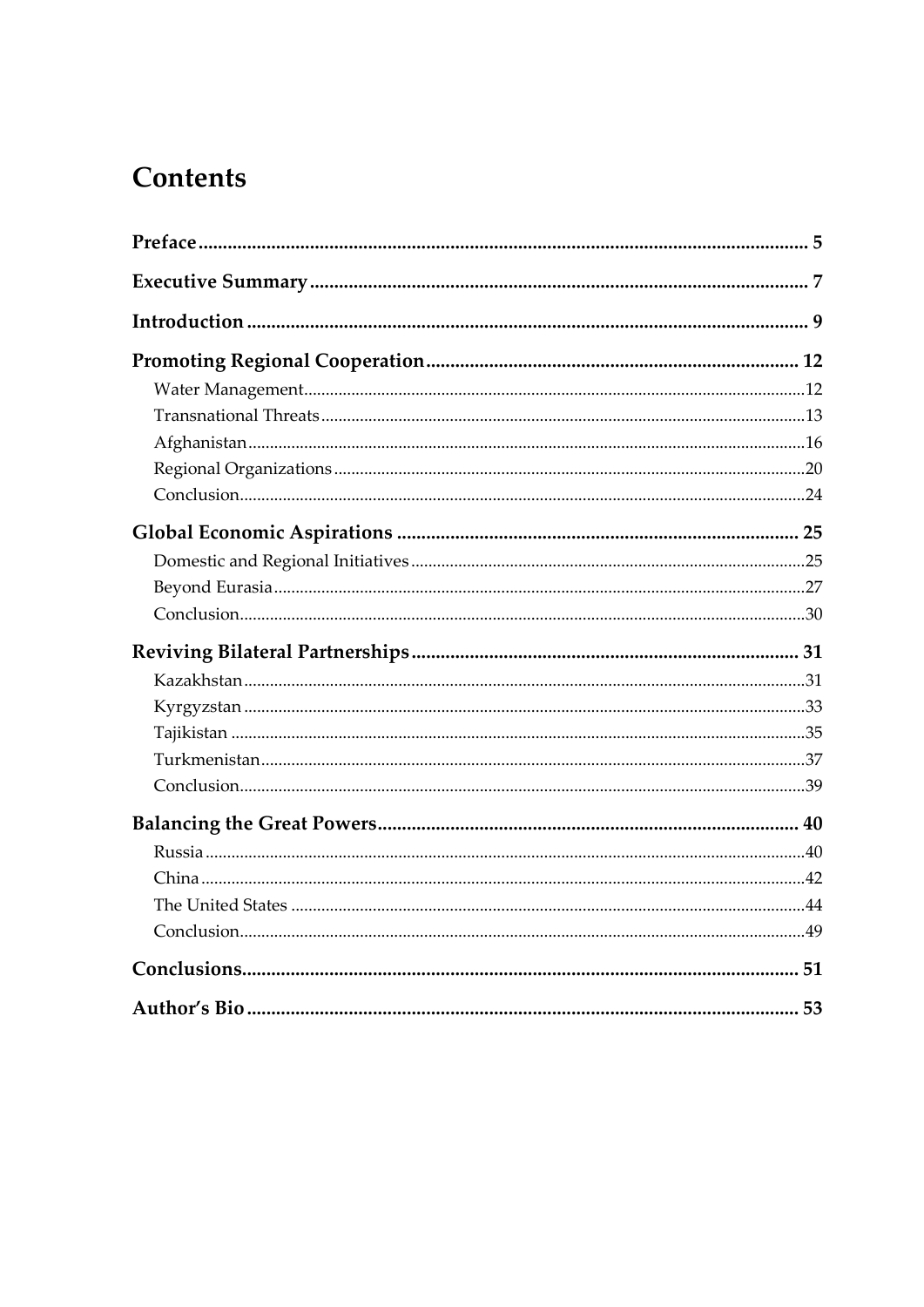# Contents

**Preface** ... 5

**Executive Summary** ... 7

**Introduction** ... 9

**Promoting Regional Cooperation** ... 12

- Water Management ... 12
- Transnational Threats ... 13
- Afghanistan ... 16
- Regional Organizations ... 20
- Conclusion ... 24

**Global Economic Aspirations** ... 25

- Domestic and Regional Initiatives ... 25
- Beyond Eurasia ... 27
- Conclusion ... 30

**Reviving Bilateral Partnerships** ... 31

- Kazakhstan ... 31
- Kyrgyzstan ... 33
- Tajikistan ... 35
- Turkmenistan ... 37
- Conclusion ... 39

**Balancing the Great Powers** ... 40

- Russia ... 40
- China ... 42
- The United States ... 44
- Conclusion ... 49

**Conclusions** ... 51

**Author's Bio** ... 53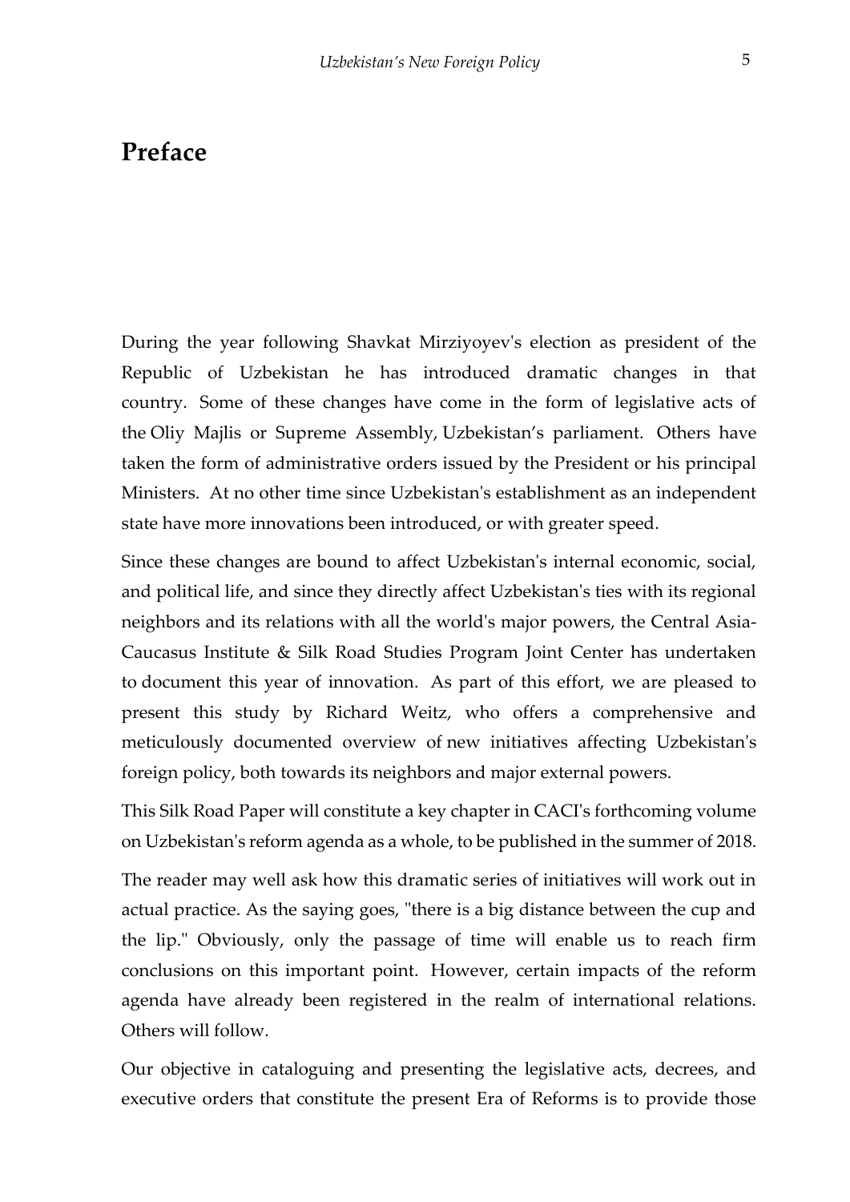# Preface

During the year following Shavkat Mirziyoyev's election as president of the Republic of Uzbekistan he has introduced dramatic changes in that country. Some of these changes have come in the form of legislative acts of the Oliy Majlis or Supreme Assembly, Uzbekistan's parliament. Others have taken the form of administrative orders issued by the President or his principal Ministers. At no other time since Uzbekistan's establishment as an independent state have more innovations been introduced, or with greater speed.

Since these changes are bound to affect Uzbekistan's internal economic, social, and political life, and since they directly affect Uzbekistan's ties with its regional neighbors and its relations with all the world's major powers, the Central Asia-Caucasus Institute & Silk Road Studies Program Joint Center has undertaken to document this year of innovation. As part of this effort, we are pleased to present this study by Richard Weitz, who offers a comprehensive and meticulously documented overview of new initiatives affecting Uzbekistan's foreign policy, both towards its neighbors and major external powers.

This Silk Road Paper will constitute a key chapter in CACI's forthcoming volume on Uzbekistan's reform agenda as a whole, to be published in the summer of 2018.

The reader may well ask how this dramatic series of initiatives will work out in actual practice. As the saying goes, "there is a big distance between the cup and the lip." Obviously, only the passage of time will enable us to reach firm conclusions on this important point. However, certain impacts of the reform agenda have already been registered in the realm of international relations. Others will follow.

Our objective in cataloguing and presenting the legislative acts, decrees, and executive orders that constitute the present Era of Reforms is to provide those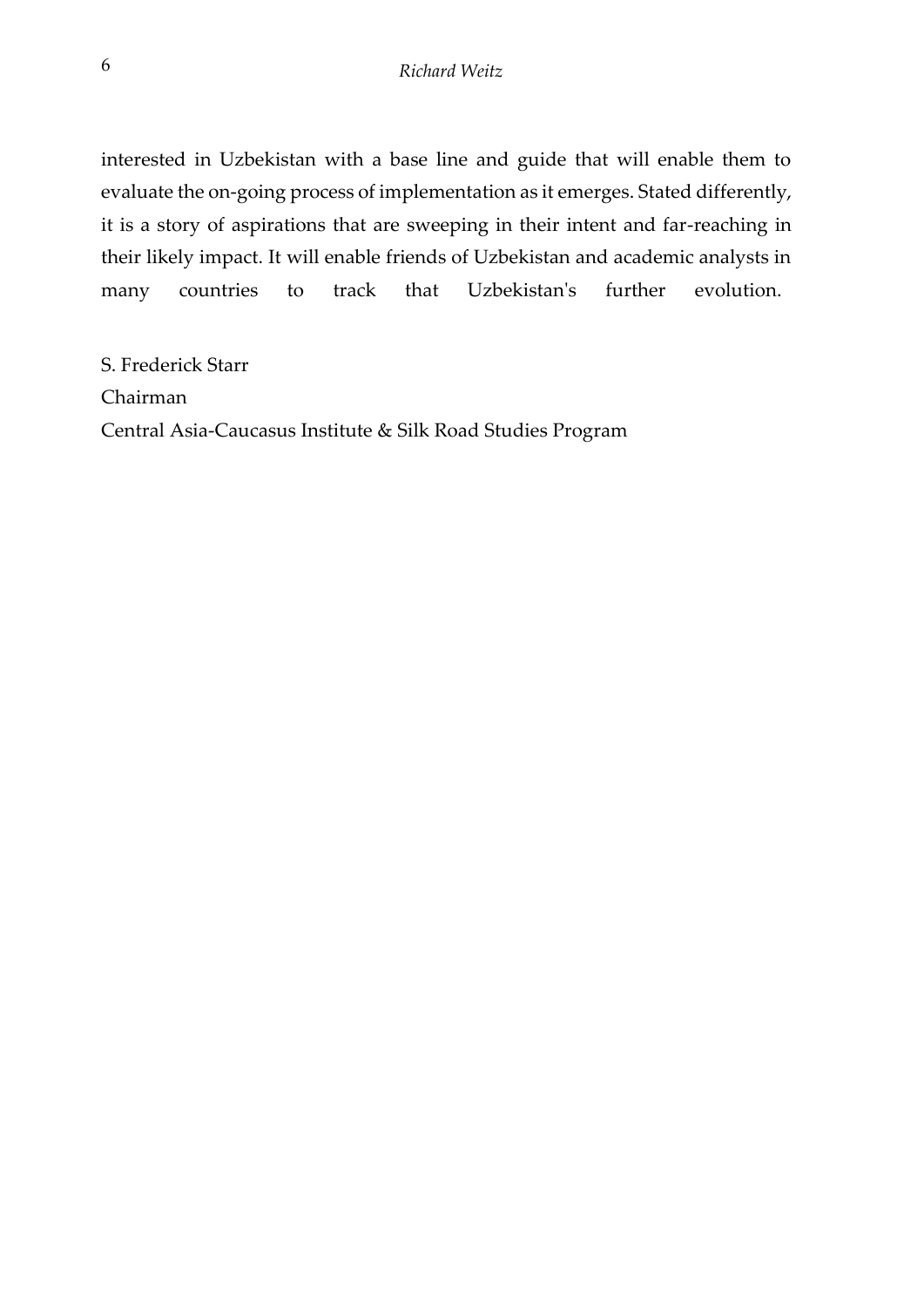interested in Uzbekistan with a base line and guide that will enable them to evaluate the on-going process of implementation as it emerges. Stated differently, it is a story of aspirations that are sweeping in their intent and far-reaching in their likely impact. It will enable friends of Uzbekistan and academic analysts in many countries to track that Uzbekistan's further evolution.

S. Frederick Starr  
Chairman  
Central Asia-Caucasus Institute & Silk Road Studies Program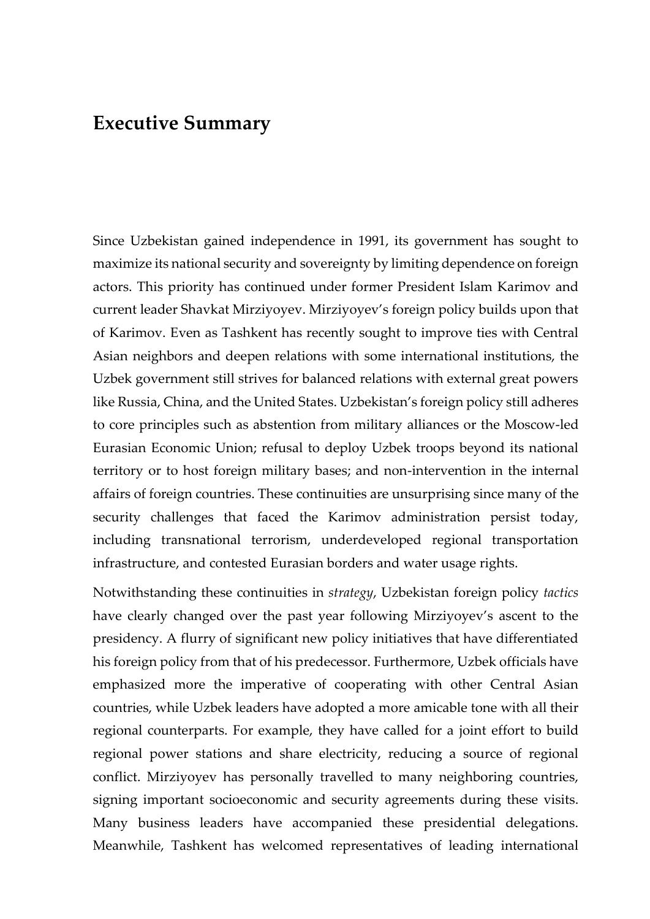# Executive Summary

Since Uzbekistan gained independence in 1991, its government has sought to maximize its national security and sovereignty by limiting dependence on foreign actors. This priority has continued under former President Islam Karimov and current leader Shavkat Mirziyoyev. Mirziyoyev's foreign policy builds upon that of Karimov. Even as Tashkent has recently sought to improve ties with Central Asian neighbors and deepen relations with some international institutions, the Uzbek government still strives for balanced relations with external great powers like Russia, China, and the United States. Uzbekistan's foreign policy still adheres to core principles such as abstention from military alliances or the Moscow-led Eurasian Economic Union; refusal to deploy Uzbek troops beyond its national territory or to host foreign military bases; and non-intervention in the internal affairs of foreign countries. These continuities are unsurprising since many of the security challenges that faced the Karimov administration persist today, including transnational terrorism, underdeveloped regional transportation infrastructure, and contested Eurasian borders and water usage rights.

Notwithstanding these continuities in *strategy*, Uzbekistan foreign policy *tactics* have clearly changed over the past year following Mirziyoyev's ascent to the presidency. A flurry of significant new policy initiatives that have differentiated his foreign policy from that of his predecessor. Furthermore, Uzbek officials have emphasized more the imperative of cooperating with other Central Asian countries, while Uzbek leaders have adopted a more amicable tone with all their regional counterparts. For example, they have called for a joint effort to build regional power stations and share electricity, reducing a source of regional conflict. Mirziyoyev has personally travelled to many neighboring countries, signing important socioeconomic and security agreements during these visits. Many business leaders have accompanied these presidential delegations. Meanwhile, Tashkent has welcomed representatives of leading international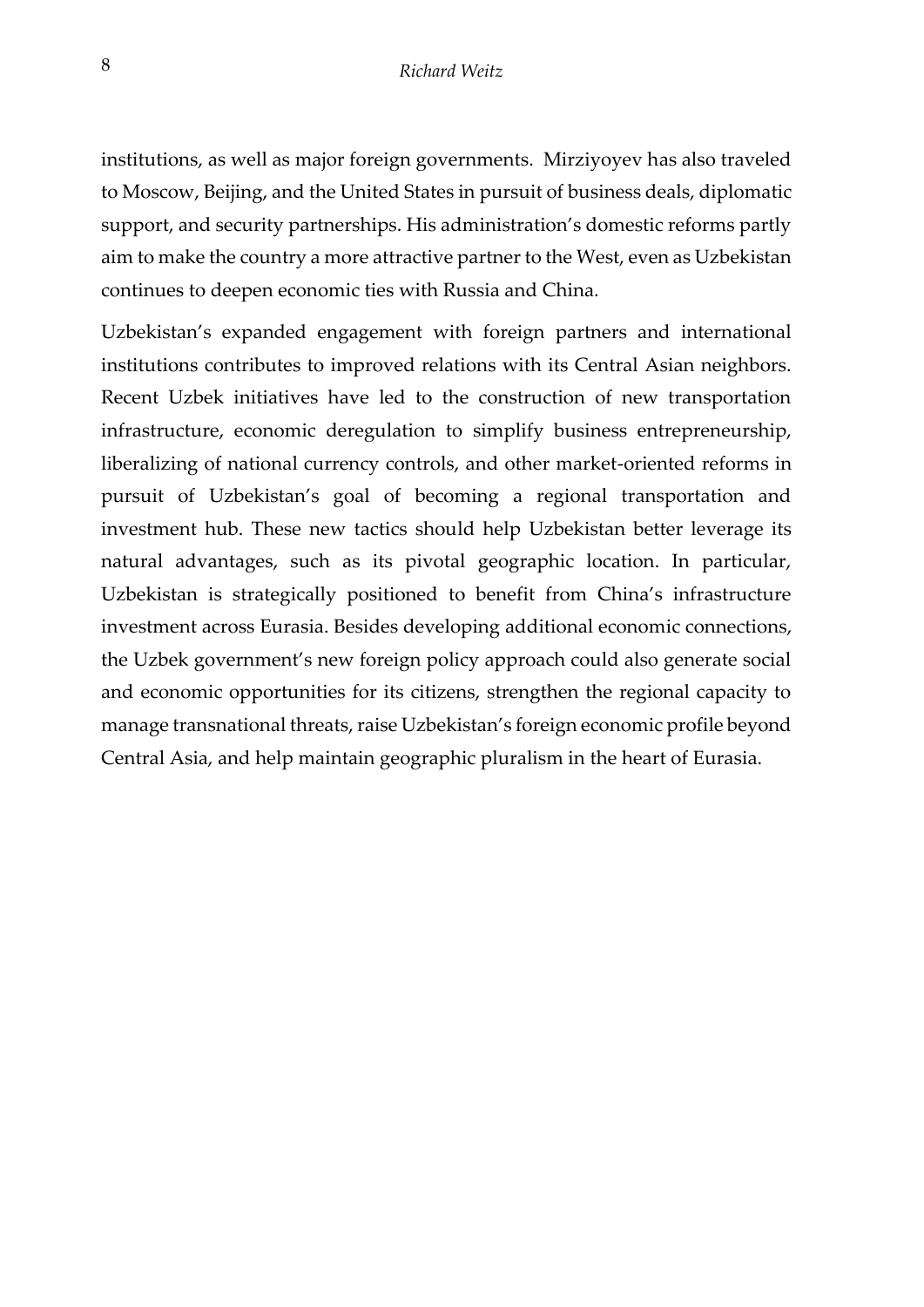institutions, as well as major foreign governments. Mirziyoyev has also traveled to Moscow, Beijing, and the United States in pursuit of business deals, diplomatic support, and security partnerships. His administration's domestic reforms partly aim to make the country a more attractive partner to the West, even as Uzbekistan continues to deepen economic ties with Russia and China.

Uzbekistan's expanded engagement with foreign partners and international institutions contributes to improved relations with its Central Asian neighbors. Recent Uzbek initiatives have led to the construction of new transportation infrastructure, economic deregulation to simplify business entrepreneurship, liberalizing of national currency controls, and other market-oriented reforms in pursuit of Uzbekistan's goal of becoming a regional transportation and investment hub. These new tactics should help Uzbekistan better leverage its natural advantages, such as its pivotal geographic location. In particular, Uzbekistan is strategically positioned to benefit from China's infrastructure investment across Eurasia. Besides developing additional economic connections, the Uzbek government's new foreign policy approach could also generate social and economic opportunities for its citizens, strengthen the regional capacity to manage transnational threats, raise Uzbekistan's foreign economic profile beyond Central Asia, and help maintain geographic pluralism in the heart of Eurasia.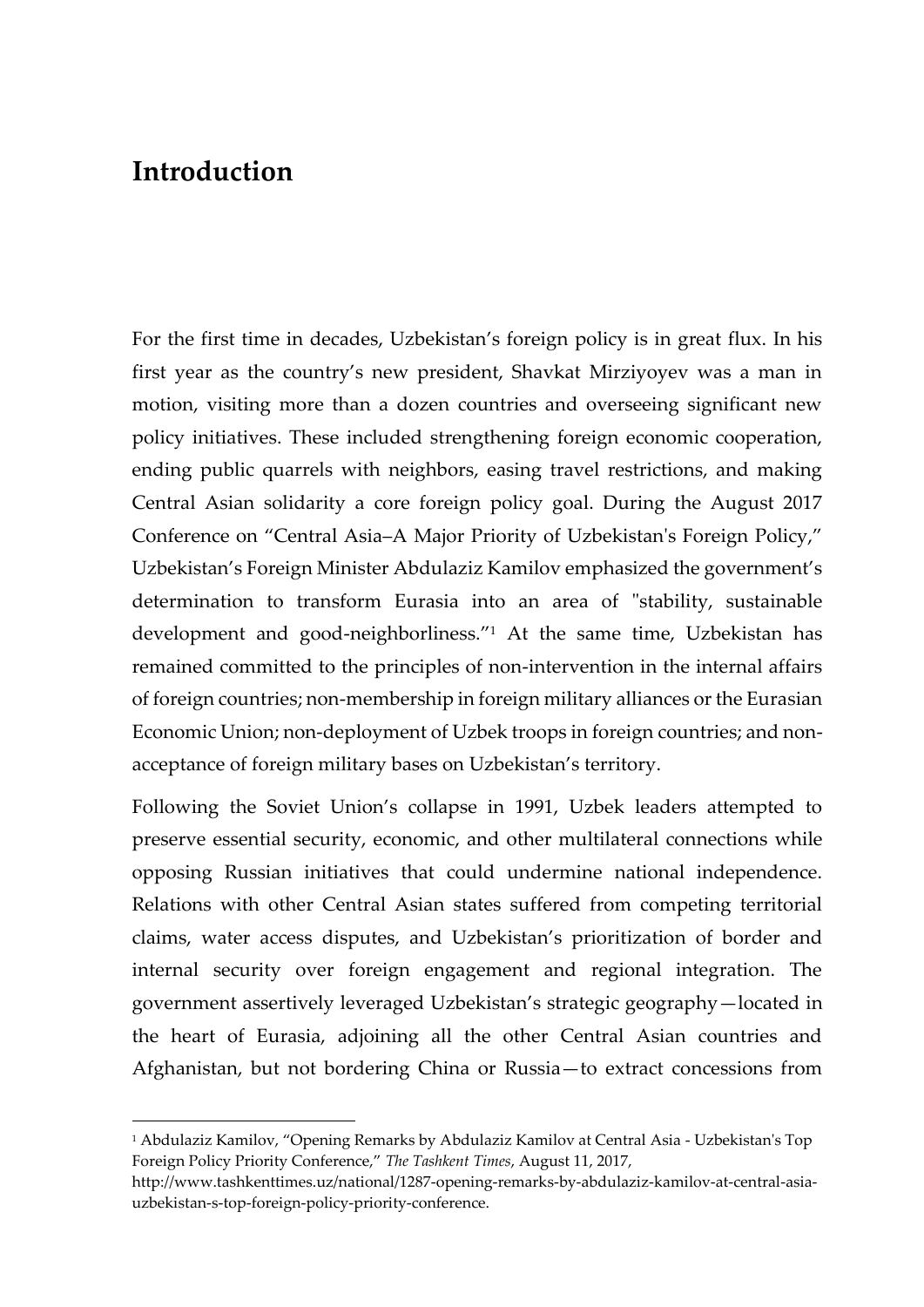# Introduction

For the first time in decades, Uzbekistan's foreign policy is in great flux. In his first year as the country's new president, Shavkat Mirziyoyev was a man in motion, visiting more than a dozen countries and overseeing significant new policy initiatives. These included strengthening foreign economic cooperation, ending public quarrels with neighbors, easing travel restrictions, and making Central Asian solidarity a core foreign policy goal. During the August 2017 Conference on "Central Asia–A Major Priority of Uzbekistan's Foreign Policy," Uzbekistan's Foreign Minister Abdulaziz Kamilov emphasized the government's determination to transform Eurasia into an area of "stability, sustainable development and good-neighborliness."[1] At the same time, Uzbekistan has remained committed to the principles of non-intervention in the internal affairs of foreign countries; non-membership in foreign military alliances or the Eurasian Economic Union; non-deployment of Uzbek troops in foreign countries; and non-acceptance of foreign military bases on Uzbekistan's territory.

Following the Soviet Union's collapse in 1991, Uzbek leaders attempted to preserve essential security, economic, and other multilateral connections while opposing Russian initiatives that could undermine national independence. Relations with other Central Asian states suffered from competing territorial claims, water access disputes, and Uzbekistan's prioritization of border and internal security over foreign engagement and regional integration. The government assertively leveraged Uzbekistan's strategic geography—located in the heart of Eurasia, adjoining all the other Central Asian countries and Afghanistan, but not bordering China or Russia—to extract concessions from

[1] Abdulaziz Kamilov, "Opening Remarks by Abdulaziz Kamilov at Central Asia - Uzbekistan's Top Foreign Policy Priority Conference," *The Tashkent Times*, August 11, 2017, http://www.tashkenttimes.uz/national/1287-opening-remarks-by-abdulaziz-kamilov-at-central-asia-uzbekistan-s-top-foreign-policy-priority-conference.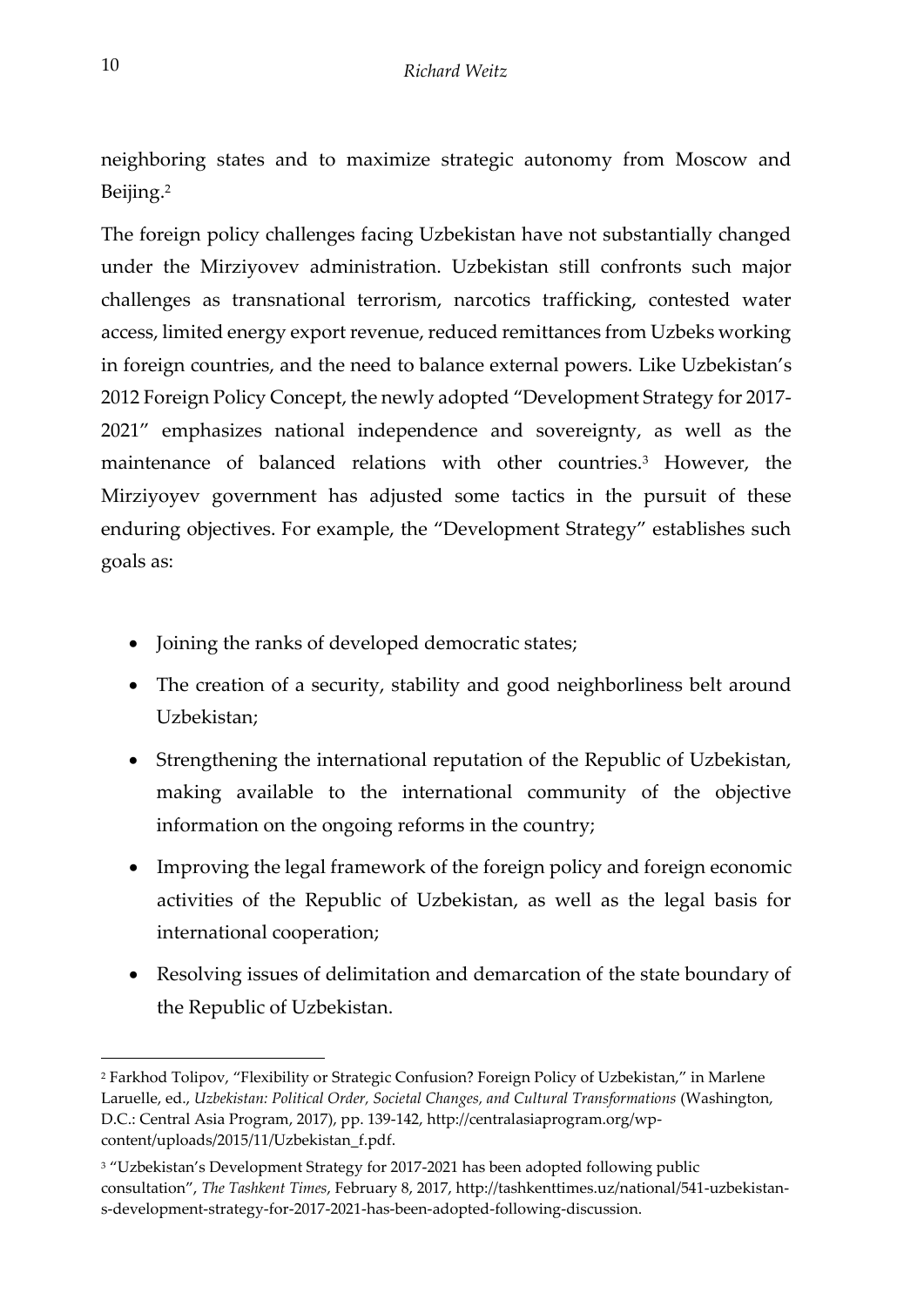neighboring states and to maximize strategic autonomy from Moscow and Beijing.[2]

The foreign policy challenges facing Uzbekistan have not substantially changed under the Mirziyovev administration. Uzbekistan still confronts such major challenges as transnational terrorism, narcotics trafficking, contested water access, limited energy export revenue, reduced remittances from Uzbeks working in foreign countries, and the need to balance external powers. Like Uzbekistan's 2012 Foreign Policy Concept, the newly adopted "Development Strategy for 2017-2021" emphasizes national independence and sovereignty, as well as the maintenance of balanced relations with other countries.[3] However, the Mirziyoyev government has adjusted some tactics in the pursuit of these enduring objectives. For example, the "Development Strategy" establishes such goals as:

- Joining the ranks of developed democratic states;
- The creation of a security, stability and good neighborliness belt around Uzbekistan;
- Strengthening the international reputation of the Republic of Uzbekistan, making available to the international community of the objective information on the ongoing reforms in the country;
- Improving the legal framework of the foreign policy and foreign economic activities of the Republic of Uzbekistan, as well as the legal basis for international cooperation;
- Resolving issues of delimitation and demarcation of the state boundary of the Republic of Uzbekistan.

---

[2] Farkhod Tolipov, "Flexibility or Strategic Confusion? Foreign Policy of Uzbekistan," in Marlene Laruelle, ed., *Uzbekistan: Political Order, Societal Changes, and Cultural Transformations* (Washington, D.C.: Central Asia Program, 2017), pp. 139-142, http://centralasiaprogram.org/wp-content/uploads/2015/11/Uzbekistan_f.pdf.

[3] "Uzbekistan's Development Strategy for 2017-2021 has been adopted following public consultation", *The Tashkent Times*, February 8, 2017, http://tashkenttimes.uz/national/541-uzbekistan-s-development-strategy-for-2017-2021-has-been-adopted-following-discussion.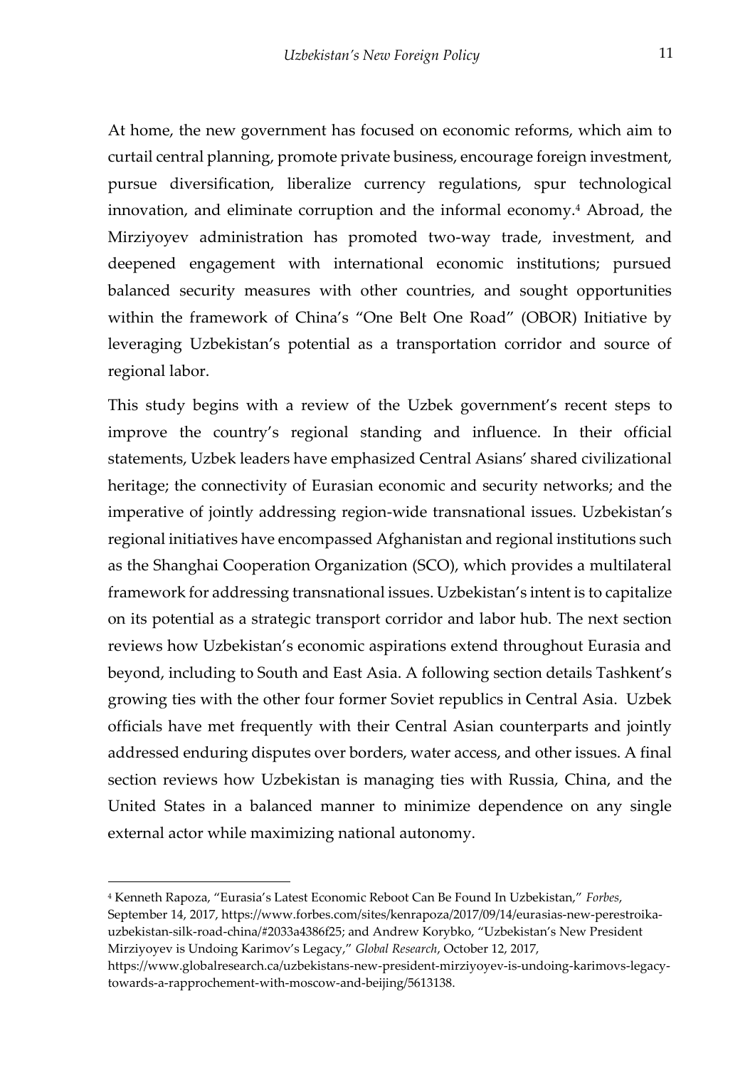At home, the new government has focused on economic reforms, which aim to curtail central planning, promote private business, encourage foreign investment, pursue diversification, liberalize currency regulations, spur technological innovation, and eliminate corruption and the informal economy.[4] Abroad, the Mirziyoyev administration has promoted two-way trade, investment, and deepened engagement with international economic institutions; pursued balanced security measures with other countries, and sought opportunities within the framework of China's "One Belt One Road" (OBOR) Initiative by leveraging Uzbekistan's potential as a transportation corridor and source of regional labor.

This study begins with a review of the Uzbek government's recent steps to improve the country's regional standing and influence. In their official statements, Uzbek leaders have emphasized Central Asians' shared civilizational heritage; the connectivity of Eurasian economic and security networks; and the imperative of jointly addressing region-wide transnational issues. Uzbekistan's regional initiatives have encompassed Afghanistan and regional institutions such as the Shanghai Cooperation Organization (SCO), which provides a multilateral framework for addressing transnational issues. Uzbekistan's intent is to capitalize on its potential as a strategic transport corridor and labor hub. The next section reviews how Uzbekistan's economic aspirations extend throughout Eurasia and beyond, including to South and East Asia. A following section details Tashkent's growing ties with the other four former Soviet republics in Central Asia. Uzbek officials have met frequently with their Central Asian counterparts and jointly addressed enduring disputes over borders, water access, and other issues. A final section reviews how Uzbekistan is managing ties with Russia, China, and the United States in a balanced manner to minimize dependence on any single external actor while maximizing national autonomy.

---

[4] Kenneth Rapoza, "Eurasia's Latest Economic Reboot Can Be Found In Uzbekistan," *Forbes*, September 14, 2017, https://www.forbes.com/sites/kenrapoza/2017/09/14/eurasias-new-perestroika-uzbekistan-silk-road-china/#2033a4386f25; and Andrew Korybko, "Uzbekistan's New President Mirziyoyev is Undoing Karimov's Legacy," *Global Research*, October 12, 2017, https://www.globalresearch.ca/uzbekistans-new-president-mirziyoyev-is-undoing-karimovs-legacy-towards-a-rapprochement-with-moscow-and-beijing/5613138.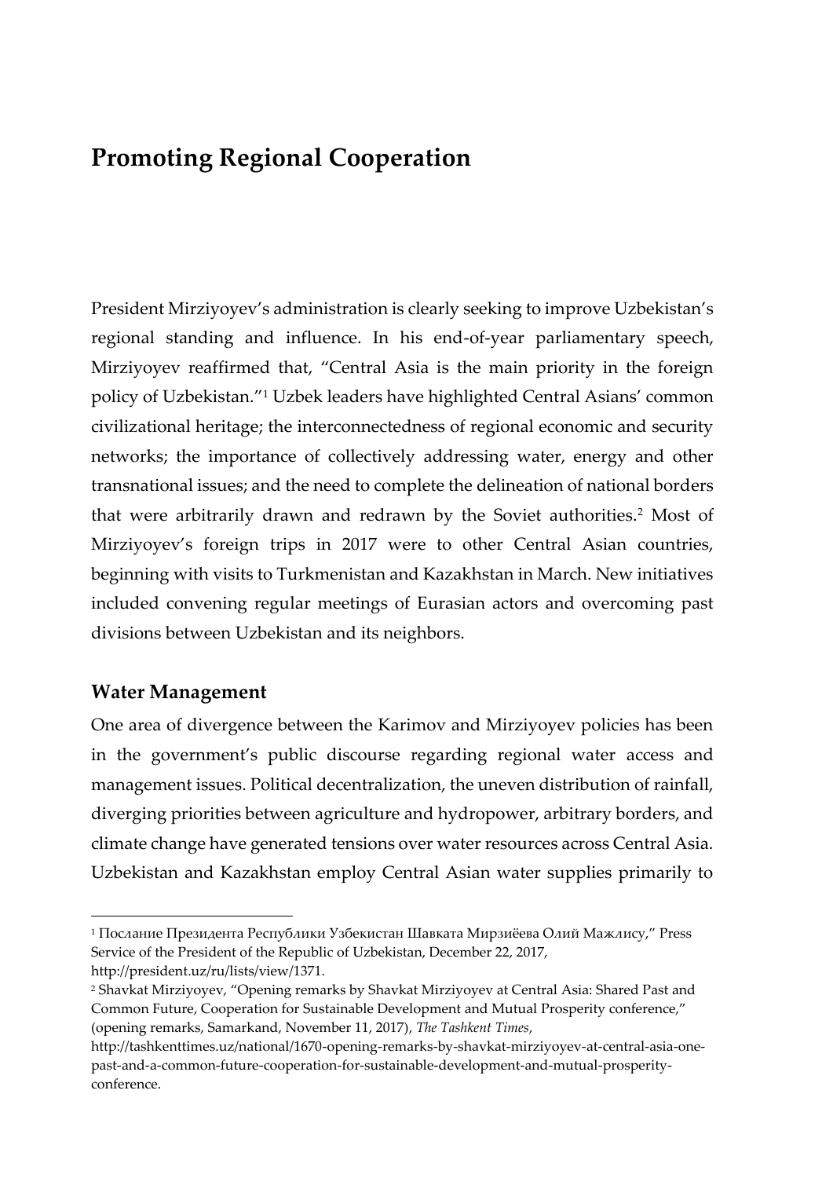# Promoting Regional Cooperation

President Mirziyoyev's administration is clearly seeking to improve Uzbekistan's regional standing and influence. In his end-of-year parliamentary speech, Mirziyoyev reaffirmed that, "Central Asia is the main priority in the foreign policy of Uzbekistan."[1] Uzbek leaders have highlighted Central Asians' common civilizational heritage; the interconnectedness of regional economic and security networks; the importance of collectively addressing water, energy and other transnational issues; and the need to complete the delineation of national borders that were arbitrarily drawn and redrawn by the Soviet authorities.[2] Most of Mirziyoyev's foreign trips in 2017 were to other Central Asian countries, beginning with visits to Turkmenistan and Kazakhstan in March. New initiatives included convening regular meetings of Eurasian actors and overcoming past divisions between Uzbekistan and its neighbors.

## Water Management

One area of divergence between the Karimov and Mirziyoyev policies has been in the government's public discourse regarding regional water access and management issues. Political decentralization, the uneven distribution of rainfall, diverging priorities between agriculture and hydropower, arbitrary borders, and climate change have generated tensions over water resources across Central Asia. Uzbekistan and Kazakhstan employ Central Asian water supplies primarily to

---

[1] Послание Президента Республики Узбекистан Шавката Мирзиёева Олий Мажлису," Press Service of the President of the Republic of Uzbekistan, December 22, 2017, http://president.uz/ru/lists/view/1371.

[2] Shavkat Mirziyoyev, "Opening remarks by Shavkat Mirziyoyev at Central Asia: Shared Past and Common Future, Cooperation for Sustainable Development and Mutual Prosperity conference," (opening remarks, Samarkand, November 11, 2017), *The Tashkent Times*, http://tashkenttimes.uz/national/1670-opening-remarks-by-shavkat-mirziyoyev-at-central-asia-one-past-and-a-common-future-cooperation-for-sustainable-development-and-mutual-prosperity-conference.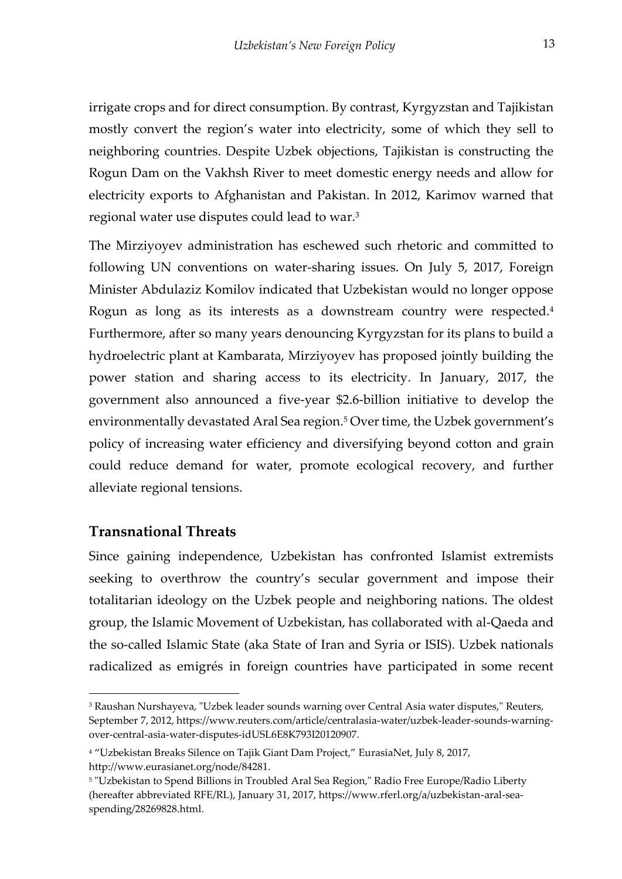irrigate crops and for direct consumption. By contrast, Kyrgyzstan and Tajikistan mostly convert the region's water into electricity, some of which they sell to neighboring countries. Despite Uzbek objections, Tajikistan is constructing the Rogun Dam on the Vakhsh River to meet domestic energy needs and allow for electricity exports to Afghanistan and Pakistan. In 2012, Karimov warned that regional water use disputes could lead to war.[3]

The Mirziyoyev administration has eschewed such rhetoric and committed to following UN conventions on water-sharing issues. On July 5, 2017, Foreign Minister Abdulaziz Komilov indicated that Uzbekistan would no longer oppose Rogun as long as its interests as a downstream country were respected.[4] Furthermore, after so many years denouncing Kyrgyzstan for its plans to build a hydroelectric plant at Kambarata, Mirziyoyev has proposed jointly building the power station and sharing access to its electricity. In January, 2017, the government also announced a five-year $2.6-billion initiative to develop the environmentally devastated Aral Sea region.[5] Over time, the Uzbek government's policy of increasing water efficiency and diversifying beyond cotton and grain could reduce demand for water, promote ecological recovery, and further alleviate regional tensions.

## Transnational Threats

Since gaining independence, Uzbekistan has confronted Islamist extremists seeking to overthrow the country's secular government and impose their totalitarian ideology on the Uzbek people and neighboring nations. The oldest group, the Islamic Movement of Uzbekistan, has collaborated with al-Qaeda and the so-called Islamic State (aka State of Iran and Syria or ISIS). Uzbek nationals radicalized as emigrés in foreign countries have participated in some recent

---

[3] Raushan Nurshayeva, "Uzbek leader sounds warning over Central Asia water disputes," Reuters, September 7, 2012, https://www.reuters.com/article/centralasia-water/uzbek-leader-sounds-warning-over-central-asia-water-disputes-idUSL6E8K793I20120907.

[4] "Uzbekistan Breaks Silence on Tajik Giant Dam Project," EurasiaNet, July 8, 2017, http://www.eurasianet.org/node/84281.

[5] "Uzbekistan to Spend Billions in Troubled Aral Sea Region," Radio Free Europe/Radio Liberty (hereafter abbreviated RFE/RL), January 31, 2017, https://www.rferl.org/a/uzbekistan-aral-sea-spending/28269828.html.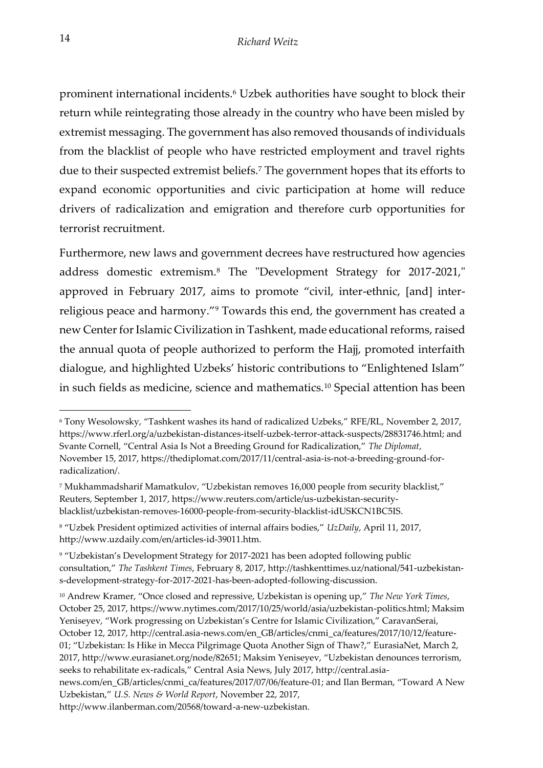prominent international incidents.[6] Uzbek authorities have sought to block their return while reintegrating those already in the country who have been misled by extremist messaging. The government has also removed thousands of individuals from the blacklist of people who have restricted employment and travel rights due to their suspected extremist beliefs.[7] The government hopes that its efforts to expand economic opportunities and civic participation at home will reduce drivers of radicalization and emigration and therefore curb opportunities for terrorist recruitment.

Furthermore, new laws and government decrees have restructured how agencies address domestic extremism.[8] The "Development Strategy for 2017-2021," approved in February 2017, aims to promote "civil, inter-ethnic, [and] inter-religious peace and harmony."[9] Towards this end, the government has created a new Center for Islamic Civilization in Tashkent, made educational reforms, raised the annual quota of people authorized to perform the Hajj, promoted interfaith dialogue, and highlighted Uzbeks' historic contributions to "Enlightened Islam" in such fields as medicine, science and mathematics.[10] Special attention has been

---

[6] Tony Wesolowsky, "Tashkent washes its hand of radicalized Uzbeks," RFE/RL, November 2, 2017, https://www.rferl.org/a/uzbekistan-distances-itself-uzbek-terror-attack-suspects/28831746.html; and Svante Cornell, "Central Asia Is Not a Breeding Ground for Radicalization," *The Diplomat*, November 15, 2017, https://thediplomat.com/2017/11/central-asia-is-not-a-breeding-ground-for-radicalization/.

[7] Mukhammadsharif Mamatkulov, "Uzbekistan removes 16,000 people from security blacklist," Reuters, September 1, 2017, https://www.reuters.com/article/us-uzbekistan-security-blacklist/uzbekistan-removes-16000-people-from-security-blacklist-idUSKCN1BC5IS.

[8] "Uzbek President optimized activities of internal affairs bodies," *UzDaily*, April 11, 2017, http://www.uzdaily.com/en/articles-id-39011.htm.

[9] "Uzbekistan's Development Strategy for 2017-2021 has been adopted following public consultation," *The Tashkent Times*, February 8, 2017, http://tashkenttimes.uz/national/541-uzbekistan-s-development-strategy-for-2017-2021-has-been-adopted-following-discussion.

[10] Andrew Kramer, "Once closed and repressive, Uzbekistan is opening up," *The New York Times*, October 25, 2017, https://www.nytimes.com/2017/10/25/world/asia/uzbekistan-politics.html; Maksim Yeniseyev, "Work progressing on Uzbekistan's Centre for Islamic Civilization," CaravanSerai, October 12, 2017, http://central.asia-news.com/en_GB/articles/cnmi_ca/features/2017/10/12/feature-01; "Uzbekistan: Is Hike in Mecca Pilgrimage Quota Another Sign of Thaw?," EurasiaNet, March 2, 2017, http://www.eurasianet.org/node/82651; Maksim Yeniseyev, "Uzbekistan denounces terrorism, seeks to rehabilitate ex-radicals," Central Asia News, July 2017, http://central.asia-news.com/en_GB/articles/cnmi_ca/features/2017/07/06/feature-01; and Ilan Berman, "Toward A New Uzbekistan," *U.S. News & World Report*, November 22, 2017, http://www.ilanberman.com/20568/toward-a-new-uzbekistan.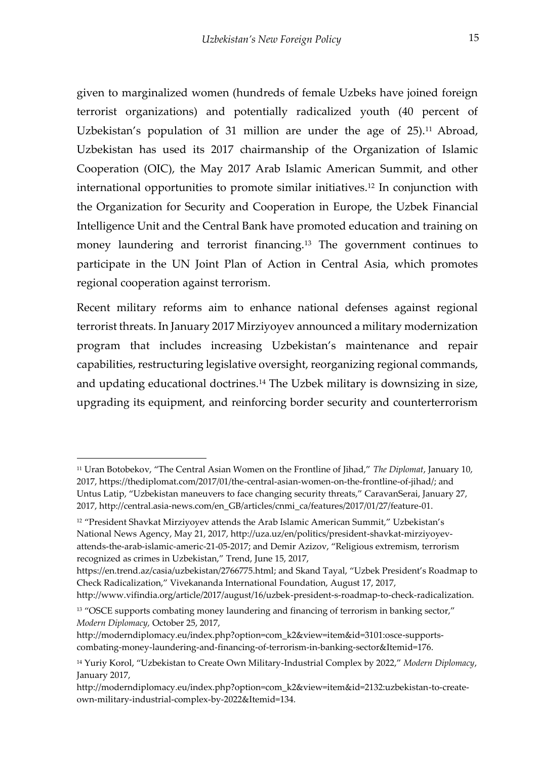given to marginalized women (hundreds of female Uzbeks have joined foreign terrorist organizations) and potentially radicalized youth (40 percent of Uzbekistan's population of 31 million are under the age of 25).[11] Abroad, Uzbekistan has used its 2017 chairmanship of the Organization of Islamic Cooperation (OIC), the May 2017 Arab Islamic American Summit, and other international opportunities to promote similar initiatives.[12] In conjunction with the Organization for Security and Cooperation in Europe, the Uzbek Financial Intelligence Unit and the Central Bank have promoted education and training on money laundering and terrorist financing.[13] The government continues to participate in the UN Joint Plan of Action in Central Asia, which promotes regional cooperation against terrorism.

Recent military reforms aim to enhance national defenses against regional terrorist threats. In January 2017 Mirziyoyev announced a military modernization program that includes increasing Uzbekistan's maintenance and repair capabilities, restructuring legislative oversight, reorganizing regional commands, and updating educational doctrines.[14] The Uzbek military is downsizing in size, upgrading its equipment, and reinforcing border security and counterterrorism

---

[11] Uran Botobekov, "The Central Asian Women on the Frontline of Jihad," *The Diplomat*, January 10, 2017, https://thediplomat.com/2017/01/the-central-asian-women-on-the-frontline-of-jihad/; and Untus Latip, "Uzbekistan maneuvers to face changing security threats," CaravanSerai, January 27, 2017, http://central.asia-news.com/en_GB/articles/cnmi_ca/features/2017/01/27/feature-01.

[12] "President Shavkat Mirziyoyev attends the Arab Islamic American Summit," Uzbekistan's National News Agency, May 21, 2017, http://uza.uz/en/politics/president-shavkat-mirziyoyev-attends-the-arab-islamic-americ-21-05-2017; and Demir Azizov, "Religious extremism, terrorism recognized as crimes in Uzbekistan," Trend, June 15, 2017, https://en.trend.az/casia/uzbekistan/2766775.html; and Skand Tayal, "Uzbek President's Roadmap to Check Radicalization," Vivekananda International Foundation, August 17, 2017, http://www.vifindia.org/article/2017/august/16/uzbek-president-s-roadmap-to-check-radicalization.

[13] "OSCE supports combating money laundering and financing of terrorism in banking sector," *Modern Diplomacy*, October 25, 2017, http://moderndiplomacy.eu/index.php?option=com_k2&view=item&id=3101:osce-supports-combating-money-laundering-and-financing-of-terrorism-in-banking-sector&Itemid=176.

[14] Yuriy Korol, "Uzbekistan to Create Own Military-Industrial Complex by 2022," *Modern Diplomacy*, January 2017, http://moderndiplomacy.eu/index.php?option=com_k2&view=item&id=2132:uzbekistan-to-create-own-military-industrial-complex-by-2022&Itemid=134.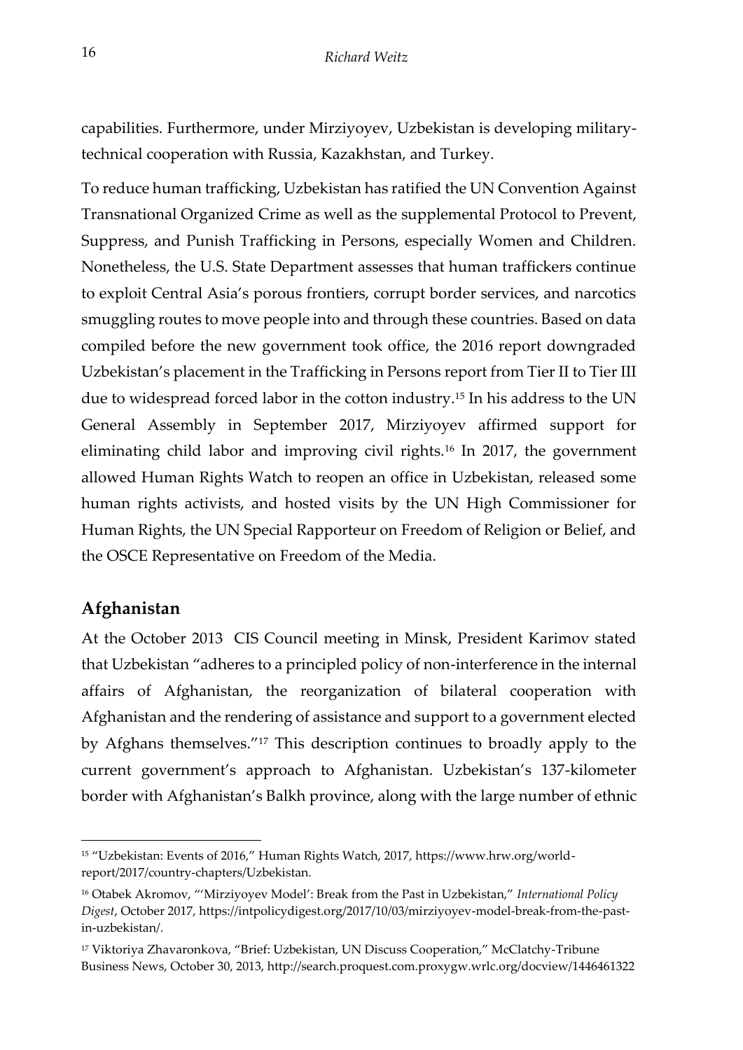capabilities. Furthermore, under Mirziyoyev, Uzbekistan is developing military-technical cooperation with Russia, Kazakhstan, and Turkey.

To reduce human trafficking, Uzbekistan has ratified the UN Convention Against Transnational Organized Crime as well as the supplemental Protocol to Prevent, Suppress, and Punish Trafficking in Persons, especially Women and Children. Nonetheless, the U.S. State Department assesses that human traffickers continue to exploit Central Asia's porous frontiers, corrupt border services, and narcotics smuggling routes to move people into and through these countries. Based on data compiled before the new government took office, the 2016 report downgraded Uzbekistan's placement in the Trafficking in Persons report from Tier II to Tier III due to widespread forced labor in the cotton industry.[15] In his address to the UN General Assembly in September 2017, Mirziyoyev affirmed support for eliminating child labor and improving civil rights.[16] In 2017, the government allowed Human Rights Watch to reopen an office in Uzbekistan, released some human rights activists, and hosted visits by the UN High Commissioner for Human Rights, the UN Special Rapporteur on Freedom of Religion or Belief, and the OSCE Representative on Freedom of the Media.

## Afghanistan

At the October 2013 CIS Council meeting in Minsk, President Karimov stated that Uzbekistan "adheres to a principled policy of non-interference in the internal affairs of Afghanistan, the reorganization of bilateral cooperation with Afghanistan and the rendering of assistance and support to a government elected by Afghans themselves."[17] This description continues to broadly apply to the current government's approach to Afghanistan. Uzbekistan's 137-kilometer border with Afghanistan's Balkh province, along with the large number of ethnic

---

[15] "Uzbekistan: Events of 2016," Human Rights Watch, 2017, https://www.hrw.org/world-report/2017/country-chapters/Uzbekistan.

[16] Otabek Akromov, "'Mirziyoyev Model': Break from the Past in Uzbekistan," *International Policy Digest*, October 2017, https://intpolicydigest.org/2017/10/03/mirziyoyev-model-break-from-the-past-in-uzbekistan/.

[17] Viktoriya Zhavaronkova, "Brief: Uzbekistan, UN Discuss Cooperation," McClatchy-Tribune Business News, October 30, 2013, http://search.proquest.com.proxygw.wrlc.org/docview/1446461322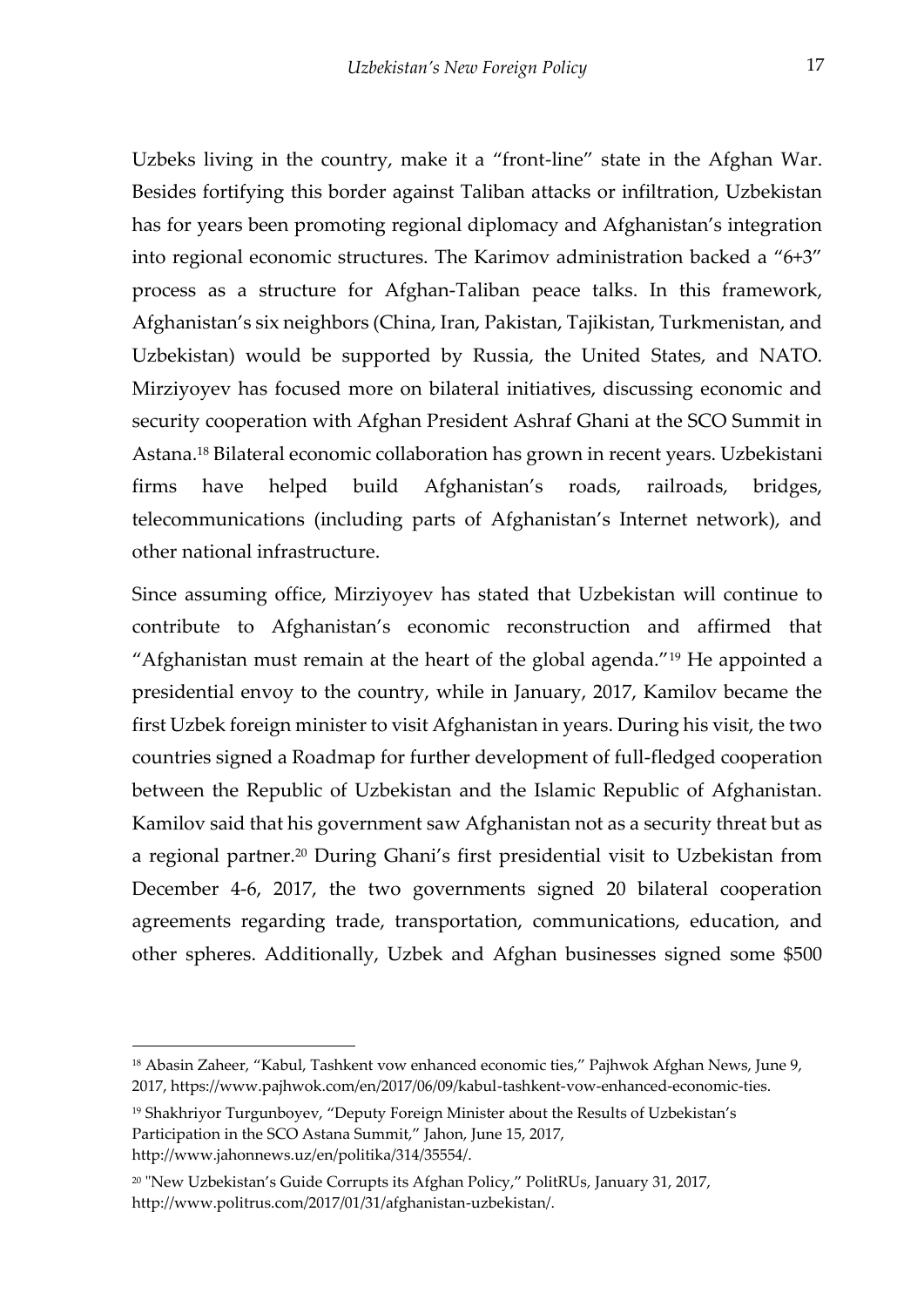Uzbeks living in the country, make it a "front-line" state in the Afghan War. Besides fortifying this border against Taliban attacks or infiltration, Uzbekistan has for years been promoting regional diplomacy and Afghanistan's integration into regional economic structures. The Karimov administration backed a "6+3" process as a structure for Afghan-Taliban peace talks. In this framework, Afghanistan's six neighbors (China, Iran, Pakistan, Tajikistan, Turkmenistan, and Uzbekistan) would be supported by Russia, the United States, and NATO. Mirziyoyev has focused more on bilateral initiatives, discussing economic and security cooperation with Afghan President Ashraf Ghani at the SCO Summit in Astana.[18] Bilateral economic collaboration has grown in recent years. Uzbekistani firms have helped build Afghanistan's roads, railroads, bridges, telecommunications (including parts of Afghanistan's Internet network), and other national infrastructure.

Since assuming office, Mirziyoyev has stated that Uzbekistan will continue to contribute to Afghanistan's economic reconstruction and affirmed that "Afghanistan must remain at the heart of the global agenda."[19] He appointed a presidential envoy to the country, while in January, 2017, Kamilov became the first Uzbek foreign minister to visit Afghanistan in years. During his visit, the two countries signed a Roadmap for further development of full-fledged cooperation between the Republic of Uzbekistan and the Islamic Republic of Afghanistan. Kamilov said that his government saw Afghanistan not as a security threat but as a regional partner.[20] During Ghani's first presidential visit to Uzbekistan from December 4-6, 2017, the two governments signed 20 bilateral cooperation agreements regarding trade, transportation, communications, education, and other spheres. Additionally, Uzbek and Afghan businesses signed some $500

---

[18] Abasin Zaheer, "Kabul, Tashkent vow enhanced economic ties," Pajhwok Afghan News, June 9, 2017, https://www.pajhwok.com/en/2017/06/09/kabul-tashkent-vow-enhanced-economic-ties.

[19] Shakhriyor Turgunboyev, "Deputy Foreign Minister about the Results of Uzbekistan's Participation in the SCO Astana Summit," Jahon, June 15, 2017, http://www.jahonnews.uz/en/politika/314/35554/.

[20] "New Uzbekistan's Guide Corrupts its Afghan Policy," PolitRUs, January 31, 2017, http://www.politrus.com/2017/01/31/afghanistan-uzbekistan/.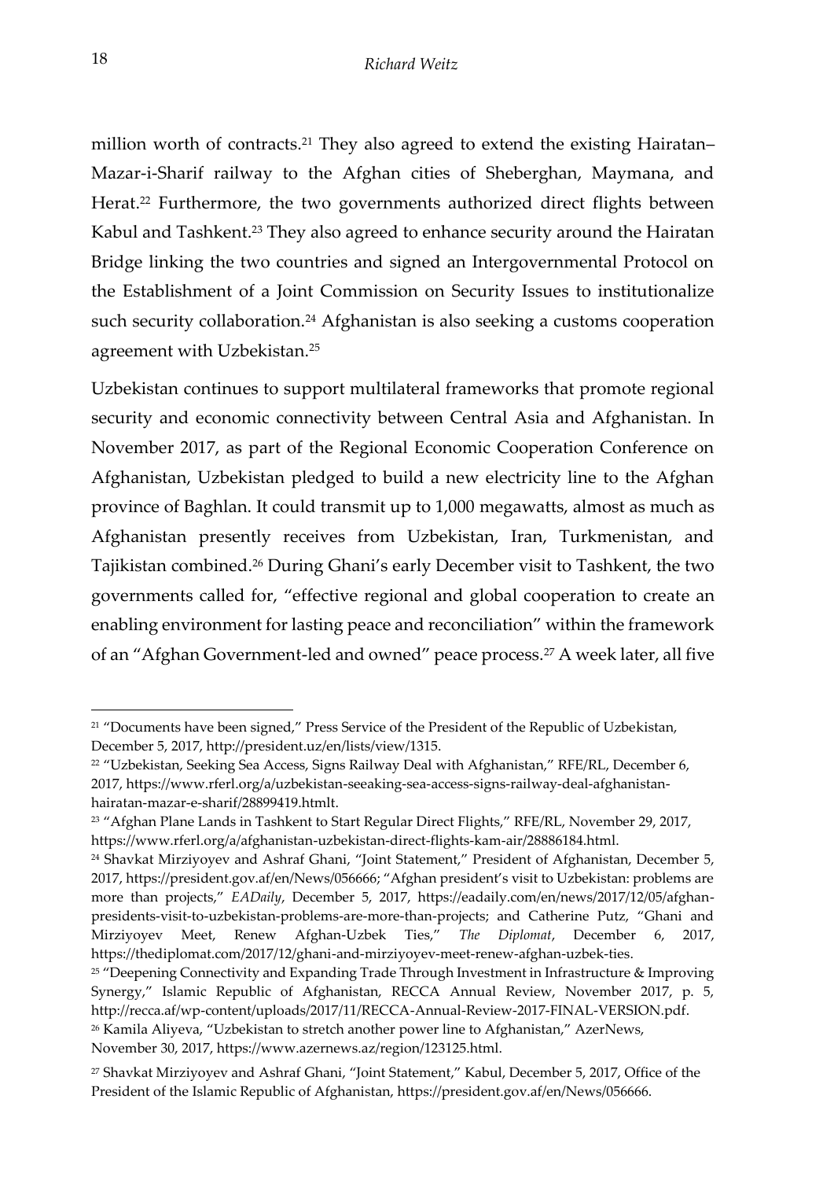million worth of contracts.[21] They also agreed to extend the existing Hairatan–Mazar-i-Sharif railway to the Afghan cities of Sheberghan, Maymana, and Herat.[22] Furthermore, the two governments authorized direct flights between Kabul and Tashkent.[23] They also agreed to enhance security around the Hairatan Bridge linking the two countries and signed an Intergovernmental Protocol on the Establishment of a Joint Commission on Security Issues to institutionalize such security collaboration.[24] Afghanistan is also seeking a customs cooperation agreement with Uzbekistan.[25]

Uzbekistan continues to support multilateral frameworks that promote regional security and economic connectivity between Central Asia and Afghanistan. In November 2017, as part of the Regional Economic Cooperation Conference on Afghanistan, Uzbekistan pledged to build a new electricity line to the Afghan province of Baghlan. It could transmit up to 1,000 megawatts, almost as much as Afghanistan presently receives from Uzbekistan, Iran, Turkmenistan, and Tajikistan combined.[26] During Ghani's early December visit to Tashkent, the two governments called for, "effective regional and global cooperation to create an enabling environment for lasting peace and reconciliation" within the framework of an "Afghan Government-led and owned" peace process.[27] A week later, all five

---

[21] "Documents have been signed," Press Service of the President of the Republic of Uzbekistan, December 5, 2017, http://president.uz/en/lists/view/1315.

[22] "Uzbekistan, Seeking Sea Access, Signs Railway Deal with Afghanistan," RFE/RL, December 6, 2017, https://www.rferl.org/a/uzbekistan-seeaking-sea-access-signs-railway-deal-afghanistan-hairatan-mazar-e-sharif/28899419.htmlt.

[23] "Afghan Plane Lands in Tashkent to Start Regular Direct Flights," RFE/RL, November 29, 2017, https://www.rferl.org/a/afghanistan-uzbekistan-direct-flights-kam-air/28886184.html.

[24] Shavkat Mirziyoyev and Ashraf Ghani, "Joint Statement," President of Afghanistan, December 5, 2017, https://president.gov.af/en/News/056666; "Afghan president's visit to Uzbekistan: problems are more than projects," *EADaily*, December 5, 2017, https://eadaily.com/en/news/2017/12/05/afghan-presidents-visit-to-uzbekistan-problems-are-more-than-projects; and Catherine Putz, "Ghani and Mirziyoyev Meet, Renew Afghan-Uzbek Ties," *The Diplomat*, December 6, 2017, https://thediplomat.com/2017/12/ghani-and-mirziyoyev-meet-renew-afghan-uzbek-ties.

[25] "Deepening Connectivity and Expanding Trade Through Investment in Infrastructure & Improving Synergy," Islamic Republic of Afghanistan, RECCA Annual Review, November 2017, p. 5, http://recca.af/wp-content/uploads/2017/11/RECCA-Annual-Review-2017-FINAL-VERSION.pdf.

[26] Kamila Aliyeva, "Uzbekistan to stretch another power line to Afghanistan," AzerNews, November 30, 2017, https://www.azernews.az/region/123125.html.

[27] Shavkat Mirziyoyev and Ashraf Ghani, "Joint Statement," Kabul, December 5, 2017, Office of the President of the Islamic Republic of Afghanistan, https://president.gov.af/en/News/056666.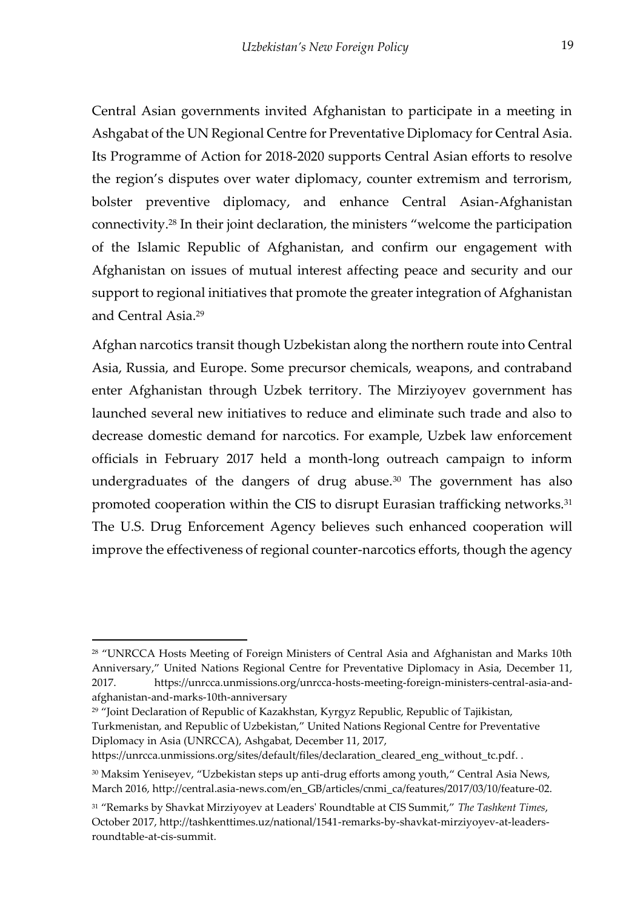Central Asian governments invited Afghanistan to participate in a meeting in Ashgabat of the UN Regional Centre for Preventative Diplomacy for Central Asia. Its Programme of Action for 2018-2020 supports Central Asian efforts to resolve the region's disputes over water diplomacy, counter extremism and terrorism, bolster preventive diplomacy, and enhance Central Asian-Afghanistan connectivity.[28] In their joint declaration, the ministers "welcome the participation of the Islamic Republic of Afghanistan, and confirm our engagement with Afghanistan on issues of mutual interest affecting peace and security and our support to regional initiatives that promote the greater integration of Afghanistan and Central Asia.[29]

Afghan narcotics transit though Uzbekistan along the northern route into Central Asia, Russia, and Europe. Some precursor chemicals, weapons, and contraband enter Afghanistan through Uzbek territory. The Mirziyoyev government has launched several new initiatives to reduce and eliminate such trade and also to decrease domestic demand for narcotics. For example, Uzbek law enforcement officials in February 2017 held a month-long outreach campaign to inform undergraduates of the dangers of drug abuse.[30] The government has also promoted cooperation within the CIS to disrupt Eurasian trafficking networks.[31] The U.S. Drug Enforcement Agency believes such enhanced cooperation will improve the effectiveness of regional counter-narcotics efforts, though the agency

---

[28] "UNRCCA Hosts Meeting of Foreign Ministers of Central Asia and Afghanistan and Marks 10th Anniversary," United Nations Regional Centre for Preventative Diplomacy in Asia, December 11, 2017. https://unrcca.unmissions.org/unrcca-hosts-meeting-foreign-ministers-central-asia-and-afghanistan-and-marks-10th-anniversary

[29] "Joint Declaration of Republic of Kazakhstan, Kyrgyz Republic, Republic of Tajikistan, Turkmenistan, and Republic of Uzbekistan," United Nations Regional Centre for Preventative Diplomacy in Asia (UNRCCA), Ashgabat, December 11, 2017, https://unrcca.unmissions.org/sites/default/files/declaration_cleared_eng_without_tc.pdf. .

[30] Maksim Yeniseyev, "Uzbekistan steps up anti-drug efforts among youth," Central Asia News, March 2016, http://central.asia-news.com/en_GB/articles/cnmi_ca/features/2017/03/10/feature-02.

[31] "Remarks by Shavkat Mirziyoyev at Leaders' Roundtable at CIS Summit," *The Tashkent Times*, October 2017, http://tashkenttimes.uz/national/1541-remarks-by-shavkat-mirziyoyev-at-leaders-roundtable-at-cis-summit.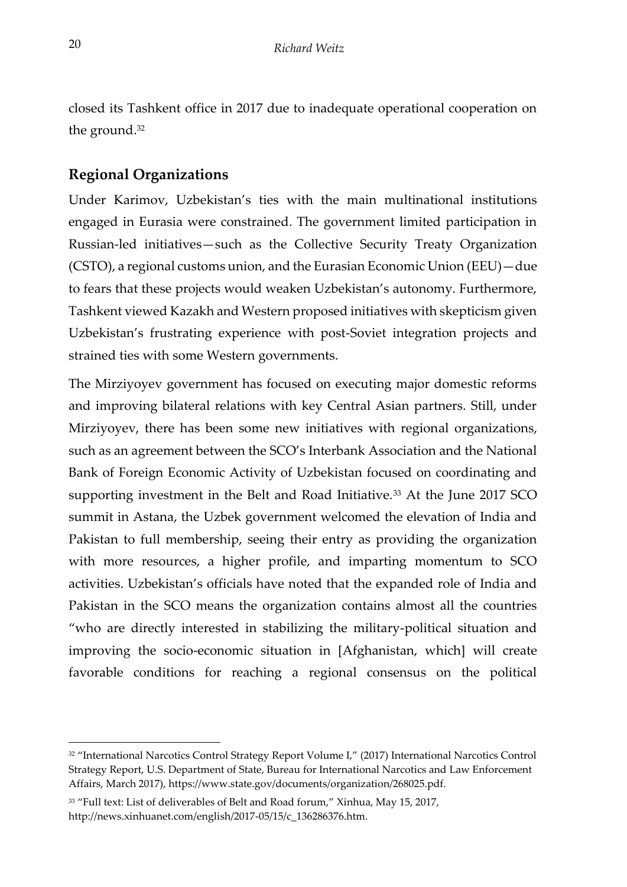closed its Tashkent office in 2017 due to inadequate operational cooperation on the ground.[32]

## Regional Organizations

Under Karimov, Uzbekistan's ties with the main multinational institutions engaged in Eurasia were constrained. The government limited participation in Russian-led initiatives—such as the Collective Security Treaty Organization (CSTO), a regional customs union, and the Eurasian Economic Union (EEU)—due to fears that these projects would weaken Uzbekistan's autonomy. Furthermore, Tashkent viewed Kazakh and Western proposed initiatives with skepticism given Uzbekistan's frustrating experience with post-Soviet integration projects and strained ties with some Western governments.

The Mirziyoyev government has focused on executing major domestic reforms and improving bilateral relations with key Central Asian partners. Still, under Mirziyoyev, there has been some new initiatives with regional organizations, such as an agreement between the SCO's Interbank Association and the National Bank of Foreign Economic Activity of Uzbekistan focused on coordinating and supporting investment in the Belt and Road Initiative.[33] At the June 2017 SCO summit in Astana, the Uzbek government welcomed the elevation of India and Pakistan to full membership, seeing their entry as providing the organization with more resources, a higher profile, and imparting momentum to SCO activities. Uzbekistan's officials have noted that the expanded role of India and Pakistan in the SCO means the organization contains almost all the countries "who are directly interested in stabilizing the military-political situation and improving the socio-economic situation in [Afghanistan, which] will create favorable conditions for reaching a regional consensus on the political

---

[32] "International Narcotics Control Strategy Report Volume I," (2017) International Narcotics Control Strategy Report, U.S. Department of State, Bureau for International Narcotics and Law Enforcement Affairs, March 2017), https://www.state.gov/documents/organization/268025.pdf.

[33] "Full text: List of deliverables of Belt and Road forum," Xinhua, May 15, 2017, http://news.xinhuanet.com/english/2017-05/15/c_136286376.htm.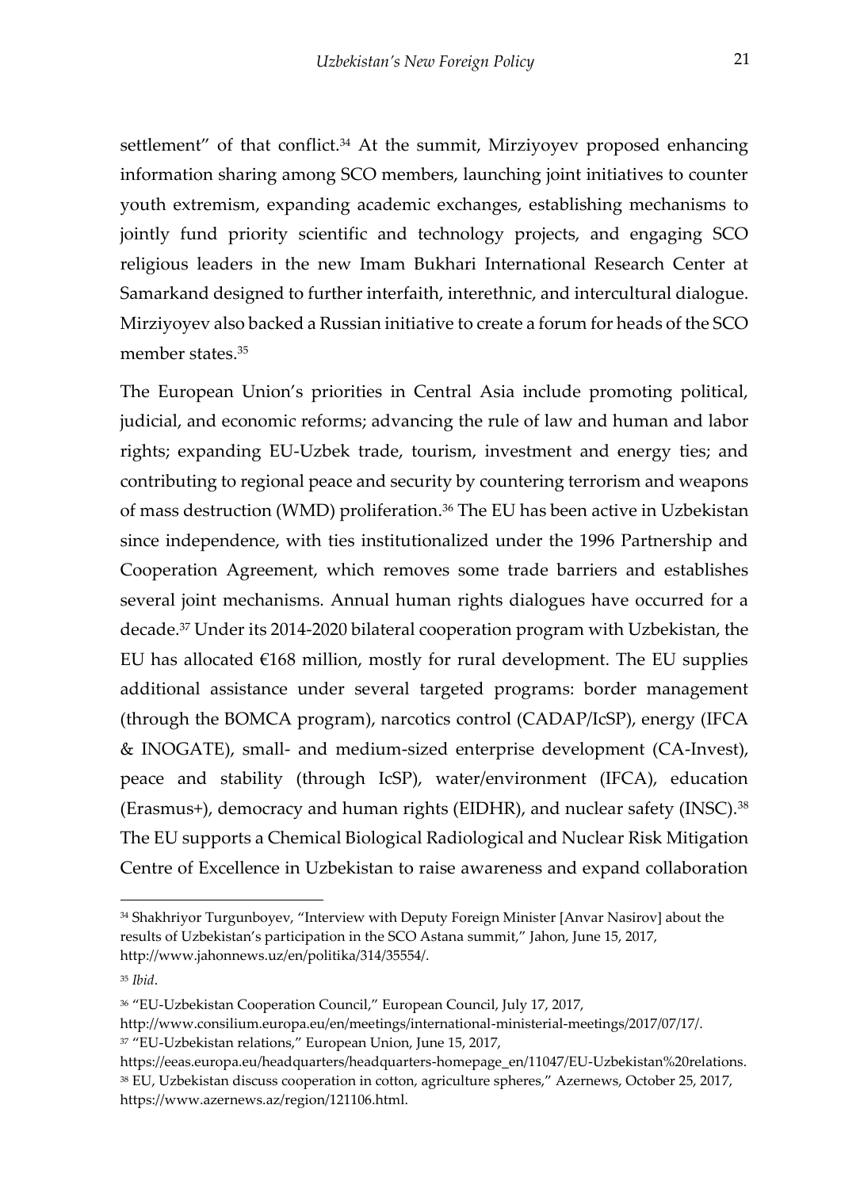settlement" of that conflict.[34] At the summit, Mirziyoyev proposed enhancing information sharing among SCO members, launching joint initiatives to counter youth extremism, expanding academic exchanges, establishing mechanisms to jointly fund priority scientific and technology projects, and engaging SCO religious leaders in the new Imam Bukhari International Research Center at Samarkand designed to further interfaith, interethnic, and intercultural dialogue. Mirziyoyev also backed a Russian initiative to create a forum for heads of the SCO member states.[35]

The European Union's priorities in Central Asia include promoting political, judicial, and economic reforms; advancing the rule of law and human and labor rights; expanding EU-Uzbek trade, tourism, investment and energy ties; and contributing to regional peace and security by countering terrorism and weapons of mass destruction (WMD) proliferation.[36] The EU has been active in Uzbekistan since independence, with ties institutionalized under the 1996 Partnership and Cooperation Agreement, which removes some trade barriers and establishes several joint mechanisms. Annual human rights dialogues have occurred for a decade.[37] Under its 2014-2020 bilateral cooperation program with Uzbekistan, the EU has allocated €168 million, mostly for rural development. The EU supplies additional assistance under several targeted programs: border management (through the BOMCA program), narcotics control (CADAP/IcSP), energy (IFCA & INOGATE), small- and medium-sized enterprise development (CA-Invest), peace and stability (through IcSP), water/environment (IFCA), education (Erasmus+), democracy and human rights (EIDHR), and nuclear safety (INSC).[38] The EU supports a Chemical Biological Radiological and Nuclear Risk Mitigation Centre of Excellence in Uzbekistan to raise awareness and expand collaboration

---

[34] Shakhriyor Turgunboyev, "Interview with Deputy Foreign Minister [Anvar Nasirov] about the results of Uzbekistan's participation in the SCO Astana summit," Jahon, June 15, 2017, http://www.jahonnews.uz/en/politika/314/35554/.

[35] *Ibid*.

[36] "EU-Uzbekistan Cooperation Council," European Council, July 17, 2017, http://www.consilium.europa.eu/en/meetings/international-ministerial-meetings/2017/07/17/.

[37] "EU-Uzbekistan relations," European Union, June 15, 2017, https://eeas.europa.eu/headquarters/headquarters-homepage_en/11047/EU-Uzbekistan%20relations.

[38] EU, Uzbekistan discuss cooperation in cotton, agriculture spheres," Azernews, October 25, 2017, https://www.azernews.az/region/121106.html.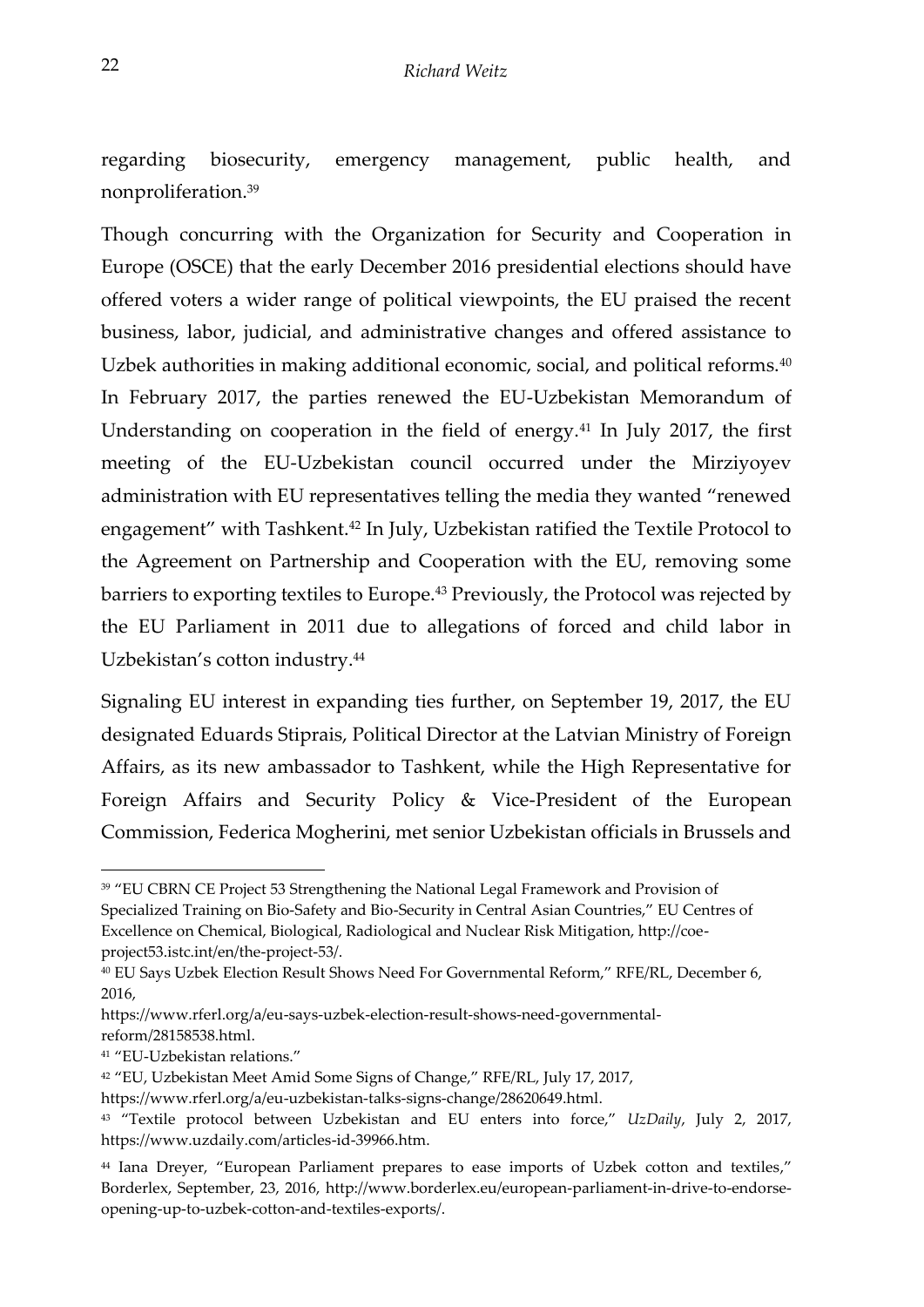regarding biosecurity, emergency management, public health, and nonproliferation.[39]

Though concurring with the Organization for Security and Cooperation in Europe (OSCE) that the early December 2016 presidential elections should have offered voters a wider range of political viewpoints, the EU praised the recent business, labor, judicial, and administrative changes and offered assistance to Uzbek authorities in making additional economic, social, and political reforms.[40] In February 2017, the parties renewed the EU-Uzbekistan Memorandum of Understanding on cooperation in the field of energy.[41] In July 2017, the first meeting of the EU-Uzbekistan council occurred under the Mirziyoyev administration with EU representatives telling the media they wanted "renewed engagement" with Tashkent.[42] In July, Uzbekistan ratified the Textile Protocol to the Agreement on Partnership and Cooperation with the EU, removing some barriers to exporting textiles to Europe.[43] Previously, the Protocol was rejected by the EU Parliament in 2011 due to allegations of forced and child labor in Uzbekistan's cotton industry.[44]

Signaling EU interest in expanding ties further, on September 19, 2017, the EU designated Eduards Stiprais, Political Director at the Latvian Ministry of Foreign Affairs, as its new ambassador to Tashkent, while the High Representative for Foreign Affairs and Security Policy & Vice-President of the European Commission, Federica Mogherini, met senior Uzbekistan officials in Brussels and

---

[39] "EU CBRN CE Project 53 Strengthening the National Legal Framework and Provision of Specialized Training on Bio-Safety and Bio-Security in Central Asian Countries," EU Centres of Excellence on Chemical, Biological, Radiological and Nuclear Risk Mitigation, http://coe-project53.istc.int/en/the-project-53/.

[40] EU Says Uzbek Election Result Shows Need For Governmental Reform," RFE/RL, December 6, 2016, https://www.rferl.org/a/eu-says-uzbek-election-result-shows-need-governmental-reform/28158538.html.

[41] "EU-Uzbekistan relations."

[42] "EU, Uzbekistan Meet Amid Some Signs of Change," RFE/RL, July 17, 2017, https://www.rferl.org/a/eu-uzbekistan-talks-signs-change/28620649.html.

[43] "Textile protocol between Uzbekistan and EU enters into force," *UzDaily*, July 2, 2017, https://www.uzdaily.com/articles-id-39966.htm.

[44] Iana Dreyer, "European Parliament prepares to ease imports of Uzbek cotton and textiles," Borderlex, September, 23, 2016, http://www.borderlex.eu/european-parliament-in-drive-to-endorse-opening-up-to-uzbek-cotton-and-textiles-exports/.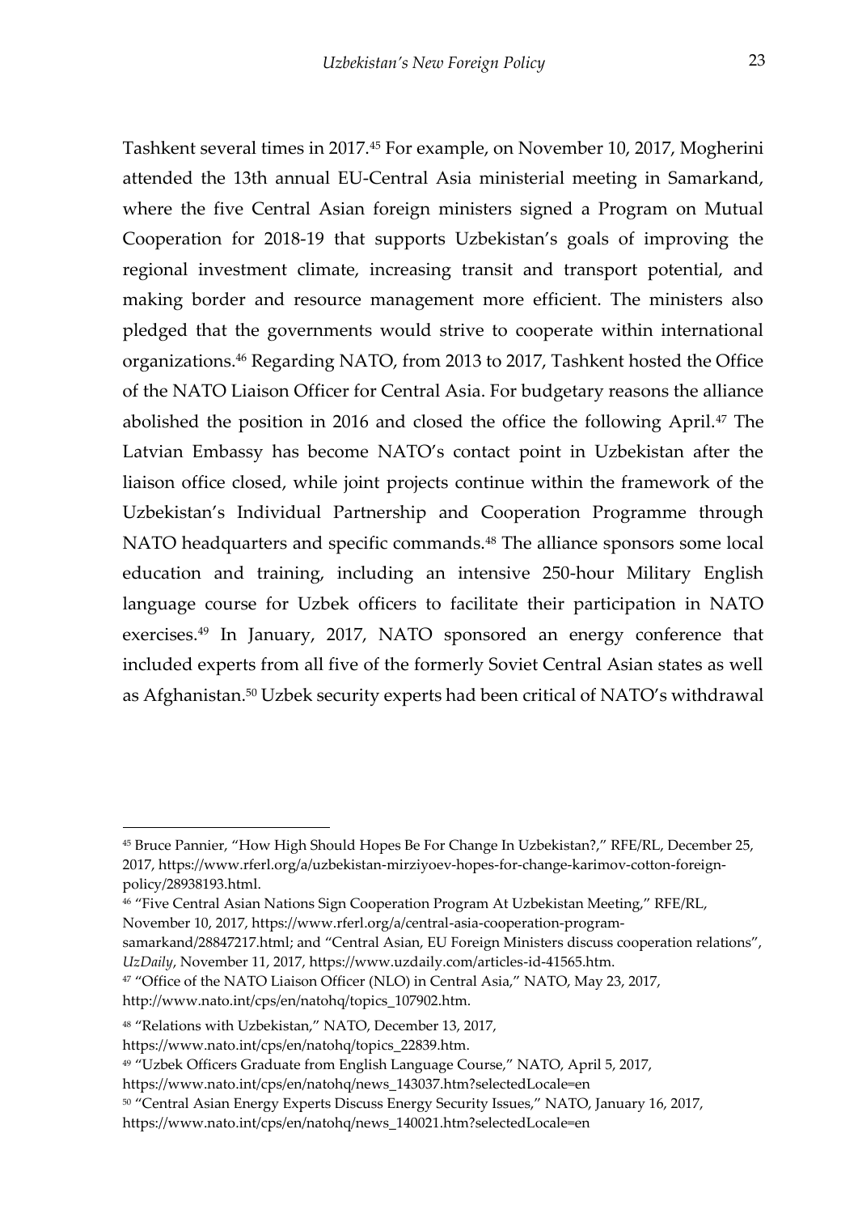Tashkent several times in 2017.[45] For example, on November 10, 2017, Mogherini attended the 13th annual EU-Central Asia ministerial meeting in Samarkand, where the five Central Asian foreign ministers signed a Program on Mutual Cooperation for 2018-19 that supports Uzbekistan's goals of improving the regional investment climate, increasing transit and transport potential, and making border and resource management more efficient. The ministers also pledged that the governments would strive to cooperate within international organizations.[46] Regarding NATO, from 2013 to 2017, Tashkent hosted the Office of the NATO Liaison Officer for Central Asia. For budgetary reasons the alliance abolished the position in 2016 and closed the office the following April.[47] The Latvian Embassy has become NATO's contact point in Uzbekistan after the liaison office closed, while joint projects continue within the framework of the Uzbekistan's Individual Partnership and Cooperation Programme through NATO headquarters and specific commands.[48] The alliance sponsors some local education and training, including an intensive 250-hour Military English language course for Uzbek officers to facilitate their participation in NATO exercises.[49] In January, 2017, NATO sponsored an energy conference that included experts from all five of the formerly Soviet Central Asian states as well as Afghanistan.[50] Uzbek security experts had been critical of NATO's withdrawal

---

[45] Bruce Pannier, "How High Should Hopes Be For Change In Uzbekistan?," RFE/RL, December 25, 2017, https://www.rferl.org/a/uzbekistan-mirziyoev-hopes-for-change-karimov-cotton-foreign-policy/28938193.html.

[46] "Five Central Asian Nations Sign Cooperation Program At Uzbekistan Meeting," RFE/RL, November 10, 2017, https://www.rferl.org/a/central-asia-cooperation-program-samarkand/28847217.html; and "Central Asian, EU Foreign Ministers discuss cooperation relations", *UzDaily*, November 11, 2017, https://www.uzdaily.com/articles-id-41565.htm.

[47] "Office of the NATO Liaison Officer (NLO) in Central Asia," NATO, May 23, 2017, http://www.nato.int/cps/en/natohq/topics_107902.htm.

[48] "Relations with Uzbekistan," NATO, December 13, 2017, https://www.nato.int/cps/en/natohq/topics_22839.htm.

[49] "Uzbek Officers Graduate from English Language Course," NATO, April 5, 2017, https://www.nato.int/cps/en/natohq/news_143037.htm?selectedLocale=en

[50] "Central Asian Energy Experts Discuss Energy Security Issues," NATO, January 16, 2017, https://www.nato.int/cps/en/natohq/news_140021.htm?selectedLocale=en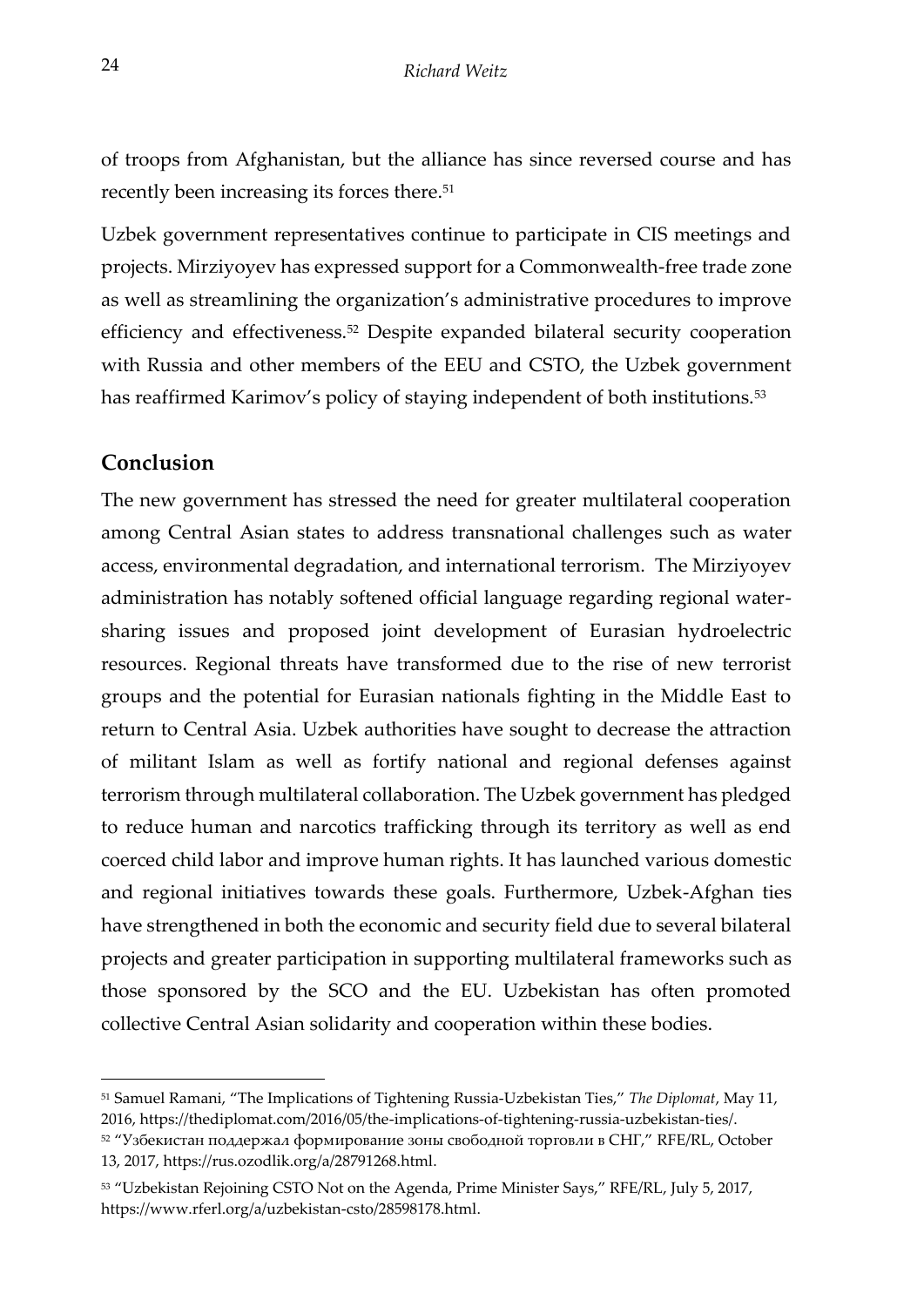of troops from Afghanistan, but the alliance has since reversed course and has recently been increasing its forces there.[51]

Uzbek government representatives continue to participate in CIS meetings and projects. Mirziyoyev has expressed support for a Commonwealth-free trade zone as well as streamlining the organization's administrative procedures to improve efficiency and effectiveness.[52] Despite expanded bilateral security cooperation with Russia and other members of the EEU and CSTO, the Uzbek government has reaffirmed Karimov's policy of staying independent of both institutions.[53]

## Conclusion

The new government has stressed the need for greater multilateral cooperation among Central Asian states to address transnational challenges such as water access, environmental degradation, and international terrorism. The Mirziyoyev administration has notably softened official language regarding regional water-sharing issues and proposed joint development of Eurasian hydroelectric resources. Regional threats have transformed due to the rise of new terrorist groups and the potential for Eurasian nationals fighting in the Middle East to return to Central Asia. Uzbek authorities have sought to decrease the attraction of militant Islam as well as fortify national and regional defenses against terrorism through multilateral collaboration. The Uzbek government has pledged to reduce human and narcotics trafficking through its territory as well as end coerced child labor and improve human rights. It has launched various domestic and regional initiatives towards these goals. Furthermore, Uzbek-Afghan ties have strengthened in both the economic and security field due to several bilateral projects and greater participation in supporting multilateral frameworks such as those sponsored by the SCO and the EU. Uzbekistan has often promoted collective Central Asian solidarity and cooperation within these bodies.

---

[51] Samuel Ramani, "The Implications of Tightening Russia-Uzbekistan Ties," *The Diplomat*, May 11, 2016, https://thediplomat.com/2016/05/the-implications-of-tightening-russia-uzbekistan-ties/.

[52] "Узбекистан поддержал формирование зоны свободной торговли в СНГ," RFE/RL, October 13, 2017, https://rus.ozodlik.org/a/28791268.html.

[53] "Uzbekistan Rejoining CSTO Not on the Agenda, Prime Minister Says," RFE/RL, July 5, 2017, https://www.rferl.org/a/uzbekistan-csto/28598178.html.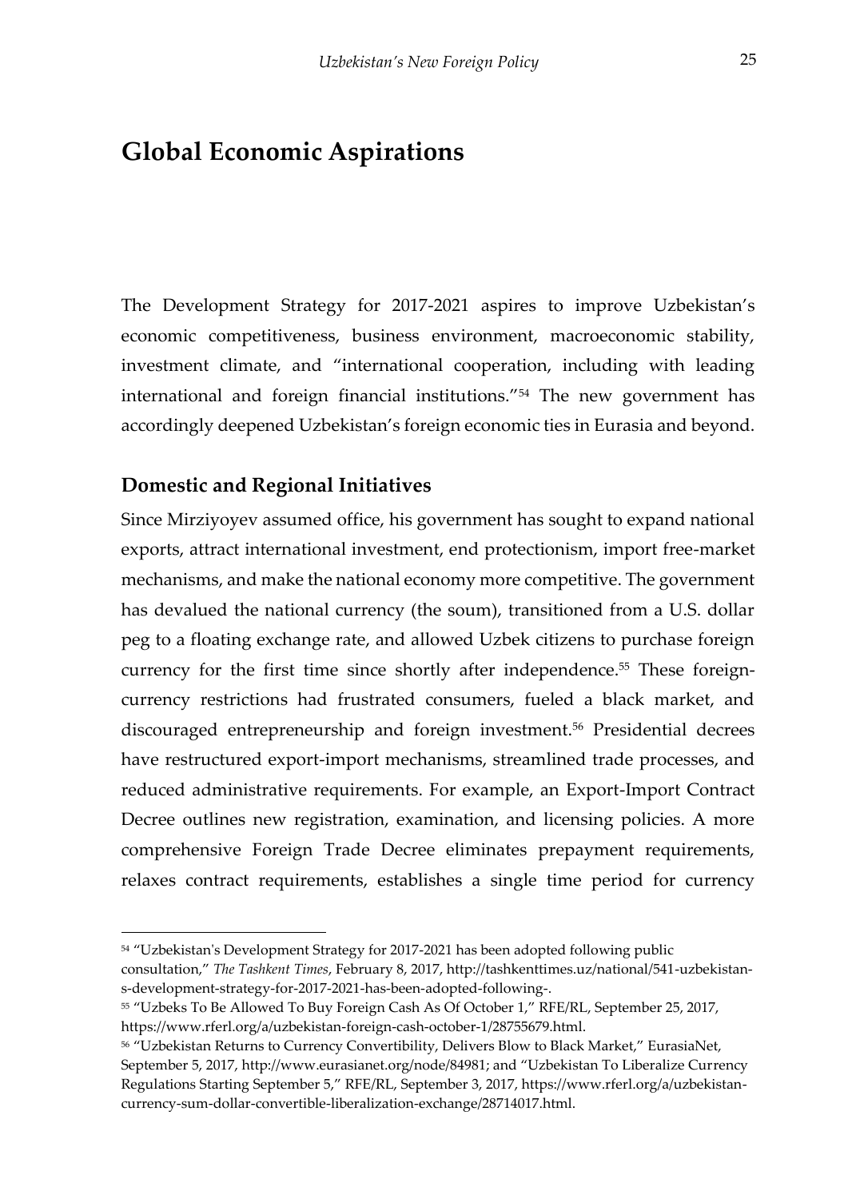# Global Economic Aspirations

The Development Strategy for 2017-2021 aspires to improve Uzbekistan's economic competitiveness, business environment, macroeconomic stability, investment climate, and "international cooperation, including with leading international and foreign financial institutions."[54] The new government has accordingly deepened Uzbekistan's foreign economic ties in Eurasia and beyond.

## Domestic and Regional Initiatives

Since Mirziyoyev assumed office, his government has sought to expand national exports, attract international investment, end protectionism, import free-market mechanisms, and make the national economy more competitive. The government has devalued the national currency (the soum), transitioned from a U.S. dollar peg to a floating exchange rate, and allowed Uzbek citizens to purchase foreign currency for the first time since shortly after independence.[55] These foreign-currency restrictions had frustrated consumers, fueled a black market, and discouraged entrepreneurship and foreign investment.[56] Presidential decrees have restructured export-import mechanisms, streamlined trade processes, and reduced administrative requirements. For example, an Export-Import Contract Decree outlines new registration, examination, and licensing policies. A more comprehensive Foreign Trade Decree eliminates prepayment requirements, relaxes contract requirements, establishes a single time period for currency

---

[54] "Uzbekistan's Development Strategy for 2017-2021 has been adopted following public consultation," *The Tashkent Times*, February 8, 2017, http://tashkenttimes.uz/national/541-uzbekistan-s-development-strategy-for-2017-2021-has-been-adopted-following-.

[55] "Uzbeks To Be Allowed To Buy Foreign Cash As Of October 1," RFE/RL, September 25, 2017, https://www.rferl.org/a/uzbekistan-foreign-cash-october-1/28755679.html.

[56] "Uzbekistan Returns to Currency Convertibility, Delivers Blow to Black Market," EurasiaNet, September 5, 2017, http://www.eurasianet.org/node/84981; and "Uzbekistan To Liberalize Currency Regulations Starting September 5," RFE/RL, September 3, 2017, https://www.rferl.org/a/uzbekistan-currency-sum-dollar-convertible-liberalization-exchange/28714017.html.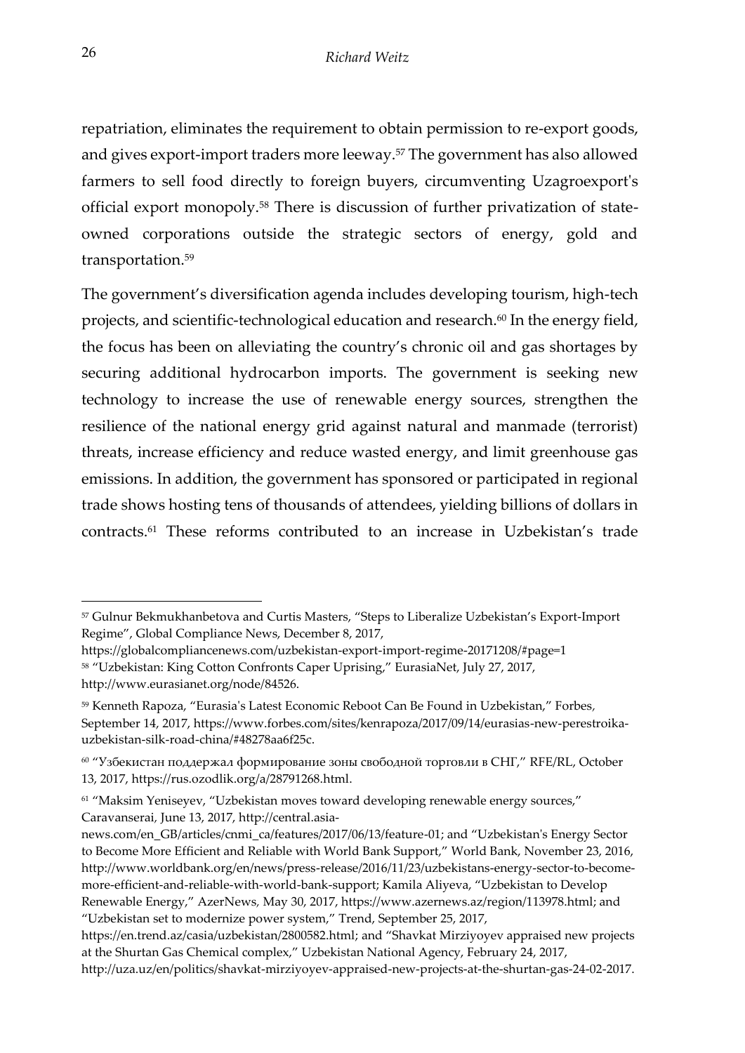repatriation, eliminates the requirement to obtain permission to re-export goods, and gives export-import traders more leeway.[57] The government has also allowed farmers to sell food directly to foreign buyers, circumventing Uzagroexport's official export monopoly.[58] There is discussion of further privatization of state-owned corporations outside the strategic sectors of energy, gold and transportation.[59]

The government's diversification agenda includes developing tourism, high-tech projects, and scientific-technological education and research.[60] In the energy field, the focus has been on alleviating the country's chronic oil and gas shortages by securing additional hydrocarbon imports. The government is seeking new technology to increase the use of renewable energy sources, strengthen the resilience of the national energy grid against natural and manmade (terrorist) threats, increase efficiency and reduce wasted energy, and limit greenhouse gas emissions. In addition, the government has sponsored or participated in regional trade shows hosting tens of thousands of attendees, yielding billions of dollars in contracts.[61] These reforms contributed to an increase in Uzbekistan's trade

---

[57] Gulnur Bekmukhanbetova and Curtis Masters, "Steps to Liberalize Uzbekistan's Export-Import Regime", Global Compliance News, December 8, 2017, https://globalcompliancenews.com/uzbekistan-export-import-regime-20171208/#page=1

[58] "Uzbekistan: King Cotton Confronts Caper Uprising," EurasiaNet, July 27, 2017, http://www.eurasianet.org/node/84526.

[59] Kenneth Rapoza, "Eurasia's Latest Economic Reboot Can Be Found in Uzbekistan," Forbes, September 14, 2017, https://www.forbes.com/sites/kenrapoza/2017/09/14/eurasias-new-perestroika-uzbekistan-silk-road-china/#48278aa6f25c.

[60] "Узбекистан поддержал формирование зоны свободной торговли в СНГ," RFE/RL, October 13, 2017, https://rus.ozodlik.org/a/28791268.html.

[61] "Maksim Yeniseyev, "Uzbekistan moves toward developing renewable energy sources," Caravanserai, June 13, 2017, http://central.asia-news.com/en_GB/articles/cnmi_ca/features/2017/06/13/feature-01; and "Uzbekistan's Energy Sector to Become More Efficient and Reliable with World Bank Support," World Bank, November 23, 2016, http://www.worldbank.org/en/news/press-release/2016/11/23/uzbekistans-energy-sector-to-become-more-efficient-and-reliable-with-world-bank-support; Kamila Aliyeva, "Uzbekistan to Develop Renewable Energy," AzerNews, May 30, 2017, https://www.azernews.az/region/113978.html; and "Uzbekistan set to modernize power system," Trend, September 25, 2017, https://en.trend.az/casia/uzbekistan/2800582.html; and "Shavkat Mirziyoyev appraised new projects at the Shurtan Gas Chemical complex," Uzbekistan National Agency, February 24, 2017, http://uza.uz/en/politics/shavkat-mirziyoyev-appraised-new-projects-at-the-shurtan-gas-24-02-2017.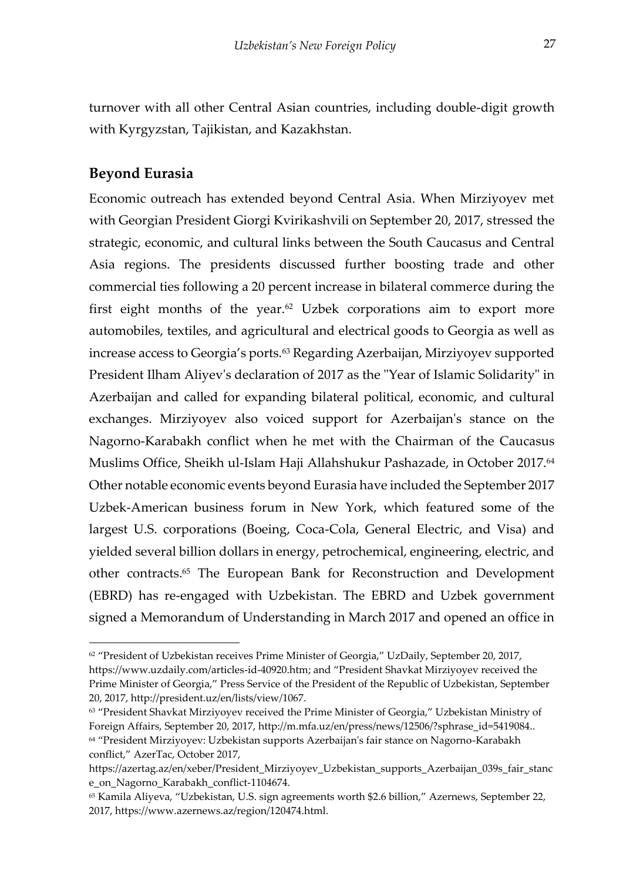turnover with all other Central Asian countries, including double-digit growth with Kyrgyzstan, Tajikistan, and Kazakhstan.

## Beyond Eurasia

Economic outreach has extended beyond Central Asia. When Mirziyoyev met with Georgian President Giorgi Kvirikashvili on September 20, 2017, stressed the strategic, economic, and cultural links between the South Caucasus and Central Asia regions. The presidents discussed further boosting trade and other commercial ties following a 20 percent increase in bilateral commerce during the first eight months of the year.[62] Uzbek corporations aim to export more automobiles, textiles, and agricultural and electrical goods to Georgia as well as increase access to Georgia's ports.[63] Regarding Azerbaijan, Mirziyoyev supported President Ilham Aliyev's declaration of 2017 as the "Year of Islamic Solidarity" in Azerbaijan and called for expanding bilateral political, economic, and cultural exchanges. Mirziyoyev also voiced support for Azerbaijan's stance on the Nagorno-Karabakh conflict when he met with the Chairman of the Caucasus Muslims Office, Sheikh ul-Islam Haji Allahshukur Pashazade, in October 2017.[64] Other notable economic events beyond Eurasia have included the September 2017 Uzbek-American business forum in New York, which featured some of the largest U.S. corporations (Boeing, Coca-Cola, General Electric, and Visa) and yielded several billion dollars in energy, petrochemical, engineering, electric, and other contracts.[65] The European Bank for Reconstruction and Development (EBRD) has re-engaged with Uzbekistan. The EBRD and Uzbek government signed a Memorandum of Understanding in March 2017 and opened an office in

---

[62] "President of Uzbekistan receives Prime Minister of Georgia," UzDaily, September 20, 2017, https://www.uzdaily.com/articles-id-40920.htm; and "President Shavkat Mirziyoyev received the Prime Minister of Georgia," Press Service of the President of the Republic of Uzbekistan, September 20, 2017, http://president.uz/en/lists/view/1067.

[63] "President Shavkat Mirziyoyev received the Prime Minister of Georgia," Uzbekistan Ministry of Foreign Affairs, September 20, 2017, http://m.mfa.uz/en/press/news/12506/?sphrase_id=5419084..

[64] "President Mirziyoyev: Uzbekistan supports Azerbaijan's fair stance on Nagorno-Karabakh conflict," AzerTac, October 2017, https://azertag.az/en/xeber/President_Mirziyoyev_Uzbekistan_supports_Azerbaijan_039s_fair_stance_on_Nagorno_Karabakh_conflict-1104674.

[65] Kamila Aliyeva, "Uzbekistan, U.S. sign agreements worth $2.6 billion," Azernews, September 22, 2017, https://www.azernews.az/region/120474.html.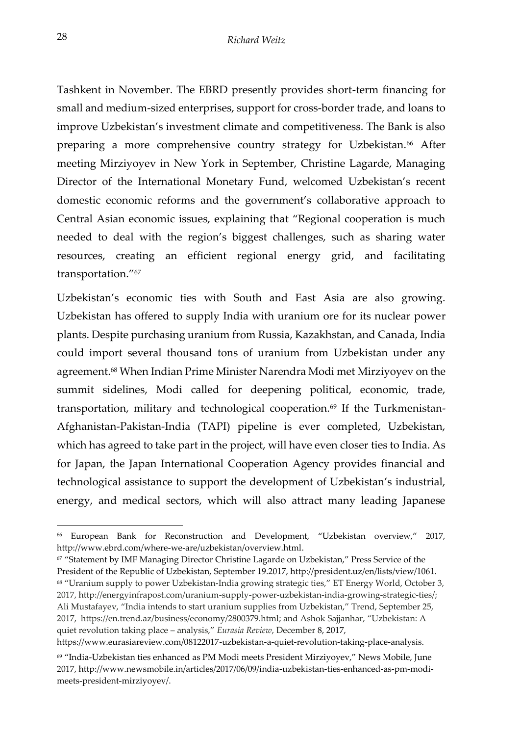Tashkent in November. The EBRD presently provides short-term financing for small and medium-sized enterprises, support for cross-border trade, and loans to improve Uzbekistan's investment climate and competitiveness. The Bank is also preparing a more comprehensive country strategy for Uzbekistan.[66] After meeting Mirziyoyev in New York in September, Christine Lagarde, Managing Director of the International Monetary Fund, welcomed Uzbekistan's recent domestic economic reforms and the government's collaborative approach to Central Asian economic issues, explaining that "Regional cooperation is much needed to deal with the region's biggest challenges, such as sharing water resources, creating an efficient regional energy grid, and facilitating transportation."[67]

Uzbekistan's economic ties with South and East Asia are also growing. Uzbekistan has offered to supply India with uranium ore for its nuclear power plants. Despite purchasing uranium from Russia, Kazakhstan, and Canada, India could import several thousand tons of uranium from Uzbekistan under any agreement.[68] When Indian Prime Minister Narendra Modi met Mirziyoyev on the summit sidelines, Modi called for deepening political, economic, trade, transportation, military and technological cooperation.[69] If the Turkmenistan-Afghanistan-Pakistan-India (TAPI) pipeline is ever completed, Uzbekistan, which has agreed to take part in the project, will have even closer ties to India. As for Japan, the Japan International Cooperation Agency provides financial and technological assistance to support the development of Uzbekistan's industrial, energy, and medical sectors, which will also attract many leading Japanese

---

[66] European Bank for Reconstruction and Development, "Uzbekistan overview," 2017, http://www.ebrd.com/where-we-are/uzbekistan/overview.html.

[67] "Statement by IMF Managing Director Christine Lagarde on Uzbekistan," Press Service of the President of the Republic of Uzbekistan, September 19.2017, http://president.uz/en/lists/view/1061.

[68] "Uranium supply to power Uzbekistan-India growing strategic ties," ET Energy World, October 3, 2017, http://energyinfrapost.com/uranium-supply-power-uzbekistan-india-growing-strategic-ties/; Ali Mustafayev, "India intends to start uranium supplies from Uzbekistan," Trend, September 25, 2017, https://en.trend.az/business/economy/2800379.html; and Ashok Sajjanhar, "Uzbekistan: A quiet revolution taking place – analysis," *Eurasia Review*, December 8, 2017, https://www.eurasiareview.com/08122017-uzbekistan-a-quiet-revolution-taking-place-analysis.

[69] "India-Uzbekistan ties enhanced as PM Modi meets President Mirziyoyev," News Mobile, June 2017, http://www.newsmobile.in/articles/2017/06/09/india-uzbekistan-ties-enhanced-as-pm-modi-meets-president-mirziyoyev/.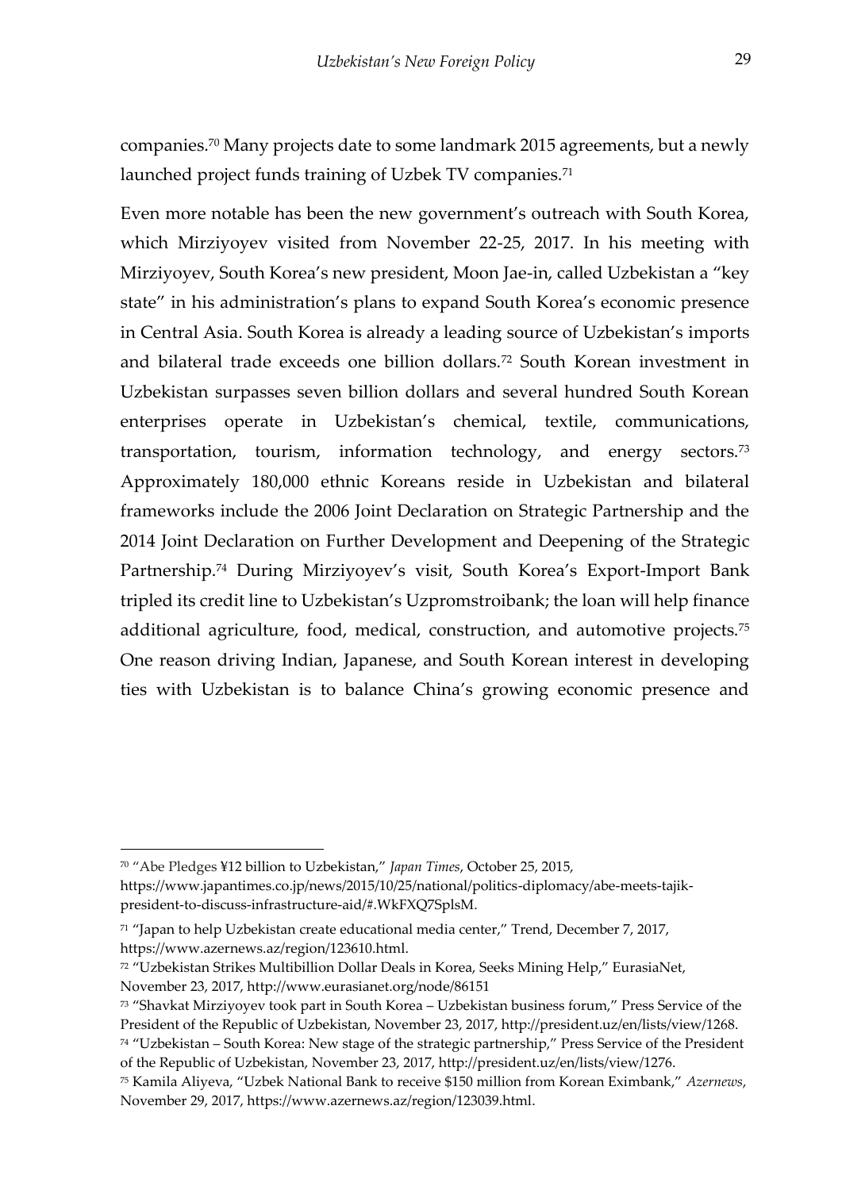companies.[70] Many projects date to some landmark 2015 agreements, but a newly launched project funds training of Uzbek TV companies.[71]

Even more notable has been the new government's outreach with South Korea, which Mirziyoyev visited from November 22-25, 2017. In his meeting with Mirziyoyev, South Korea's new president, Moon Jae-in, called Uzbekistan a "key state" in his administration's plans to expand South Korea's economic presence in Central Asia. South Korea is already a leading source of Uzbekistan's imports and bilateral trade exceeds one billion dollars.[72] South Korean investment in Uzbekistan surpasses seven billion dollars and several hundred South Korean enterprises operate in Uzbekistan's chemical, textile, communications, transportation, tourism, information technology, and energy sectors.[73] Approximately 180,000 ethnic Koreans reside in Uzbekistan and bilateral frameworks include the 2006 Joint Declaration on Strategic Partnership and the 2014 Joint Declaration on Further Development and Deepening of the Strategic Partnership.[74] During Mirziyoyev's visit, South Korea's Export-Import Bank tripled its credit line to Uzbekistan's Uzpromstroibank; the loan will help finance additional agriculture, food, medical, construction, and automotive projects.[75] One reason driving Indian, Japanese, and South Korean interest in developing ties with Uzbekistan is to balance China's growing economic presence and

---

[70] "Abe Pledges ¥12 billion to Uzbekistan," *Japan Times*, October 25, 2015, https://www.japantimes.co.jp/news/2015/10/25/national/politics-diplomacy/abe-meets-tajik-president-to-discuss-infrastructure-aid/#.WkFXQ7SplsM.

[71] "Japan to help Uzbekistan create educational media center," Trend, December 7, 2017, https://www.azernews.az/region/123610.html.

[72] "Uzbekistan Strikes Multibillion Dollar Deals in Korea, Seeks Mining Help," EurasiaNet, November 23, 2017, http://www.eurasianet.org/node/86151

[73] "Shavkat Mirziyoyev took part in South Korea – Uzbekistan business forum," Press Service of the President of the Republic of Uzbekistan, November 23, 2017, http://president.uz/en/lists/view/1268.

[74] "Uzbekistan – South Korea: New stage of the strategic partnership," Press Service of the President of the Republic of Uzbekistan, November 23, 2017, http://president.uz/en/lists/view/1276.

[75] Kamila Aliyeva, "Uzbek National Bank to receive $150 million from Korean Eximbank," *Azernews*, November 29, 2017, https://www.azernews.az/region/123039.html.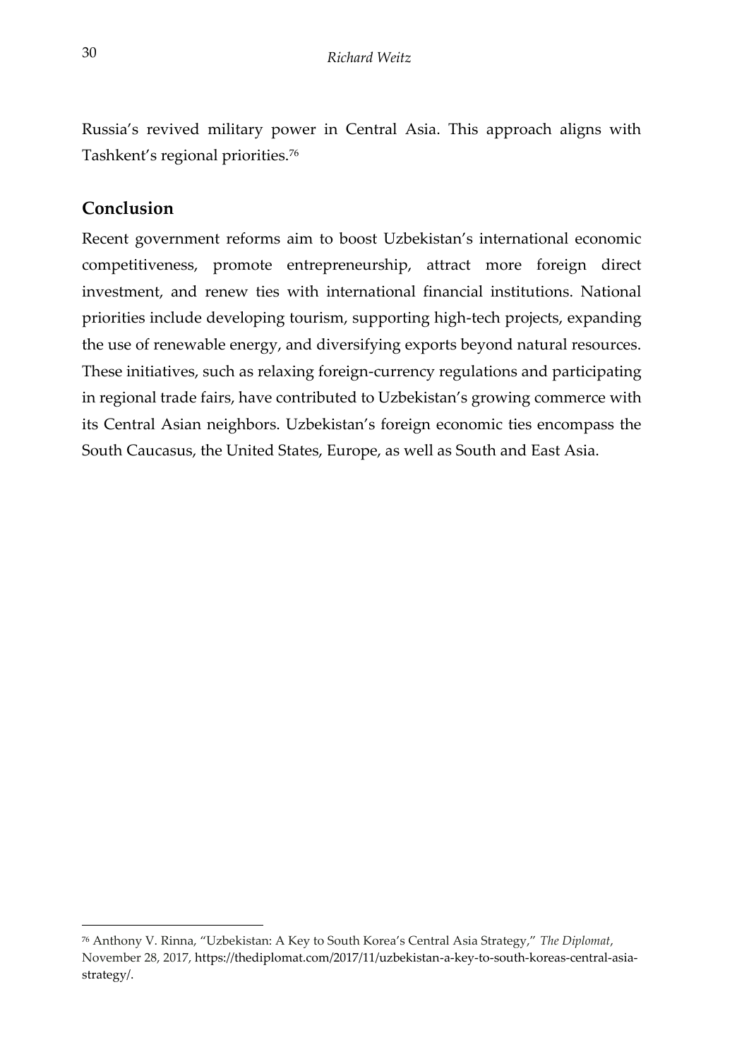Russia's revived military power in Central Asia. This approach aligns with Tashkent's regional priorities.[76]

## Conclusion

Recent government reforms aim to boost Uzbekistan's international economic competitiveness, promote entrepreneurship, attract more foreign direct investment, and renew ties with international financial institutions. National priorities include developing tourism, supporting high-tech projects, expanding the use of renewable energy, and diversifying exports beyond natural resources. These initiatives, such as relaxing foreign-currency regulations and participating in regional trade fairs, have contributed to Uzbekistan's growing commerce with its Central Asian neighbors. Uzbekistan's foreign economic ties encompass the South Caucasus, the United States, Europe, as well as South and East Asia.

---

[76] Anthony V. Rinna, "Uzbekistan: A Key to South Korea's Central Asia Strategy," *The Diplomat*, November 28, 2017, https://thediplomat.com/2017/11/uzbekistan-a-key-to-south-koreas-central-asia-strategy/.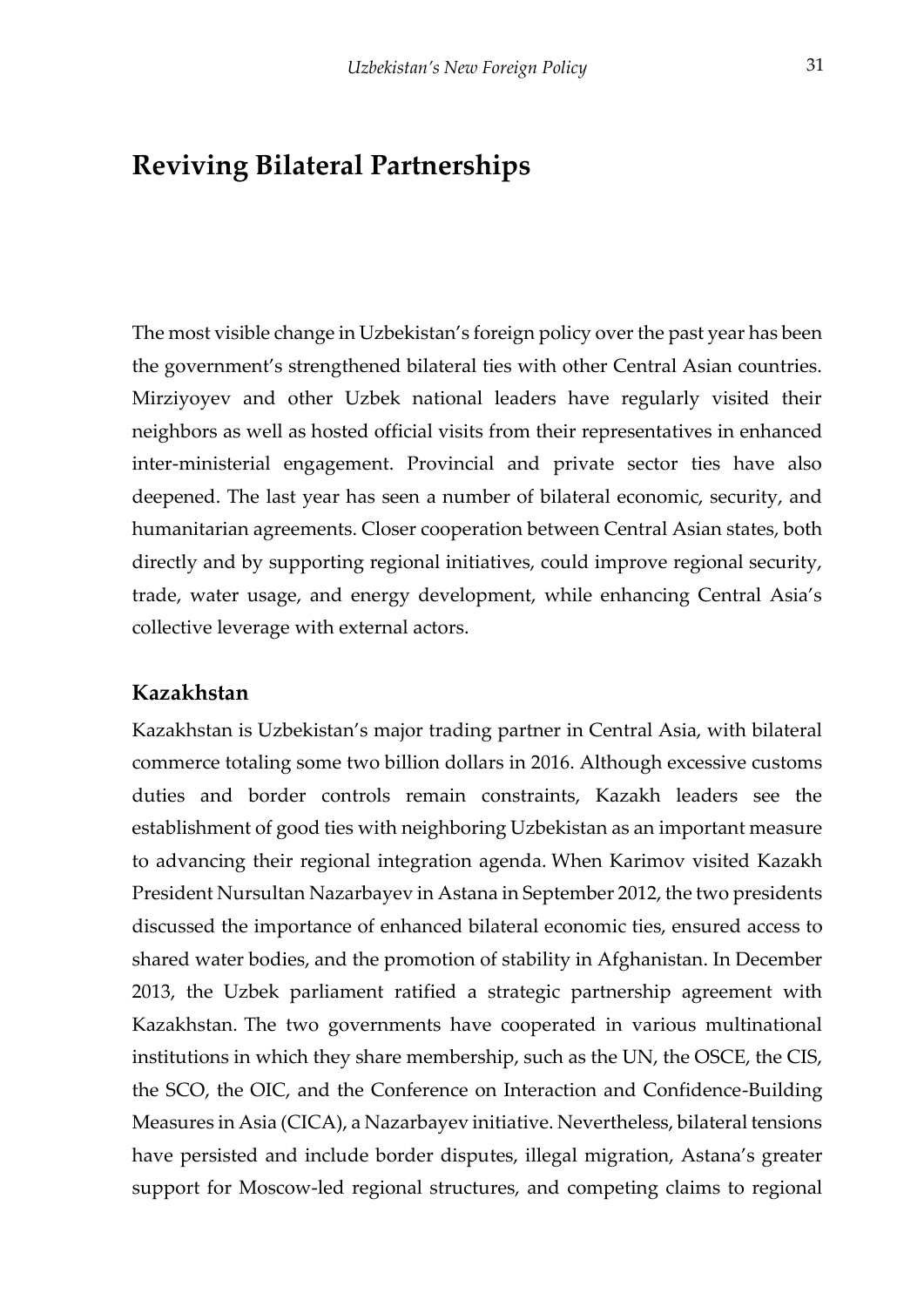# Reviving Bilateral Partnerships

The most visible change in Uzbekistan's foreign policy over the past year has been the government's strengthened bilateral ties with other Central Asian countries. Mirziyoyev and other Uzbek national leaders have regularly visited their neighbors as well as hosted official visits from their representatives in enhanced inter-ministerial engagement. Provincial and private sector ties have also deepened. The last year has seen a number of bilateral economic, security, and humanitarian agreements. Closer cooperation between Central Asian states, both directly and by supporting regional initiatives, could improve regional security, trade, water usage, and energy development, while enhancing Central Asia's collective leverage with external actors.

## Kazakhstan

Kazakhstan is Uzbekistan's major trading partner in Central Asia, with bilateral commerce totaling some two billion dollars in 2016. Although excessive customs duties and border controls remain constraints, Kazakh leaders see the establishment of good ties with neighboring Uzbekistan as an important measure to advancing their regional integration agenda. When Karimov visited Kazakh President Nursultan Nazarbayev in Astana in September 2012, the two presidents discussed the importance of enhanced bilateral economic ties, ensured access to shared water bodies, and the promotion of stability in Afghanistan. In December 2013, the Uzbek parliament ratified a strategic partnership agreement with Kazakhstan. The two governments have cooperated in various multinational institutions in which they share membership, such as the UN, the OSCE, the CIS, the SCO, the OIC, and the Conference on Interaction and Confidence-Building Measures in Asia (CICA), a Nazarbayev initiative. Nevertheless, bilateral tensions have persisted and include border disputes, illegal migration, Astana's greater support for Moscow-led regional structures, and competing claims to regional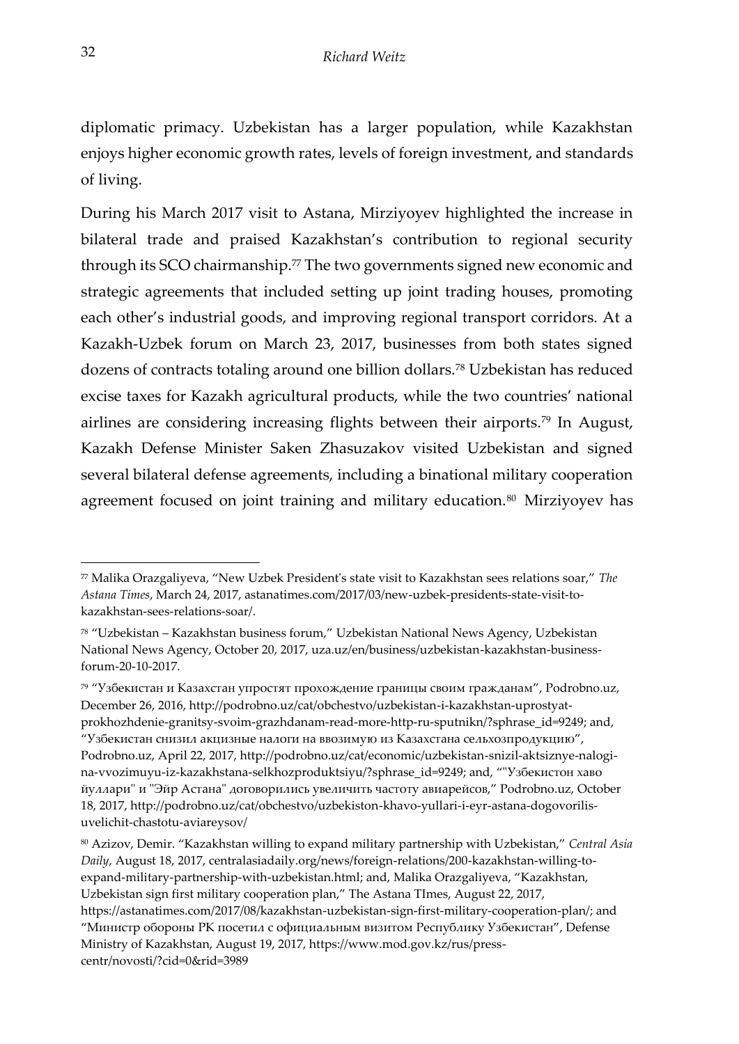diplomatic primacy. Uzbekistan has a larger population, while Kazakhstan enjoys higher economic growth rates, levels of foreign investment, and standards of living.

During his March 2017 visit to Astana, Mirziyoyev highlighted the increase in bilateral trade and praised Kazakhstan's contribution to regional security through its SCO chairmanship.[77] The two governments signed new economic and strategic agreements that included setting up joint trading houses, promoting each other's industrial goods, and improving regional transport corridors. At a Kazakh-Uzbek forum on March 23, 2017, businesses from both states signed dozens of contracts totaling around one billion dollars.[78] Uzbekistan has reduced excise taxes for Kazakh agricultural products, while the two countries' national airlines are considering increasing flights between their airports.[79] In August, Kazakh Defense Minister Saken Zhasuzakov visited Uzbekistan and signed several bilateral defense agreements, including a binational military cooperation agreement focused on joint training and military education.[80] Mirziyoyev has

---

[77] Malika Orazgaliyeva, "New Uzbek President's state visit to Kazakhstan sees relations soar," *The Astana Times*, March 24, 2017, astanatimes.com/2017/03/new-uzbek-presidents-state-visit-to-kazakhstan-sees-relations-soar/.

[78] "Uzbekistan – Kazakhstan business forum," Uzbekistan National News Agency, Uzbekistan National News Agency, October 20, 2017, uza.uz/en/business/uzbekistan-kazakhstan-business-forum-20-10-2017.

[79] "Узбекистан и Казахстан упростят прохождение границы своим гражданам", Podrobno.uz, December 26, 2016, http://podrobno.uz/cat/obchestvo/uzbekistan-i-kazakhstan-uprostyat-prokhozhdenie-granitsy-svoim-grazhdanam-read-more-http-ru-sputnikn/?sphrase_id=9249; and, "Узбекистан снизил акцизные налоги на ввозимую из Казахстана сельхозпродукцию", Podrobno.uz, April 22, 2017, http://podrobno.uz/cat/economic/uzbekistan-snizil-aktsiznye-nalogi-na-vvozimuyu-iz-kazakhstana-selkhozproduktsiyu/?sphrase_id=9249; and, ""Узбекистон хаво йуллари" и "Эйр Астана" договорились увеличить частоту авиарейсов," Podrobno.uz, October 18, 2017, http://podrobno.uz/cat/obchestvo/uzbekiston-khavo-yullari-i-eyr-astana-dogovorilis-uvelichit-chastotu-aviareysov/

[80] Azizov, Demir. "Kazakhstan willing to expand military partnership with Uzbekistan," *Central Asia Daily*, August 18, 2017, centralasiadaily.org/news/foreign-relations/200-kazakhstan-willing-to-expand-military-partnership-with-uzbekistan.html; and, Malika Orazgaliyeva, "Kazakhstan, Uzbekistan sign first military cooperation plan," The Astana TImes, August 22, 2017, https://astanatimes.com/2017/08/kazakhstan-uzbekistan-sign-first-military-cooperation-plan/; and "Министр обороны РК посетил с официальным визитом Республику Узбекистан", Defense Ministry of Kazakhstan, August 19, 2017, https://www.mod.gov.kz/rus/press-centr/novosti/?cid=0&rid=3989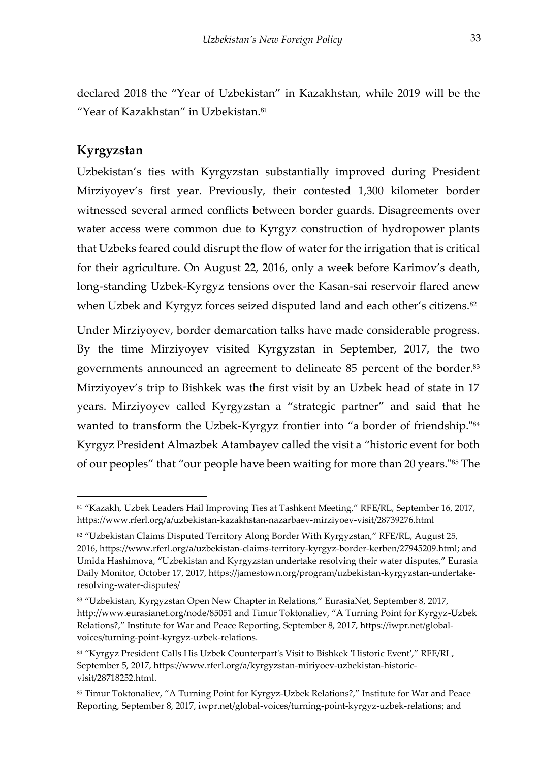declared 2018 the "Year of Uzbekistan" in Kazakhstan, while 2019 will be the "Year of Kazakhstan" in Uzbekistan.[81]

## Kyrgyzstan

Uzbekistan's ties with Kyrgyzstan substantially improved during President Mirziyoyev's first year. Previously, their contested 1,300 kilometer border witnessed several armed conflicts between border guards. Disagreements over water access were common due to Kyrgyz construction of hydropower plants that Uzbeks feared could disrupt the flow of water for the irrigation that is critical for their agriculture. On August 22, 2016, only a week before Karimov's death, long-standing Uzbek-Kyrgyz tensions over the Kasan-sai reservoir flared anew when Uzbek and Kyrgyz forces seized disputed land and each other's citizens.[82]

Under Mirziyoyev, border demarcation talks have made considerable progress. By the time Mirziyoyev visited Kyrgyzstan in September, 2017, the two governments announced an agreement to delineate 85 percent of the border.[83] Mirziyoyev's trip to Bishkek was the first visit by an Uzbek head of state in 17 years. Mirziyoyev called Kyrgyzstan a "strategic partner" and said that he wanted to transform the Uzbek-Kyrgyz frontier into "a border of friendship."[84] Kyrgyz President Almazbek Atambayev called the visit a "historic event for both of our peoples" that "our people have been waiting for more than 20 years."[85] The

---

[81] "Kazakh, Uzbek Leaders Hail Improving Ties at Tashkent Meeting," RFE/RL, September 16, 2017, https://www.rferl.org/a/uzbekistan-kazakhstan-nazarbaev-mirziyoev-visit/28739276.html

[82] "Uzbekistan Claims Disputed Territory Along Border With Kyrgyzstan," RFE/RL, August 25, 2016, https://www.rferl.org/a/uzbekistan-claims-territory-kyrgyz-border-kerben/27945209.html; and Umida Hashimova, "Uzbekistan and Kyrgyzstan undertake resolving their water disputes," Eurasia Daily Monitor, October 17, 2017, https://jamestown.org/program/uzbekistan-kyrgyzstan-undertake-resolving-water-disputes/

[83] "Uzbekistan, Kyrgyzstan Open New Chapter in Relations," EurasiaNet, September 8, 2017, http://www.eurasianet.org/node/85051 and Timur Toktonaliev, "A Turning Point for Kyrgyz-Uzbek Relations?," Institute for War and Peace Reporting, September 8, 2017, https://iwpr.net/global-voices/turning-point-kyrgyz-uzbek-relations.

[84] "Kyrgyz President Calls His Uzbek Counterpart's Visit to Bishkek 'Historic Event'," RFE/RL, September 5, 2017, https://www.rferl.org/a/kyrgyzstan-miriyoev-uzbekistan-historic-visit/28718252.html.

[85] Timur Toktonaliev, "A Turning Point for Kyrgyz-Uzbek Relations?," Institute for War and Peace Reporting, September 8, 2017, iwpr.net/global-voices/turning-point-kyrgyz-uzbek-relations; and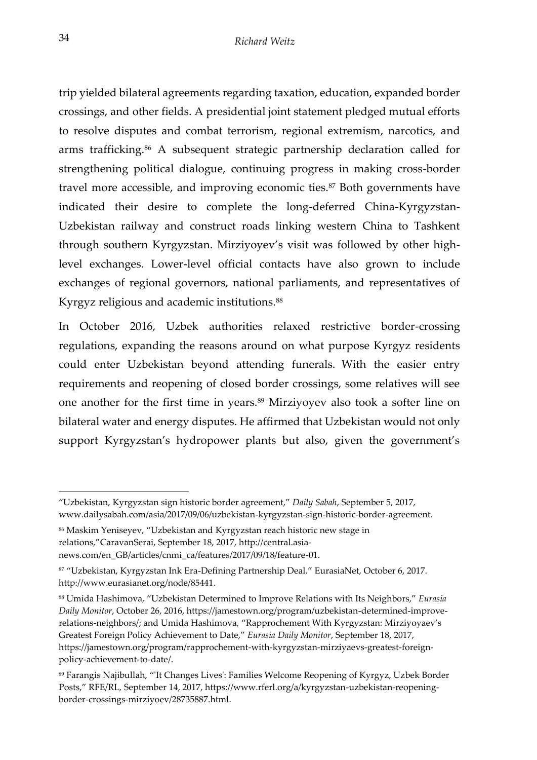trip yielded bilateral agreements regarding taxation, education, expanded border crossings, and other fields. A presidential joint statement pledged mutual efforts to resolve disputes and combat terrorism, regional extremism, narcotics, and arms trafficking.[86] A subsequent strategic partnership declaration called for strengthening political dialogue, continuing progress in making cross-border travel more accessible, and improving economic ties.[87] Both governments have indicated their desire to complete the long-deferred China-Kyrgyzstan-Uzbekistan railway and construct roads linking western China to Tashkent through southern Kyrgyzstan. Mirziyoyev's visit was followed by other high-level exchanges. Lower-level official contacts have also grown to include exchanges of regional governors, national parliaments, and representatives of Kyrgyz religious and academic institutions.[88]

In October 2016, Uzbek authorities relaxed restrictive border-crossing regulations, expanding the reasons around on what purpose Kyrgyz residents could enter Uzbekistan beyond attending funerals. With the easier entry requirements and reopening of closed border crossings, some relatives will see one another for the first time in years.[89] Mirziyoyev also took a softer line on bilateral water and energy disputes. He affirmed that Uzbekistan would not only support Kyrgyzstan's hydropower plants but also, given the government's

---

"Uzbekistan, Kyrgyzstan sign historic border agreement," *Daily Sabah*, September 5, 2017, www.dailysabah.com/asia/2017/09/06/uzbekistan-kyrgyzstan-sign-historic-border-agreement.

[86] Maskim Yeniseyev, "Uzbekistan and Kyrgyzstan reach historic new stage in relations,"CaravanSerai, September 18, 2017, http://central.asia-news.com/en_GB/articles/cnmi_ca/features/2017/09/18/feature-01.

[87] "Uzbekistan, Kyrgyzstan Ink Era-Defining Partnership Deal." EurasiaNet, October 6, 2017. http://www.eurasianet.org/node/85441.

[88] Umida Hashimova, "Uzbekistan Determined to Improve Relations with Its Neighbors," *Eurasia Daily Monitor*, October 26, 2016, https://jamestown.org/program/uzbekistan-determined-improve-relations-neighbors/; and Umida Hashimova, "Rapprochement With Kyrgyzstan: Mirziyoyaev's Greatest Foreign Policy Achievement to Date," *Eurasia Daily Monitor*, September 18, 2017, https://jamestown.org/program/rapprochement-with-kyrgyzstan-mirziyaevs-greatest-foreign-policy-achievement-to-date/.

[89] Farangis Najibullah, "'It Changes Lives': Families Welcome Reopening of Kyrgyz, Uzbek Border Posts," RFE/RL, September 14, 2017, https://www.rferl.org/a/kyrgyzstan-uzbekistan-reopening-border-crossings-mirziyoev/28735887.html.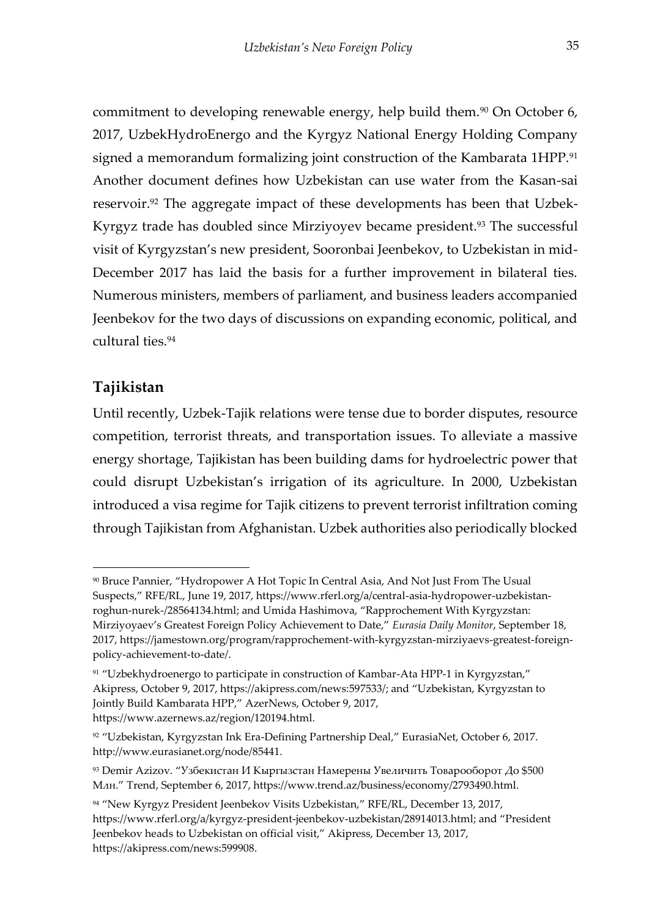commitment to developing renewable energy, help build them.[90] On October 6, 2017, UzbekHydroEnergo and the Kyrgyz National Energy Holding Company signed a memorandum formalizing joint construction of the Kambarata 1HPP.[91] Another document defines how Uzbekistan can use water from the Kasan-sai reservoir.[92] The aggregate impact of these developments has been that Uzbek-Kyrgyz trade has doubled since Mirziyoyev became president.[93] The successful visit of Kyrgyzstan's new president, Sooronbai Jeenbekov, to Uzbekistan in mid-December 2017 has laid the basis for a further improvement in bilateral ties. Numerous ministers, members of parliament, and business leaders accompanied Jeenbekov for the two days of discussions on expanding economic, political, and cultural ties.[94]

## Tajikistan

Until recently, Uzbek-Tajik relations were tense due to border disputes, resource competition, terrorist threats, and transportation issues. To alleviate a massive energy shortage, Tajikistan has been building dams for hydroelectric power that could disrupt Uzbekistan's irrigation of its agriculture. In 2000, Uzbekistan introduced a visa regime for Tajik citizens to prevent terrorist infiltration coming through Tajikistan from Afghanistan. Uzbek authorities also periodically blocked

---

[90] Bruce Pannier, "Hydropower A Hot Topic In Central Asia, And Not Just From The Usual Suspects," RFE/RL, June 19, 2017, https://www.rferl.org/a/central-asia-hydropower-uzbekistan-roghun-nurek-/28564134.html; and Umida Hashimova, "Rapprochement With Kyrgyzstan: Mirziyoyaev's Greatest Foreign Policy Achievement to Date," *Eurasia Daily Monitor*, September 18, 2017, https://jamestown.org/program/rapprochement-with-kyrgyzstan-mirziyaevs-greatest-foreign-policy-achievement-to-date/.

[91] "Uzbekhydroenergo to participate in construction of Kambar-Ata HPP-1 in Kyrgyzstan," Akipress, October 9, 2017, https://akipress.com/news:597533/; and "Uzbekistan, Kyrgyzstan to Jointly Build Kambarata HPP," AzerNews, October 9, 2017, https://www.azernews.az/region/120194.html.

[92] "Uzbekistan, Kyrgyzstan Ink Era-Defining Partnership Deal," EurasiaNet, October 6, 2017. http://www.eurasianet.org/node/85441.

[93] Demir Azizov. "Узбекистан И Кыргызстан Намерены Увеличить Товарооборот До $500 Млн." Trend, September 6, 2017, https://www.trend.az/business/economy/2793490.html.

[94] "New Kyrgyz President Jeenbekov Visits Uzbekistan," RFE/RL, December 13, 2017, https://www.rferl.org/a/kyrgyz-president-jeenbekov-uzbekistan/28914013.html; and "President Jeenbekov heads to Uzbekistan on official visit," Akipress, December 13, 2017, https://akipress.com/news:599908.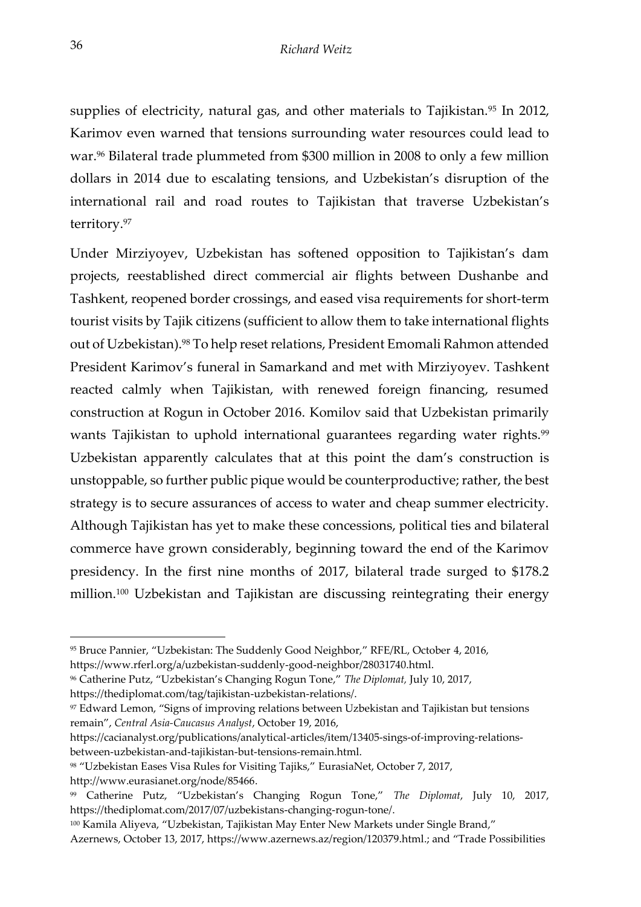supplies of electricity, natural gas, and other materials to Tajikistan.[95] In 2012, Karimov even warned that tensions surrounding water resources could lead to war.[96] Bilateral trade plummeted from $300 million in 2008 to only a few million dollars in 2014 due to escalating tensions, and Uzbekistan's disruption of the international rail and road routes to Tajikistan that traverse Uzbekistan's territory.[97]

Under Mirziyoyev, Uzbekistan has softened opposition to Tajikistan's dam projects, reestablished direct commercial air flights between Dushanbe and Tashkent, reopened border crossings, and eased visa requirements for short-term tourist visits by Tajik citizens (sufficient to allow them to take international flights out of Uzbekistan).[98] To help reset relations, President Emomali Rahmon attended President Karimov's funeral in Samarkand and met with Mirziyoyev. Tashkent reacted calmly when Tajikistan, with renewed foreign financing, resumed construction at Rogun in October 2016. Komilov said that Uzbekistan primarily wants Tajikistan to uphold international guarantees regarding water rights.[99] Uzbekistan apparently calculates that at this point the dam's construction is unstoppable, so further public pique would be counterproductive; rather, the best strategy is to secure assurances of access to water and cheap summer electricity. Although Tajikistan has yet to make these concessions, political ties and bilateral commerce have grown considerably, beginning toward the end of the Karimov presidency. In the first nine months of 2017, bilateral trade surged to $178.2 million.[100] Uzbekistan and Tajikistan are discussing reintegrating their energy

---

[95] Bruce Pannier, "Uzbekistan: The Suddenly Good Neighbor," RFE/RL, October 4, 2016, https://www.rferl.org/a/uzbekistan-suddenly-good-neighbor/28031740.html.

[96] Catherine Putz, "Uzbekistan's Changing Rogun Tone," *The Diplomat,* July 10, 2017, https://thediplomat.com/tag/tajikistan-uzbekistan-relations/.

[97] Edward Lemon, "Signs of improving relations between Uzbekistan and Tajikistan but tensions remain", *Central Asia-Caucasus Analyst*, October 19, 2016, https://cacianalyst.org/publications/analytical-articles/item/13405-sings-of-improving-relations-between-uzbekistan-and-tajikistan-but-tensions-remain.html.

[98] "Uzbekistan Eases Visa Rules for Visiting Tajiks," EurasiaNet, October 7, 2017, http://www.eurasianet.org/node/85466.

[99] Catherine Putz, "Uzbekistan's Changing Rogun Tone," *The Diplomat*, July 10, 2017, https://thediplomat.com/2017/07/uzbekistans-changing-rogun-tone/.

[100] Kamila Aliyeva, "Uzbekistan, Tajikistan May Enter New Markets under Single Brand," Azernews, October 13, 2017, https://www.azernews.az/region/120379.html.; and "Trade Possibilities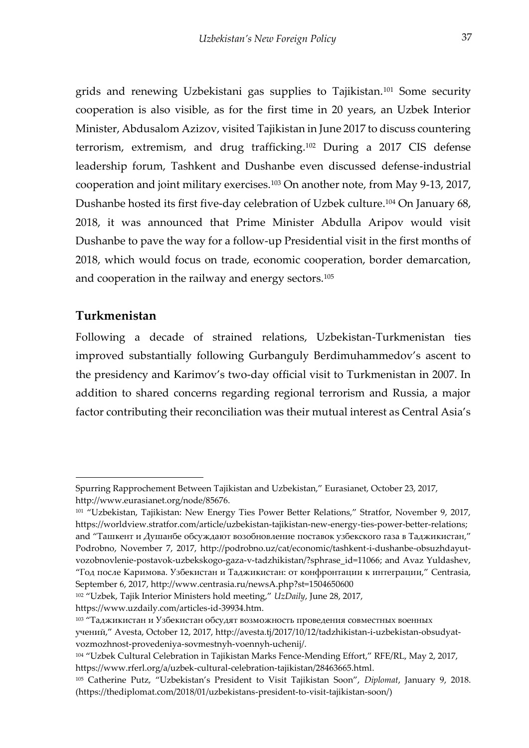grids and renewing Uzbekistani gas supplies to Tajikistan.[101] Some security cooperation is also visible, as for the first time in 20 years, an Uzbek Interior Minister, Abdusalom Azizov, visited Tajikistan in June 2017 to discuss countering terrorism, extremism, and drug trafficking.[102] During a 2017 CIS defense leadership forum, Tashkent and Dushanbe even discussed defense-industrial cooperation and joint military exercises.[103] On another note, from May 9-13, 2017, Dushanbe hosted its first five-day celebration of Uzbek culture.[104] On January 68, 2018, it was announced that Prime Minister Abdulla Aripov would visit Dushanbe to pave the way for a follow-up Presidential visit in the first months of 2018, which would focus on trade, economic cooperation, border demarcation, and cooperation in the railway and energy sectors.[105]

## Turkmenistan

Following a decade of strained relations, Uzbekistan-Turkmenistan ties improved substantially following Gurbanguly Berdimuhammedov's ascent to the presidency and Karimov's two-day official visit to Turkmenistan in 2007. In addition to shared concerns regarding regional terrorism and Russia, a major factor contributing their reconciliation was their mutual interest as Central Asia's

---

Spurring Rapprochement Between Tajikistan and Uzbekistan," Eurasianet, October 23, 2017, http://www.eurasianet.org/node/85676.

[101] "Uzbekistan, Tajikistan: New Energy Ties Power Better Relations," Stratfor, November 9, 2017, https://worldview.stratfor.com/article/uzbekistan-tajikistan-new-energy-ties-power-better-relations; and "Ташкент и Душанбе обсуждают возобновление поставок узбекского газа в Таджикистан," Podrobno, November 7, 2017, http://podrobno.uz/cat/economic/tashkent-i-dushanbe-obsuzhdayut-vozobnovlenie-postavok-uzbekskogo-gaza-v-tadzhikistan/?sphrase_id=11066; and Avaz Yuldashev, "Год после Каримова. Узбекистан и Таджикистан: от конфронтации к интеграции," Centrasia, September 6, 2017, http://www.centrasia.ru/newsA.php?st=1504650600

[102] "Uzbek, Tajik Interior Ministers hold meeting," *UzDaily*, June 28, 2017, https://www.uzdaily.com/articles-id-39934.htm.

[103] "Таджикистан и Узбекистан обсудят возможность проведения совместных военных учений," Avesta, October 12, 2017, http://avesta.tj/2017/10/12/tadzhikistan-i-uzbekistan-obsudyat-vozmozhnost-provedeniya-sovmestnyh-voennyh-uchenij/.

[104] "Uzbek Cultural Celebration in Tajikistan Marks Fence-Mending Effort," RFE/RL, May 2, 2017, https://www.rferl.org/a/uzbek-cultural-celebration-tajikistan/28463665.html.

[105] Catherine Putz, "Uzbekistan's President to Visit Tajikistan Soon", *Diplomat*, January 9, 2018. (https://thediplomat.com/2018/01/uzbekistans-president-to-visit-tajikistan-soon/)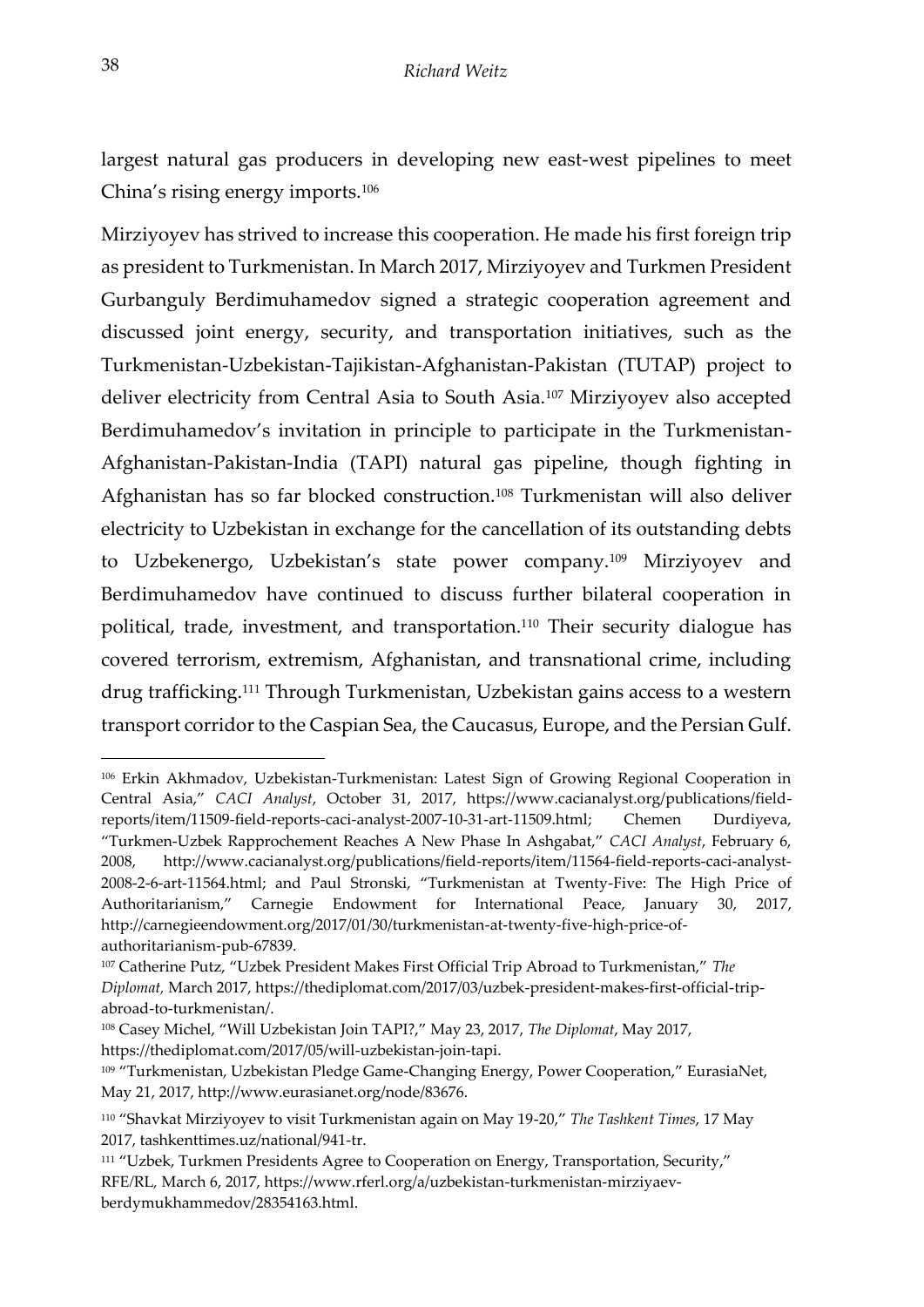largest natural gas producers in developing new east-west pipelines to meet China's rising energy imports.[106]

Mirziyoyev has strived to increase this cooperation. He made his first foreign trip as president to Turkmenistan. In March 2017, Mirziyoyev and Turkmen President Gurbanguly Berdimuhamedov signed a strategic cooperation agreement and discussed joint energy, security, and transportation initiatives, such as the Turkmenistan-Uzbekistan-Tajikistan-Afghanistan-Pakistan (TUTAP) project to deliver electricity from Central Asia to South Asia.[107] Mirziyoyev also accepted Berdimuhamedov's invitation in principle to participate in the Turkmenistan-Afghanistan-Pakistan-India (TAPI) natural gas pipeline, though fighting in Afghanistan has so far blocked construction.[108] Turkmenistan will also deliver electricity to Uzbekistan in exchange for the cancellation of its outstanding debts to Uzbekenergo, Uzbekistan's state power company.[109] Mirziyoyev and Berdimuhamedov have continued to discuss further bilateral cooperation in political, trade, investment, and transportation.[110] Their security dialogue has covered terrorism, extremism, Afghanistan, and transnational crime, including drug trafficking.[111] Through Turkmenistan, Uzbekistan gains access to a western transport corridor to the Caspian Sea, the Caucasus, Europe, and the Persian Gulf.

---

[106] Erkin Akhmadov, Uzbekistan-Turkmenistan: Latest Sign of Growing Regional Cooperation in Central Asia," *CACI Analyst*, October 31, 2017, https://www.cacianalyst.org/publications/field-reports/item/11509-field-reports-caci-analyst-2007-10-31-art-11509.html; Chemen Durdiyeva, "Turkmen-Uzbek Rapprochement Reaches A New Phase In Ashgabat," *CACI Analyst*, February 6, 2008, http://www.cacianalyst.org/publications/field-reports/item/11564-field-reports-caci-analyst-2008-2-6-art-11564.html; and Paul Stronski, "Turkmenistan at Twenty-Five: The High Price of Authoritarianism," Carnegie Endowment for International Peace, January 30, 2017, http://carnegieendowment.org/2017/01/30/turkmenistan-at-twenty-five-high-price-of-authoritarianism-pub-67839.

[107] Catherine Putz, "Uzbek President Makes First Official Trip Abroad to Turkmenistan," *The Diplomat,* March 2017, https://thediplomat.com/2017/03/uzbek-president-makes-first-official-trip-abroad-to-turkmenistan/.

[108] Casey Michel, "Will Uzbekistan Join TAPI?," May 23, 2017, *The Diplomat*, May 2017, https://thediplomat.com/2017/05/will-uzbekistan-join-tapi.

[109] "Turkmenistan, Uzbekistan Pledge Game-Changing Energy, Power Cooperation," EurasiaNet, May 21, 2017, http://www.eurasianet.org/node/83676.

[110] "Shavkat Mirziyoyev to visit Turkmenistan again on May 19-20," *The Tashkent Times*, 17 May 2017, tashkenttimes.uz/national/941-tr.

[111] "Uzbek, Turkmen Presidents Agree to Cooperation on Energy, Transportation, Security," RFE/RL, March 6, 2017, https://www.rferl.org/a/uzbekistan-turkmenistan-mirziyaev-berdymukhammedov/28354163.html.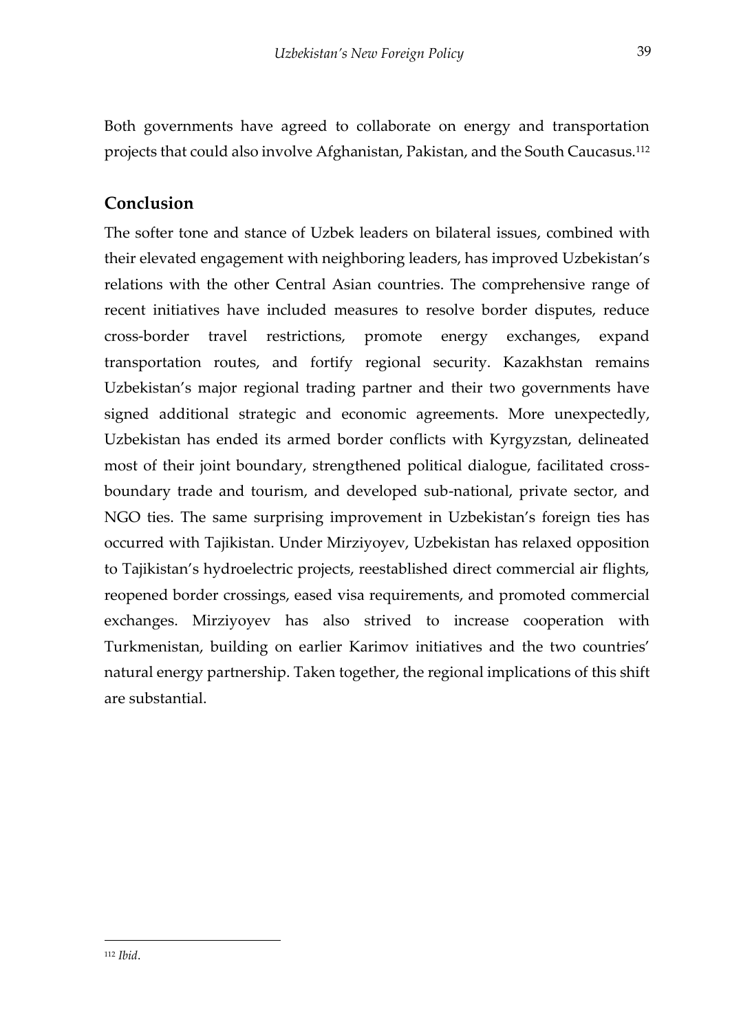Both governments have agreed to collaborate on energy and transportation projects that could also involve Afghanistan, Pakistan, and the South Caucasus.[112]

## Conclusion

The softer tone and stance of Uzbek leaders on bilateral issues, combined with their elevated engagement with neighboring leaders, has improved Uzbekistan's relations with the other Central Asian countries. The comprehensive range of recent initiatives have included measures to resolve border disputes, reduce cross-border travel restrictions, promote energy exchanges, expand transportation routes, and fortify regional security. Kazakhstan remains Uzbekistan's major regional trading partner and their two governments have signed additional strategic and economic agreements. More unexpectedly, Uzbekistan has ended its armed border conflicts with Kyrgyzstan, delineated most of their joint boundary, strengthened political dialogue, facilitated cross-boundary trade and tourism, and developed sub-national, private sector, and NGO ties. The same surprising improvement in Uzbekistan's foreign ties has occurred with Tajikistan. Under Mirziyoyev, Uzbekistan has relaxed opposition to Tajikistan's hydroelectric projects, reestablished direct commercial air flights, reopened border crossings, eased visa requirements, and promoted commercial exchanges. Mirziyoyev has also strived to increase cooperation with Turkmenistan, building on earlier Karimov initiatives and the two countries' natural energy partnership. Taken together, the regional implications of this shift are substantial.

---

[112] *Ibid*.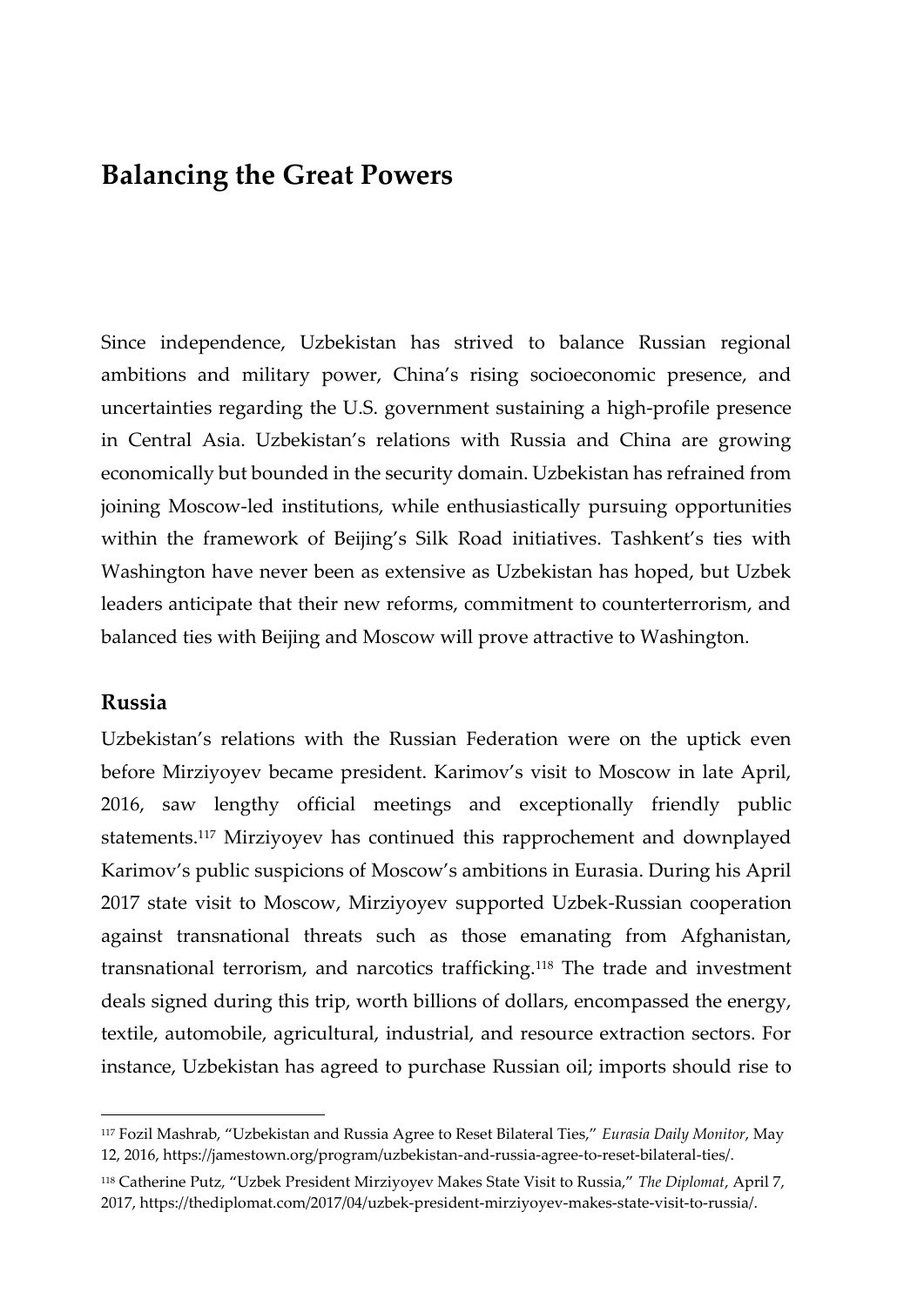# Balancing the Great Powers

Since independence, Uzbekistan has strived to balance Russian regional ambitions and military power, China's rising socioeconomic presence, and uncertainties regarding the U.S. government sustaining a high-profile presence in Central Asia. Uzbekistan's relations with Russia and China are growing economically but bounded in the security domain. Uzbekistan has refrained from joining Moscow-led institutions, while enthusiastically pursuing opportunities within the framework of Beijing's Silk Road initiatives. Tashkent's ties with Washington have never been as extensive as Uzbekistan has hoped, but Uzbek leaders anticipate that their new reforms, commitment to counterterrorism, and balanced ties with Beijing and Moscow will prove attractive to Washington.

## Russia

Uzbekistan's relations with the Russian Federation were on the uptick even before Mirziyoyev became president. Karimov's visit to Moscow in late April, 2016, saw lengthy official meetings and exceptionally friendly public statements.[117] Mirziyoyev has continued this rapprochement and downplayed Karimov's public suspicions of Moscow's ambitions in Eurasia. During his April 2017 state visit to Moscow, Mirziyoyev supported Uzbek-Russian cooperation against transnational threats such as those emanating from Afghanistan, transnational terrorism, and narcotics trafficking.[118] The trade and investment deals signed during this trip, worth billions of dollars, encompassed the energy, textile, automobile, agricultural, industrial, and resource extraction sectors. For instance, Uzbekistan has agreed to purchase Russian oil; imports should rise to

---

[117] Fozil Mashrab, "Uzbekistan and Russia Agree to Reset Bilateral Ties," *Eurasia Daily Monitor*, May 12, 2016, https://jamestown.org/program/uzbekistan-and-russia-agree-to-reset-bilateral-ties/.

[118] Catherine Putz, "Uzbek President Mirziyoyev Makes State Visit to Russia," *The Diplomat*, April 7, 2017, https://thediplomat.com/2017/04/uzbek-president-mirziyoyev-makes-state-visit-to-russia/.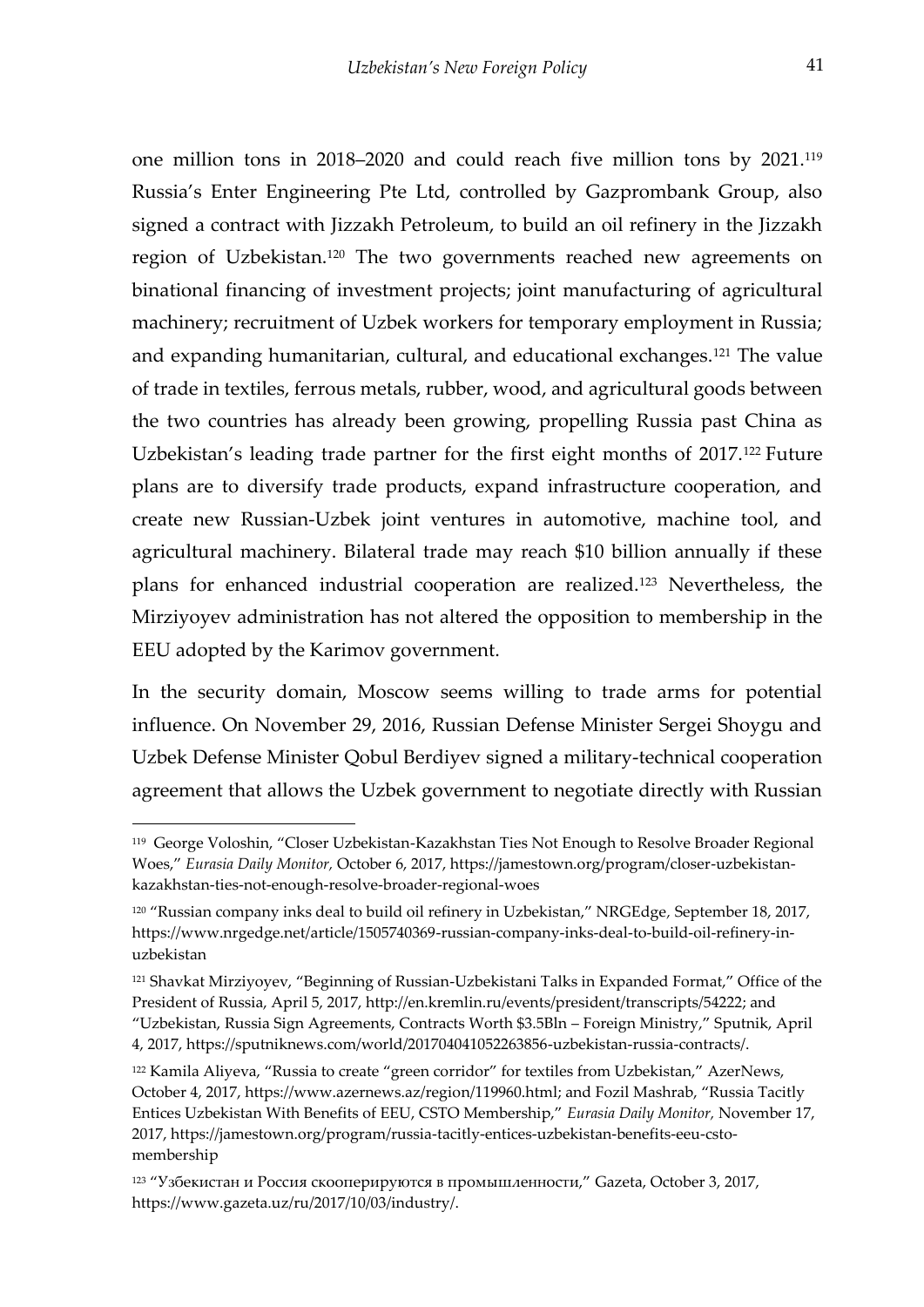one million tons in 2018–2020 and could reach five million tons by 2021.[119] Russia's Enter Engineering Pte Ltd, controlled by Gazprombank Group, also signed a contract with Jizzakh Petroleum, to build an oil refinery in the Jizzakh region of Uzbekistan.[120] The two governments reached new agreements on binational financing of investment projects; joint manufacturing of agricultural machinery; recruitment of Uzbek workers for temporary employment in Russia; and expanding humanitarian, cultural, and educational exchanges.[121] The value of trade in textiles, ferrous metals, rubber, wood, and agricultural goods between the two countries has already been growing, propelling Russia past China as Uzbekistan's leading trade partner for the first eight months of 2017.[122] Future plans are to diversify trade products, expand infrastructure cooperation, and create new Russian-Uzbek joint ventures in automotive, machine tool, and agricultural machinery. Bilateral trade may reach $10 billion annually if these plans for enhanced industrial cooperation are realized.[123] Nevertheless, the Mirziyoyev administration has not altered the opposition to membership in the EEU adopted by the Karimov government.

In the security domain, Moscow seems willing to trade arms for potential influence. On November 29, 2016, Russian Defense Minister Sergei Shoygu and Uzbek Defense Minister Qobul Berdiyev signed a military-technical cooperation agreement that allows the Uzbek government to negotiate directly with Russian

---

[119] George Voloshin, "Closer Uzbekistan-Kazakhstan Ties Not Enough to Resolve Broader Regional Woes," *Eurasia Daily Monitor,* October 6, 2017, https://jamestown.org/program/closer-uzbekistan-kazakhstan-ties-not-enough-resolve-broader-regional-woes

[120] "Russian company inks deal to build oil refinery in Uzbekistan," NRGEdge, September 18, 2017, https://www.nrgedge.net/article/1505740369-russian-company-inks-deal-to-build-oil-refinery-in-uzbekistan

[121] Shavkat Mirziyoyev, "Beginning of Russian-Uzbekistani Talks in Expanded Format," Office of the President of Russia, April 5, 2017, http://en.kremlin.ru/events/president/transcripts/54222; and "Uzbekistan, Russia Sign Agreements, Contracts Worth $3.5Bln – Foreign Ministry," Sputnik, April 4, 2017, https://sputniknews.com/world/201704041052263856-uzbekistan-russia-contracts/.

[122] Kamila Aliyeva, "Russia to create "green corridor" for textiles from Uzbekistan," AzerNews, October 4, 2017, https://www.azernews.az/region/119960.html; and Fozil Mashrab, "Russia Tacitly Entices Uzbekistan With Benefits of EEU, CSTO Membership," *Eurasia Daily Monitor,* November 17, 2017, https://jamestown.org/program/russia-tacitly-entices-uzbekistan-benefits-eeu-csto-membership

[123] "Узбекистан и Россия скооперируются в промышленности," Gazeta, October 3, 2017, https://www.gazeta.uz/ru/2017/10/03/industry/.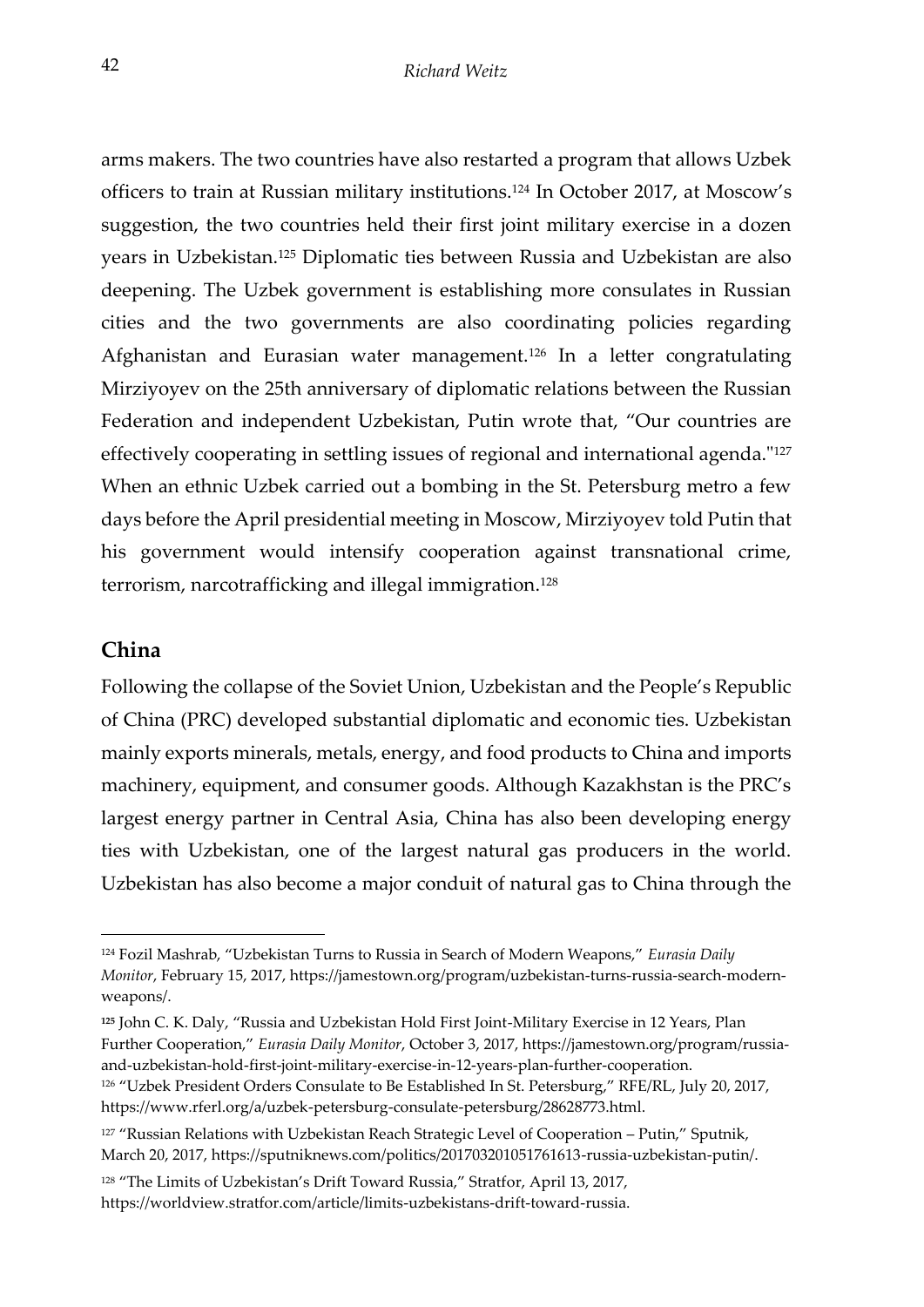arms makers. The two countries have also restarted a program that allows Uzbek officers to train at Russian military institutions.[124] In October 2017, at Moscow's suggestion, the two countries held their first joint military exercise in a dozen years in Uzbekistan.[125] Diplomatic ties between Russia and Uzbekistan are also deepening. The Uzbek government is establishing more consulates in Russian cities and the two governments are also coordinating policies regarding Afghanistan and Eurasian water management.[126] In a letter congratulating Mirziyoyev on the 25th anniversary of diplomatic relations between the Russian Federation and independent Uzbekistan, Putin wrote that, "Our countries are effectively cooperating in settling issues of regional and international agenda."[127] When an ethnic Uzbek carried out a bombing in the St. Petersburg metro a few days before the April presidential meeting in Moscow, Mirziyoyev told Putin that his government would intensify cooperation against transnational crime, terrorism, narcotrafficking and illegal immigration.[128]

## China

Following the collapse of the Soviet Union, Uzbekistan and the People's Republic of China (PRC) developed substantial diplomatic and economic ties. Uzbekistan mainly exports minerals, metals, energy, and food products to China and imports machinery, equipment, and consumer goods. Although Kazakhstan is the PRC's largest energy partner in Central Asia, China has also been developing energy ties with Uzbekistan, one of the largest natural gas producers in the world. Uzbekistan has also become a major conduit of natural gas to China through the

---

[124] Fozil Mashrab, "Uzbekistan Turns to Russia in Search of Modern Weapons," *Eurasia Daily Monitor*, February 15, 2017, https://jamestown.org/program/uzbekistan-turns-russia-search-modern-weapons/.

[125] John C. K. Daly, "Russia and Uzbekistan Hold First Joint-Military Exercise in 12 Years, Plan Further Cooperation," *Eurasia Daily Monitor*, October 3, 2017, https://jamestown.org/program/russia-and-uzbekistan-hold-first-joint-military-exercise-in-12-years-plan-further-cooperation.

[126] "Uzbek President Orders Consulate to Be Established In St. Petersburg," RFE/RL, July 20, 2017, https://www.rferl.org/a/uzbek-petersburg-consulate-petersburg/28628773.html.

[127] "Russian Relations with Uzbekistan Reach Strategic Level of Cooperation – Putin," Sputnik, March 20, 2017, https://sputniknews.com/politics/201703201051761613-russia-uzbekistan-putin/.

[128] "The Limits of Uzbekistan's Drift Toward Russia," Stratfor, April 13, 2017, https://worldview.stratfor.com/article/limits-uzbekistans-drift-toward-russia.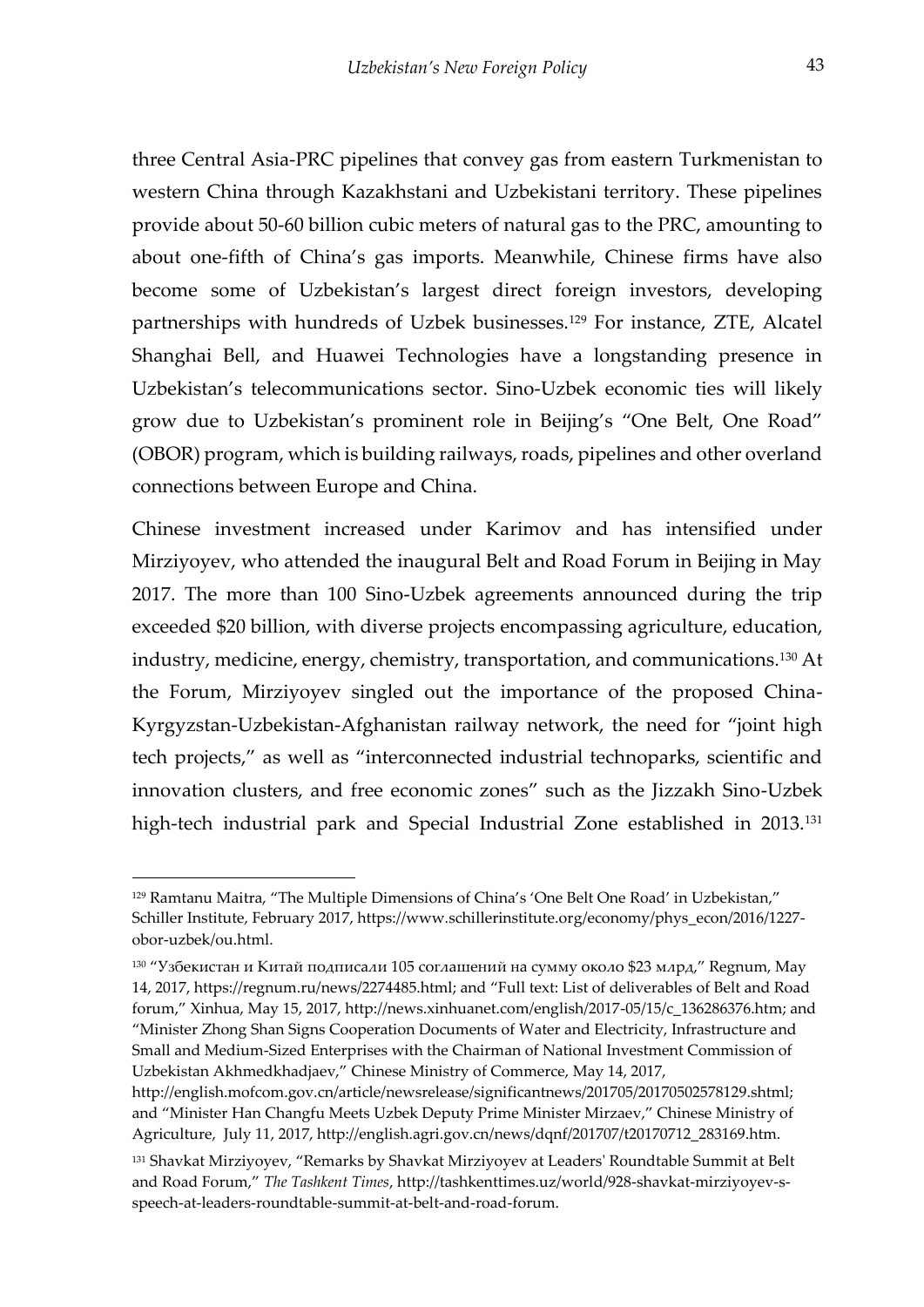three Central Asia-PRC pipelines that convey gas from eastern Turkmenistan to western China through Kazakhstani and Uzbekistani territory. These pipelines provide about 50-60 billion cubic meters of natural gas to the PRC, amounting to about one-fifth of China's gas imports. Meanwhile, Chinese firms have also become some of Uzbekistan's largest direct foreign investors, developing partnerships with hundreds of Uzbek businesses.[129] For instance, ZTE, Alcatel Shanghai Bell, and Huawei Technologies have a longstanding presence in Uzbekistan's telecommunications sector. Sino-Uzbek economic ties will likely grow due to Uzbekistan's prominent role in Beijing's "One Belt, One Road" (OBOR) program, which is building railways, roads, pipelines and other overland connections between Europe and China.

Chinese investment increased under Karimov and has intensified under Mirziyoyev, who attended the inaugural Belt and Road Forum in Beijing in May 2017. The more than 100 Sino-Uzbek agreements announced during the trip exceeded $20 billion, with diverse projects encompassing agriculture, education, industry, medicine, energy, chemistry, transportation, and communications.[130] At the Forum, Mirziyoyev singled out the importance of the proposed China-Kyrgyzstan-Uzbekistan-Afghanistan railway network, the need for "joint high tech projects," as well as "interconnected industrial technoparks, scientific and innovation clusters, and free economic zones" such as the Jizzakh Sino-Uzbek high-tech industrial park and Special Industrial Zone established in 2013.[131]

---

[129] Ramtanu Maitra, "The Multiple Dimensions of China's 'One Belt One Road' in Uzbekistan," Schiller Institute, February 2017, https://www.schillerinstitute.org/economy/phys_econ/2016/1227-obor-uzbek/ou.html.

[130] "Узбекистан и Китай подписали 105 соглашений на сумму около $23 млрд," Regnum, May 14, 2017, https://regnum.ru/news/2274485.html; and "Full text: List of deliverables of Belt and Road forum," Xinhua, May 15, 2017, http://news.xinhuanet.com/english/2017-05/15/c_136286376.htm; and "Minister Zhong Shan Signs Cooperation Documents of Water and Electricity, Infrastructure and Small and Medium-Sized Enterprises with the Chairman of National Investment Commission of Uzbekistan Akhmedkhadjaev," Chinese Ministry of Commerce, May 14, 2017, http://english.mofcom.gov.cn/article/newsrelease/significantnews/201705/20170502578129.shtml; and "Minister Han Changfu Meets Uzbek Deputy Prime Minister Mirzaev," Chinese Ministry of Agriculture, July 11, 2017, http://english.agri.gov.cn/news/dqnf/201707/t20170712_283169.htm.

[131] Shavkat Mirziyoyev, "Remarks by Shavkat Mirziyoyev at Leaders' Roundtable Summit at Belt and Road Forum," *The Tashkent Times*, http://tashkenttimes.uz/world/928-shavkat-mirziyoyev-s-speech-at-leaders-roundtable-summit-at-belt-and-road-forum.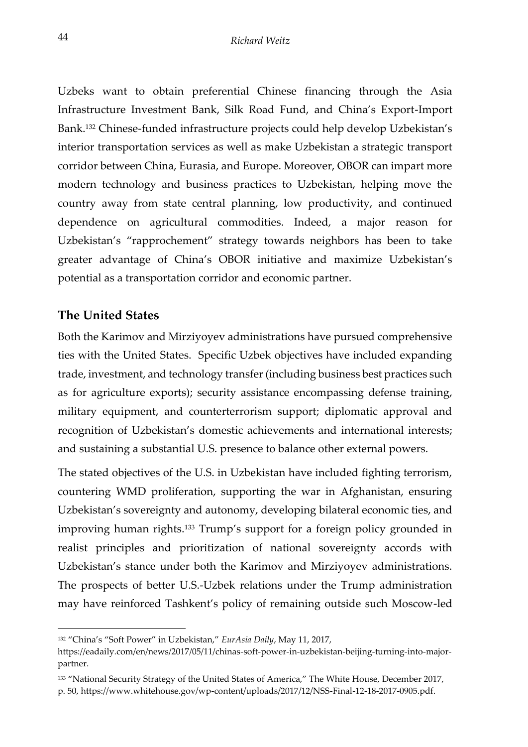Uzbeks want to obtain preferential Chinese financing through the Asia Infrastructure Investment Bank, Silk Road Fund, and China's Export-Import Bank.[132] Chinese-funded infrastructure projects could help develop Uzbekistan's interior transportation services as well as make Uzbekistan a strategic transport corridor between China, Eurasia, and Europe. Moreover, OBOR can impart more modern technology and business practices to Uzbekistan, helping move the country away from state central planning, low productivity, and continued dependence on agricultural commodities. Indeed, a major reason for Uzbekistan's "rapprochement" strategy towards neighbors has been to take greater advantage of China's OBOR initiative and maximize Uzbekistan's potential as a transportation corridor and economic partner.

## The United States

Both the Karimov and Mirziyoyev administrations have pursued comprehensive ties with the United States. Specific Uzbek objectives have included expanding trade, investment, and technology transfer (including business best practices such as for agriculture exports); security assistance encompassing defense training, military equipment, and counterterrorism support; diplomatic approval and recognition of Uzbekistan's domestic achievements and international interests; and sustaining a substantial U.S. presence to balance other external powers.

The stated objectives of the U.S. in Uzbekistan have included fighting terrorism, countering WMD proliferation, supporting the war in Afghanistan, ensuring Uzbekistan's sovereignty and autonomy, developing bilateral economic ties, and improving human rights.[133] Trump's support for a foreign policy grounded in realist principles and prioritization of national sovereignty accords with Uzbekistan's stance under both the Karimov and Mirziyoyev administrations. The prospects of better U.S.-Uzbek relations under the Trump administration may have reinforced Tashkent's policy of remaining outside such Moscow-led

---

[132] "China's "Soft Power" in Uzbekistan," *EurAsia Daily*, May 11, 2017, https://eadaily.com/en/news/2017/05/11/chinas-soft-power-in-uzbekistan-beijing-turning-into-major-partner.

[133] "National Security Strategy of the United States of America," The White House, December 2017, p. 50, https://www.whitehouse.gov/wp-content/uploads/2017/12/NSS-Final-12-18-2017-0905.pdf.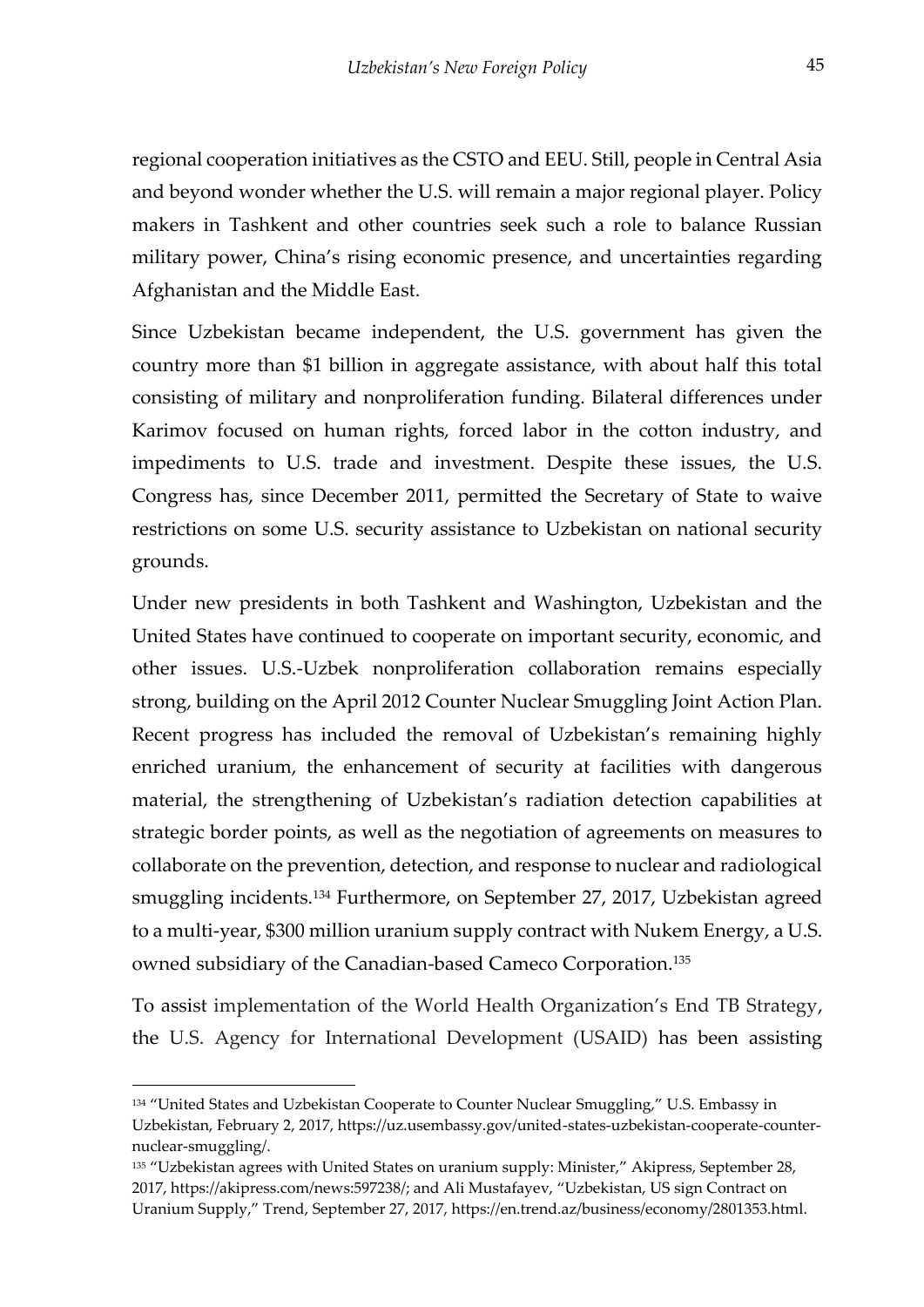regional cooperation initiatives as the CSTO and EEU. Still, people in Central Asia and beyond wonder whether the U.S. will remain a major regional player. Policy makers in Tashkent and other countries seek such a role to balance Russian military power, China's rising economic presence, and uncertainties regarding Afghanistan and the Middle East.

Since Uzbekistan became independent, the U.S. government has given the country more than $1 billion in aggregate assistance, with about half this total consisting of military and nonproliferation funding. Bilateral differences under Karimov focused on human rights, forced labor in the cotton industry, and impediments to U.S. trade and investment. Despite these issues, the U.S. Congress has, since December 2011, permitted the Secretary of State to waive restrictions on some U.S. security assistance to Uzbekistan on national security grounds.

Under new presidents in both Tashkent and Washington, Uzbekistan and the United States have continued to cooperate on important security, economic, and other issues. U.S.-Uzbek nonproliferation collaboration remains especially strong, building on the April 2012 Counter Nuclear Smuggling Joint Action Plan. Recent progress has included the removal of Uzbekistan's remaining highly enriched uranium, the enhancement of security at facilities with dangerous material, the strengthening of Uzbekistan's radiation detection capabilities at strategic border points, as well as the negotiation of agreements on measures to collaborate on the prevention, detection, and response to nuclear and radiological smuggling incidents.[134] Furthermore, on September 27, 2017, Uzbekistan agreed to a multi-year, $300 million uranium supply contract with Nukem Energy, a U.S. owned subsidiary of the Canadian-based Cameco Corporation.[135]

To assist implementation of the World Health Organization's End TB Strategy, the U.S. Agency for International Development (USAID) has been assisting

---

[134] "United States and Uzbekistan Cooperate to Counter Nuclear Smuggling," U.S. Embassy in Uzbekistan, February 2, 2017, https://uz.usembassy.gov/united-states-uzbekistan-cooperate-counter-nuclear-smuggling/.

[135] "Uzbekistan agrees with United States on uranium supply: Minister," Akipress, September 28, 2017, https://akipress.com/news:597238/; and Ali Mustafayev, "Uzbekistan, US sign Contract on Uranium Supply," Trend, September 27, 2017, https://en.trend.az/business/economy/2801353.html.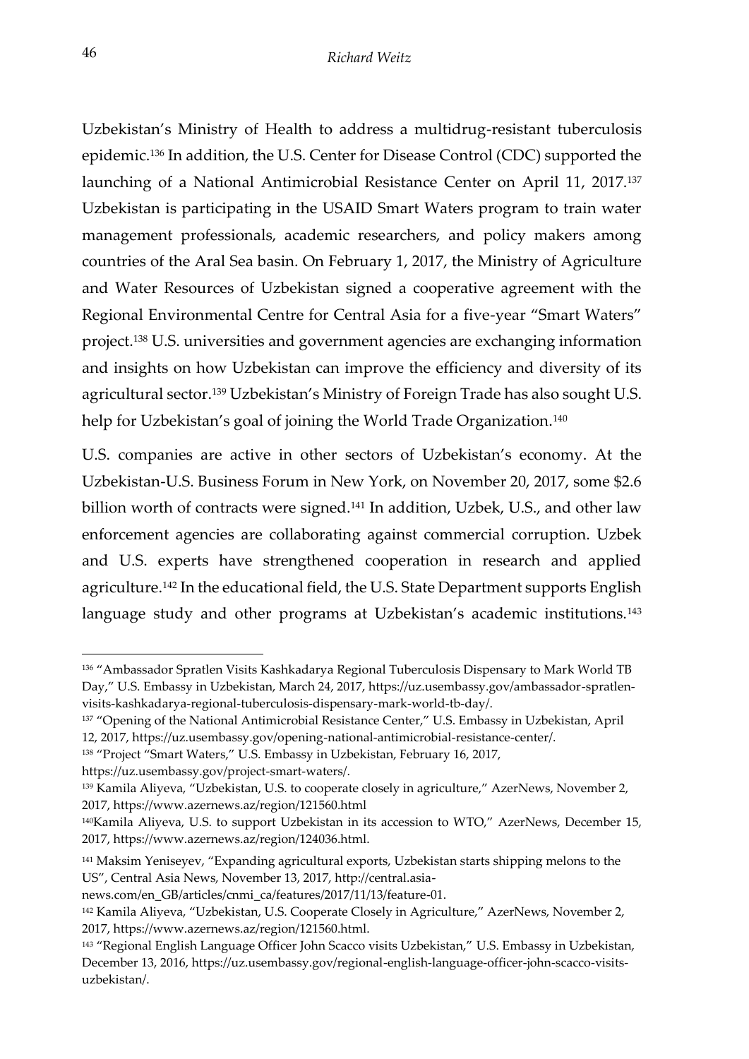Uzbekistan's Ministry of Health to address a multidrug-resistant tuberculosis epidemic.[136] In addition, the U.S. Center for Disease Control (CDC) supported the launching of a National Antimicrobial Resistance Center on April 11, 2017.[137] Uzbekistan is participating in the USAID Smart Waters program to train water management professionals, academic researchers, and policy makers among countries of the Aral Sea basin. On February 1, 2017, the Ministry of Agriculture and Water Resources of Uzbekistan signed a cooperative agreement with the Regional Environmental Centre for Central Asia for a five-year "Smart Waters" project.[138] U.S. universities and government agencies are exchanging information and insights on how Uzbekistan can improve the efficiency and diversity of its agricultural sector.[139] Uzbekistan's Ministry of Foreign Trade has also sought U.S. help for Uzbekistan's goal of joining the World Trade Organization.[140]

U.S. companies are active in other sectors of Uzbekistan's economy. At the Uzbekistan-U.S. Business Forum in New York, on November 20, 2017, some $2.6 billion worth of contracts were signed.[141] In addition, Uzbek, U.S., and other law enforcement agencies are collaborating against commercial corruption. Uzbek and U.S. experts have strengthened cooperation in research and applied agriculture.[142] In the educational field, the U.S. State Department supports English language study and other programs at Uzbekistan's academic institutions.[143]

---

[136] "Ambassador Spratlen Visits Kashkadarya Regional Tuberculosis Dispensary to Mark World TB Day," U.S. Embassy in Uzbekistan, March 24, 2017, https://uz.usembassy.gov/ambassador-spratlen-visits-kashkadarya-regional-tuberculosis-dispensary-mark-world-tb-day/.

[137] "Opening of the National Antimicrobial Resistance Center," U.S. Embassy in Uzbekistan, April 12, 2017, https://uz.usembassy.gov/opening-national-antimicrobial-resistance-center/.

[138] "Project "Smart Waters," U.S. Embassy in Uzbekistan, February 16, 2017, https://uz.usembassy.gov/project-smart-waters/.

[139] Kamila Aliyeva, "Uzbekistan, U.S. to cooperate closely in agriculture," AzerNews, November 2, 2017, https://www.azernews.az/region/121560.html

[140] Kamila Aliyeva, U.S. to support Uzbekistan in its accession to WTO," AzerNews, December 15, 2017, https://www.azernews.az/region/124036.html.

[141] Maksim Yeniseyev, "Expanding agricultural exports, Uzbekistan starts shipping melons to the US", Central Asia News, November 13, 2017, http://central.asia-news.com/en_GB/articles/cnmi_ca/features/2017/11/13/feature-01.

[142] Kamila Aliyeva, "Uzbekistan, U.S. Cooperate Closely in Agriculture," AzerNews, November 2, 2017, https://www.azernews.az/region/121560.html.

[143] "Regional English Language Officer John Scacco visits Uzbekistan," U.S. Embassy in Uzbekistan, December 13, 2016, https://uz.usembassy.gov/regional-english-language-officer-john-scacco-visits-uzbekistan/.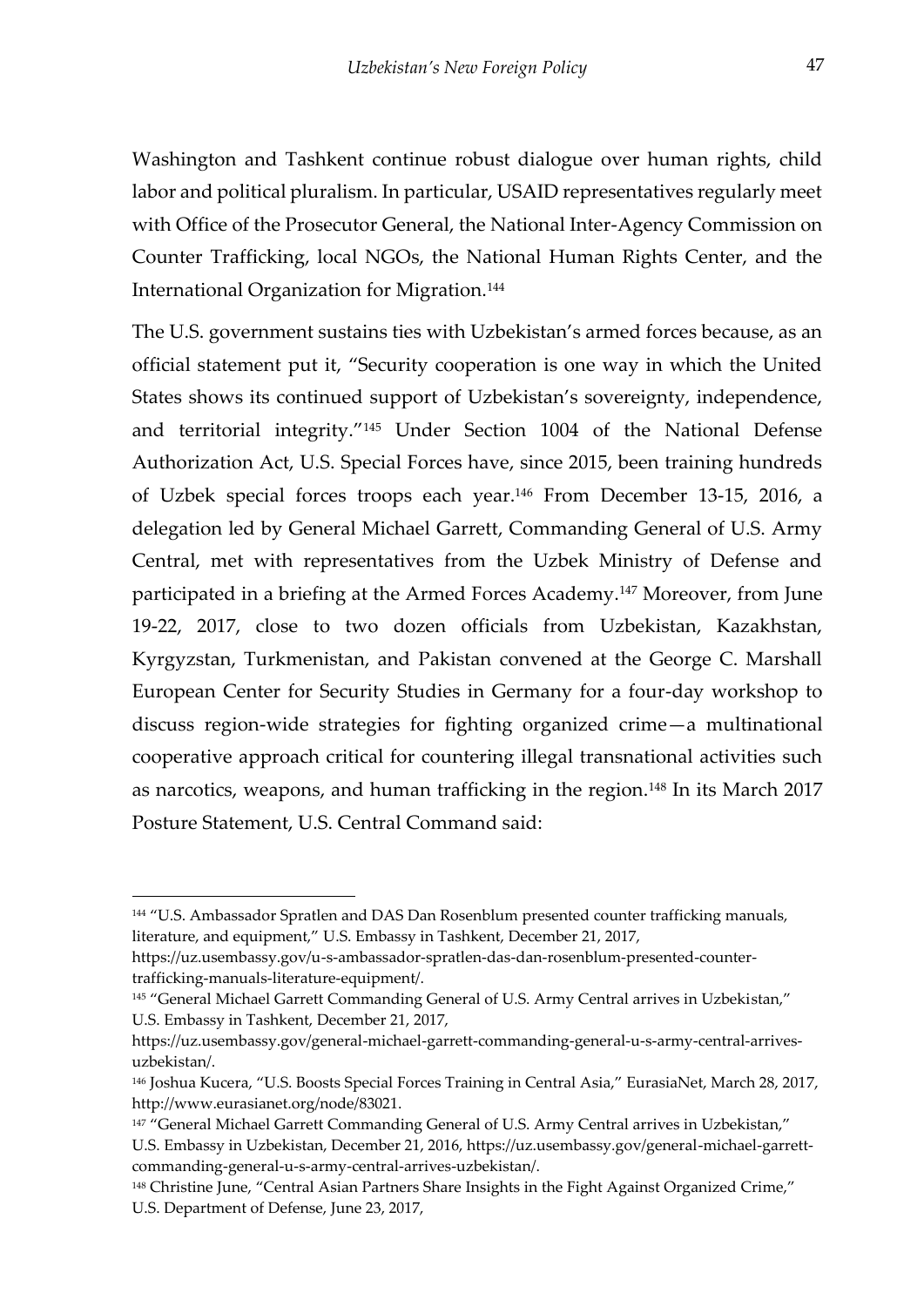Washington and Tashkent continue robust dialogue over human rights, child labor and political pluralism. In particular, USAID representatives regularly meet with Office of the Prosecutor General, the National Inter-Agency Commission on Counter Trafficking, local NGOs, the National Human Rights Center, and the International Organization for Migration.[144]

The U.S. government sustains ties with Uzbekistan's armed forces because, as an official statement put it, "Security cooperation is one way in which the United States shows its continued support of Uzbekistan's sovereignty, independence, and territorial integrity."[145] Under Section 1004 of the National Defense Authorization Act, U.S. Special Forces have, since 2015, been training hundreds of Uzbek special forces troops each year.[146] From December 13-15, 2016, a delegation led by General Michael Garrett, Commanding General of U.S. Army Central, met with representatives from the Uzbek Ministry of Defense and participated in a briefing at the Armed Forces Academy.[147] Moreover, from June 19-22, 2017, close to two dozen officials from Uzbekistan, Kazakhstan, Kyrgyzstan, Turkmenistan, and Pakistan convened at the George C. Marshall European Center for Security Studies in Germany for a four-day workshop to discuss region-wide strategies for fighting organized crime—a multinational cooperative approach critical for countering illegal transnational activities such as narcotics, weapons, and human trafficking in the region.[148] In its March 2017 Posture Statement, U.S. Central Command said:

---

[144] "U.S. Ambassador Spratlen and DAS Dan Rosenblum presented counter trafficking manuals, literature, and equipment," U.S. Embassy in Tashkent, December 21, 2017, https://uz.usembassy.gov/u-s-ambassador-spratlen-das-dan-rosenblum-presented-counter-trafficking-manuals-literature-equipment/.

[145] "General Michael Garrett Commanding General of U.S. Army Central arrives in Uzbekistan," U.S. Embassy in Tashkent, December 21, 2017, https://uz.usembassy.gov/general-michael-garrett-commanding-general-u-s-army-central-arrives-uzbekistan/.

[146] Joshua Kucera, "U.S. Boosts Special Forces Training in Central Asia," EurasiaNet, March 28, 2017, http://www.eurasianet.org/node/83021.

[147] "General Michael Garrett Commanding General of U.S. Army Central arrives in Uzbekistan," U.S. Embassy in Uzbekistan, December 21, 2016, https://uz.usembassy.gov/general-michael-garrett-commanding-general-u-s-army-central-arrives-uzbekistan/.

[148] Christine June, "Central Asian Partners Share Insights in the Fight Against Organized Crime," U.S. Department of Defense, June 23, 2017,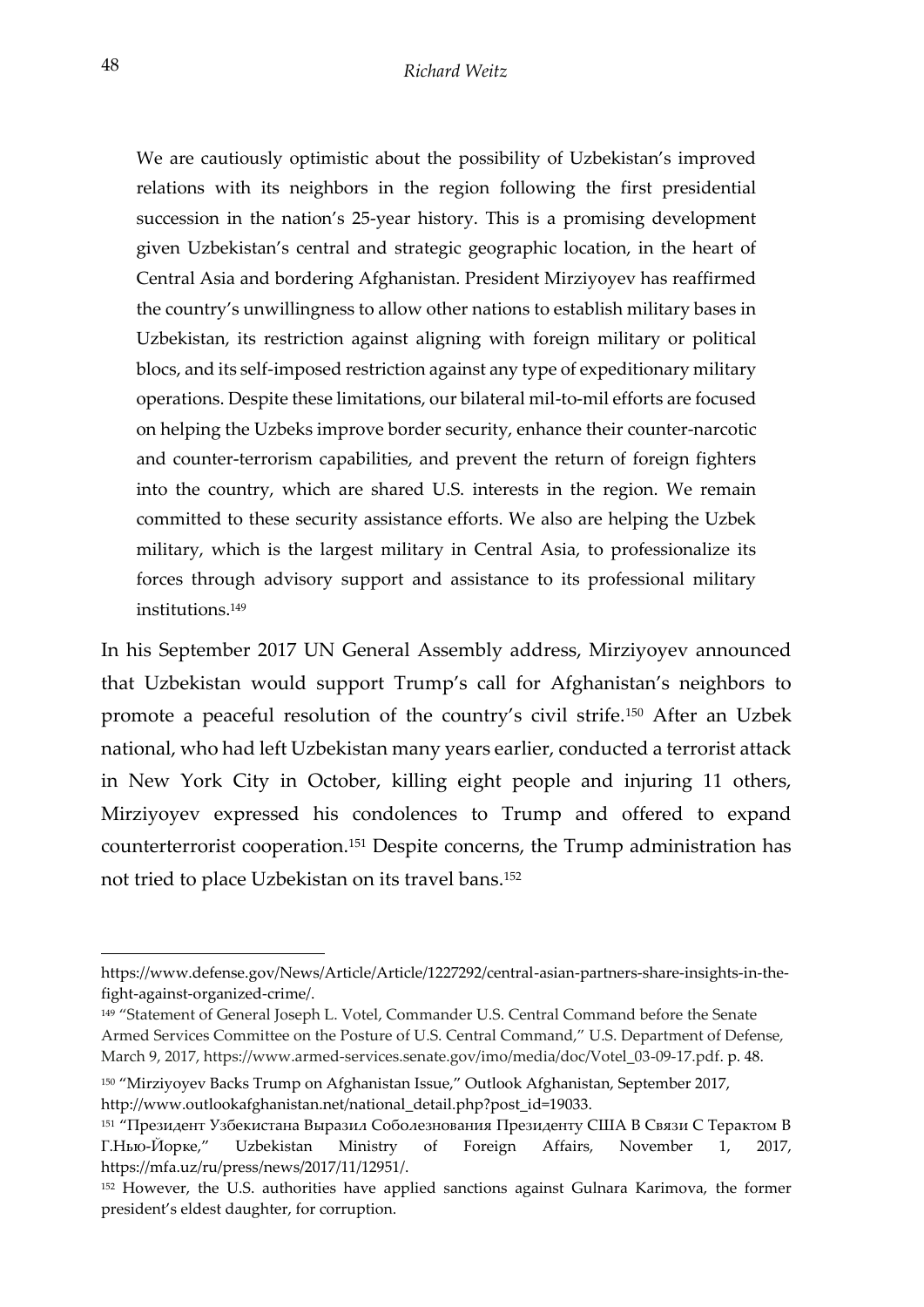> We are cautiously optimistic about the possibility of Uzbekistan's improved relations with its neighbors in the region following the first presidential succession in the nation's 25-year history. This is a promising development given Uzbekistan's central and strategic geographic location, in the heart of Central Asia and bordering Afghanistan. President Mirziyoyev has reaffirmed the country's unwillingness to allow other nations to establish military bases in Uzbekistan, its restriction against aligning with foreign military or political blocs, and its self-imposed restriction against any type of expeditionary military operations. Despite these limitations, our bilateral mil-to-mil efforts are focused on helping the Uzbeks improve border security, enhance their counter-narcotic and counter-terrorism capabilities, and prevent the return of foreign fighters into the country, which are shared U.S. interests in the region. We remain committed to these security assistance efforts. We also are helping the Uzbek military, which is the largest military in Central Asia, to professionalize its forces through advisory support and assistance to its professional military institutions.[149]

In his September 2017 UN General Assembly address, Mirziyoyev announced that Uzbekistan would support Trump's call for Afghanistan's neighbors to promote a peaceful resolution of the country's civil strife.[150] After an Uzbek national, who had left Uzbekistan many years earlier, conducted a terrorist attack in New York City in October, killing eight people and injuring 11 others, Mirziyoyev expressed his condolences to Trump and offered to expand counterterrorist cooperation.[151] Despite concerns, the Trump administration has not tried to place Uzbekistan on its travel bans.[152]

---

https://www.defense.gov/News/Article/Article/1227292/central-asian-partners-share-insights-in-the-fight-against-organized-crime/.

[149] "Statement of General Joseph L. Votel, Commander U.S. Central Command before the Senate Armed Services Committee on the Posture of U.S. Central Command," U.S. Department of Defense, March 9, 2017, https://www.armed-services.senate.gov/imo/media/doc/Votel_03-09-17.pdf. p. 48.

[150] "Mirziyoyev Backs Trump on Afghanistan Issue," Outlook Afghanistan, September 2017, http://www.outlookafghanistan.net/national_detail.php?post_id=19033.

[151] "Президент Узбекистана Выразил Соболезнования Президенту США В Связи С Терактом В Г.Нью-Йорке," Uzbekistan Ministry of Foreign Affairs, November 1, 2017, https://mfa.uz/ru/press/news/2017/11/12951/.

[152] However, the U.S. authorities have applied sanctions against Gulnara Karimova, the former president's eldest daughter, for corruption.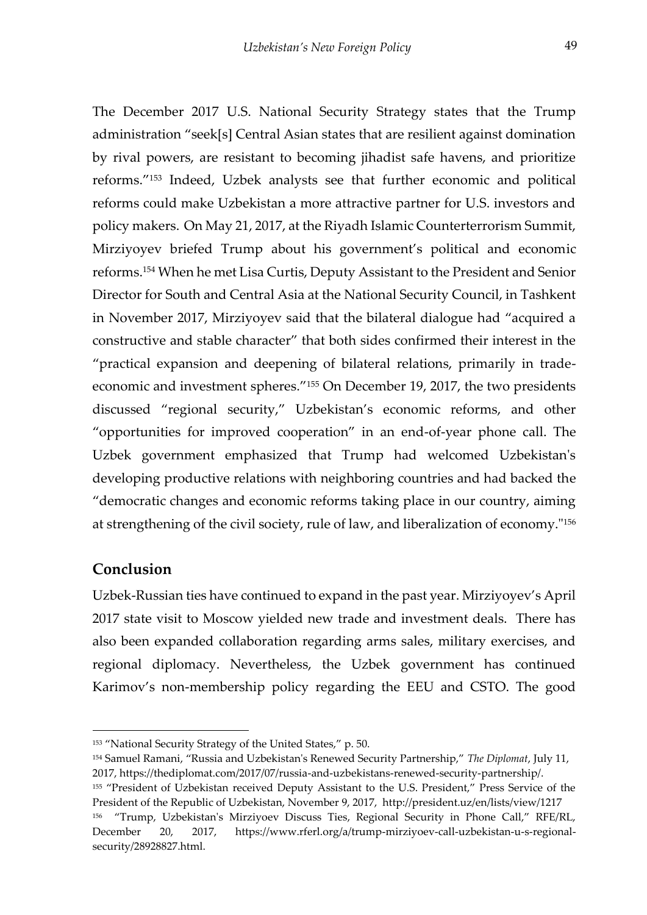The December 2017 U.S. National Security Strategy states that the Trump administration "seek[s] Central Asian states that are resilient against domination by rival powers, are resistant to becoming jihadist safe havens, and prioritize reforms."[153] Indeed, Uzbek analysts see that further economic and political reforms could make Uzbekistan a more attractive partner for U.S. investors and policy makers. On May 21, 2017, at the Riyadh Islamic Counterterrorism Summit, Mirziyoyev briefed Trump about his government's political and economic reforms.[154] When he met Lisa Curtis, Deputy Assistant to the President and Senior Director for South and Central Asia at the National Security Council, in Tashkent in November 2017, Mirziyoyev said that the bilateral dialogue had "acquired a constructive and stable character" that both sides confirmed their interest in the "practical expansion and deepening of bilateral relations, primarily in trade-economic and investment spheres."[155] On December 19, 2017, the two presidents discussed "regional security," Uzbekistan's economic reforms, and other "opportunities for improved cooperation" in an end-of-year phone call. The Uzbek government emphasized that Trump had welcomed Uzbekistan's developing productive relations with neighboring countries and had backed the "democratic changes and economic reforms taking place in our country, aiming at strengthening of the civil society, rule of law, and liberalization of economy."[156]

## Conclusion

Uzbek-Russian ties have continued to expand in the past year. Mirziyoyev's April 2017 state visit to Moscow yielded new trade and investment deals. There has also been expanded collaboration regarding arms sales, military exercises, and regional diplomacy. Nevertheless, the Uzbek government has continued Karimov's non-membership policy regarding the EEU and CSTO. The good

---

[153] "National Security Strategy of the United States," p. 50.

[154] Samuel Ramani, "Russia and Uzbekistan's Renewed Security Partnership," *The Diplomat*, July 11, 2017, https://thediplomat.com/2017/07/russia-and-uzbekistans-renewed-security-partnership/.

[155] "President of Uzbekistan received Deputy Assistant to the U.S. President," Press Service of the President of the Republic of Uzbekistan, November 9, 2017, http://president.uz/en/lists/view/1217

[156] "Trump, Uzbekistan's Mirziyoev Discuss Ties, Regional Security in Phone Call," RFE/RL, December 20, 2017, https://www.rferl.org/a/trump-mirziyoev-call-uzbekistan-u-s-regional-security/28928827.html.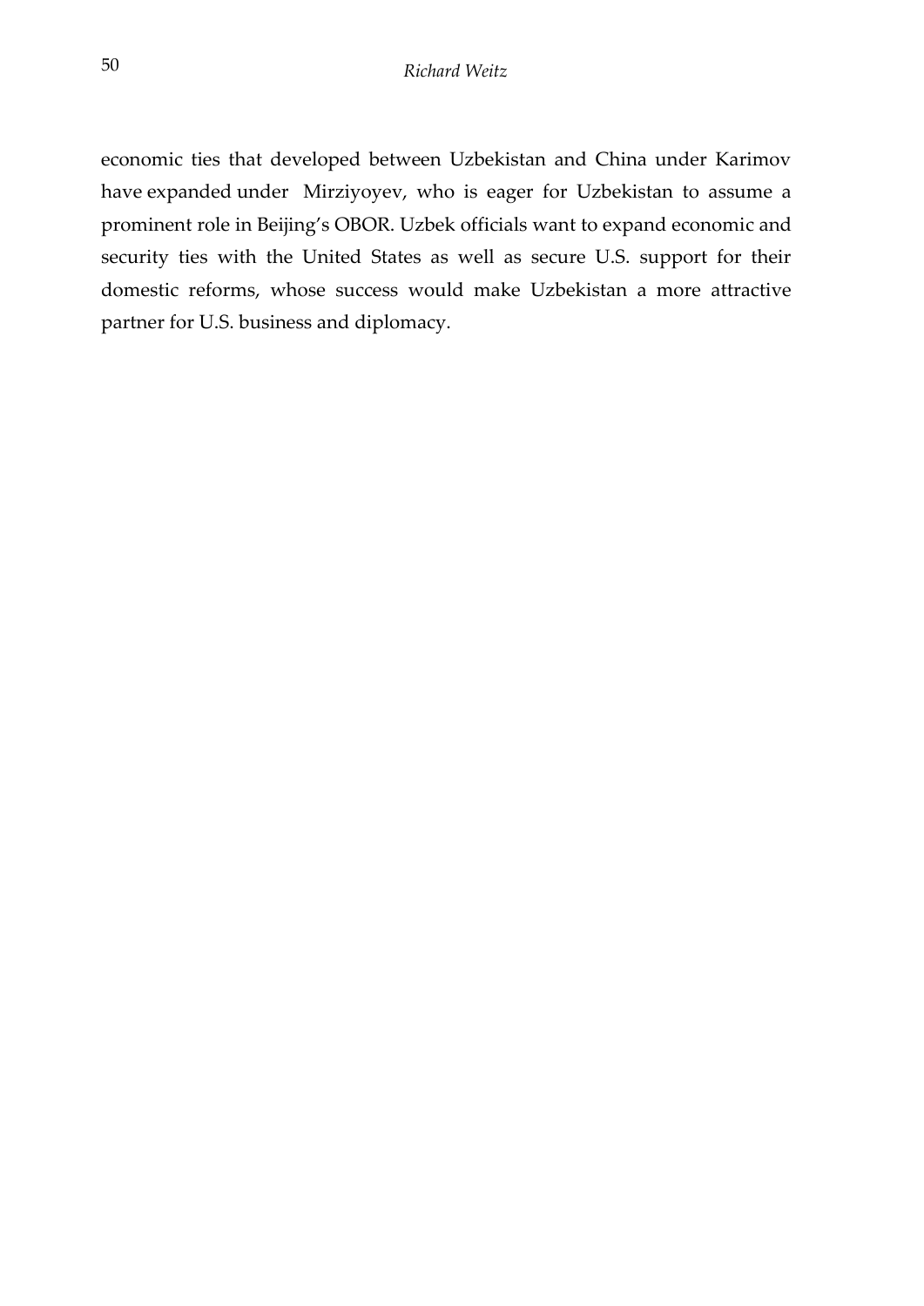economic ties that developed between Uzbekistan and China under Karimov have expanded under Mirziyoyev, who is eager for Uzbekistan to assume a prominent role in Beijing's OBOR. Uzbek officials want to expand economic and security ties with the United States as well as secure U.S. support for their domestic reforms, whose success would make Uzbekistan a more attractive partner for U.S. business and diplomacy.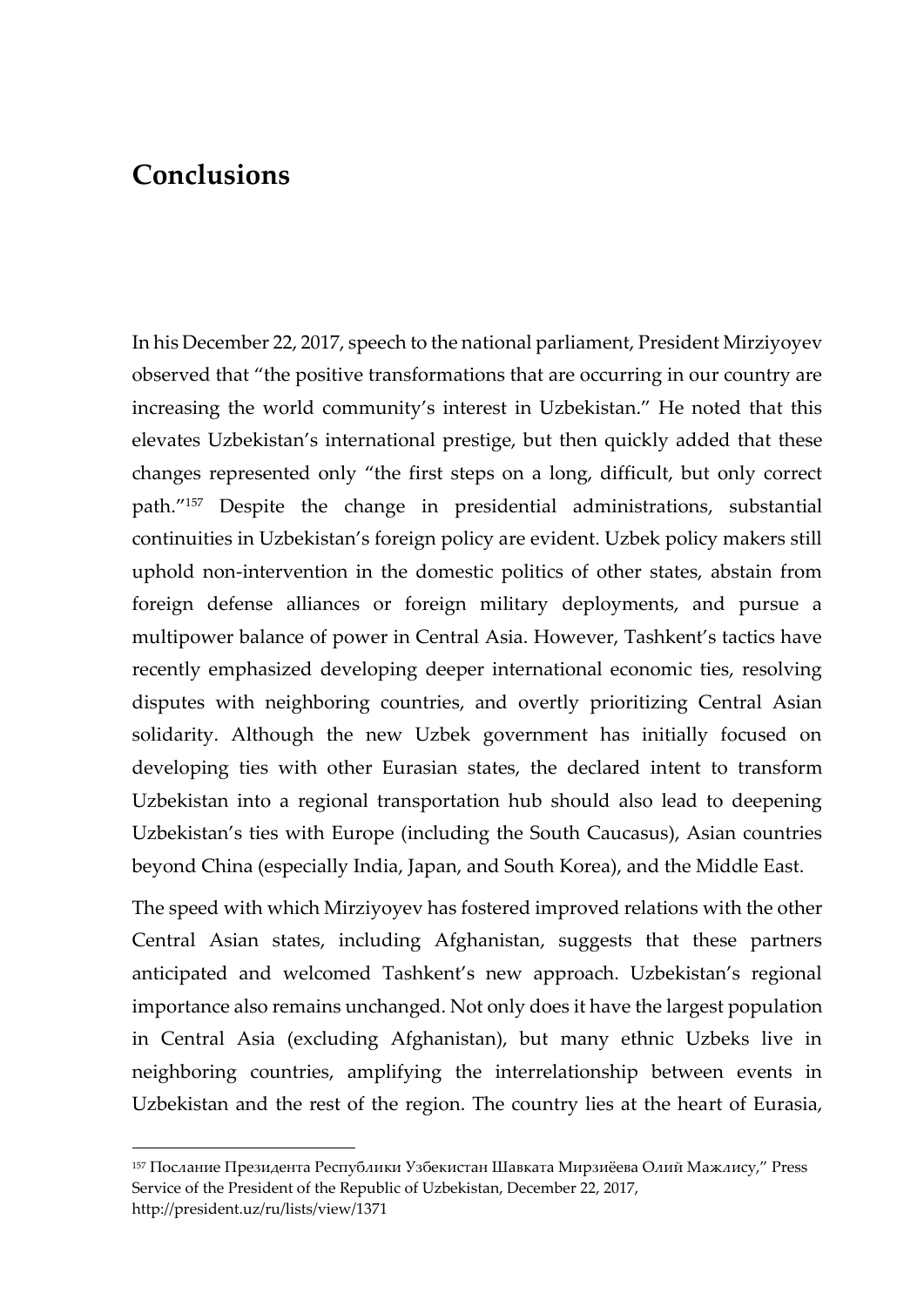# Conclusions

In his December 22, 2017, speech to the national parliament, President Mirziyoyev observed that "the positive transformations that are occurring in our country are increasing the world community's interest in Uzbekistan." He noted that this elevates Uzbekistan's international prestige, but then quickly added that these changes represented only "the first steps on a long, difficult, but only correct path."[157] Despite the change in presidential administrations, substantial continuities in Uzbekistan's foreign policy are evident. Uzbek policy makers still uphold non-intervention in the domestic politics of other states, abstain from foreign defense alliances or foreign military deployments, and pursue a multipower balance of power in Central Asia. However, Tashkent's tactics have recently emphasized developing deeper international economic ties, resolving disputes with neighboring countries, and overtly prioritizing Central Asian solidarity. Although the new Uzbek government has initially focused on developing ties with other Eurasian states, the declared intent to transform Uzbekistan into a regional transportation hub should also lead to deepening Uzbekistan's ties with Europe (including the South Caucasus), Asian countries beyond China (especially India, Japan, and South Korea), and the Middle East.

The speed with which Mirziyoyev has fostered improved relations with the other Central Asian states, including Afghanistan, suggests that these partners anticipated and welcomed Tashkent's new approach. Uzbekistan's regional importance also remains unchanged. Not only does it have the largest population in Central Asia (excluding Afghanistan), but many ethnic Uzbeks live in neighboring countries, amplifying the interrelationship between events in Uzbekistan and the rest of the region. The country lies at the heart of Eurasia,

---

[157] Послание Президента Республики Узбекистан Шавката Мирзиёева Олий Мажлису," Press Service of the President of the Republic of Uzbekistan, December 22, 2017, http://president.uz/ru/lists/view/1371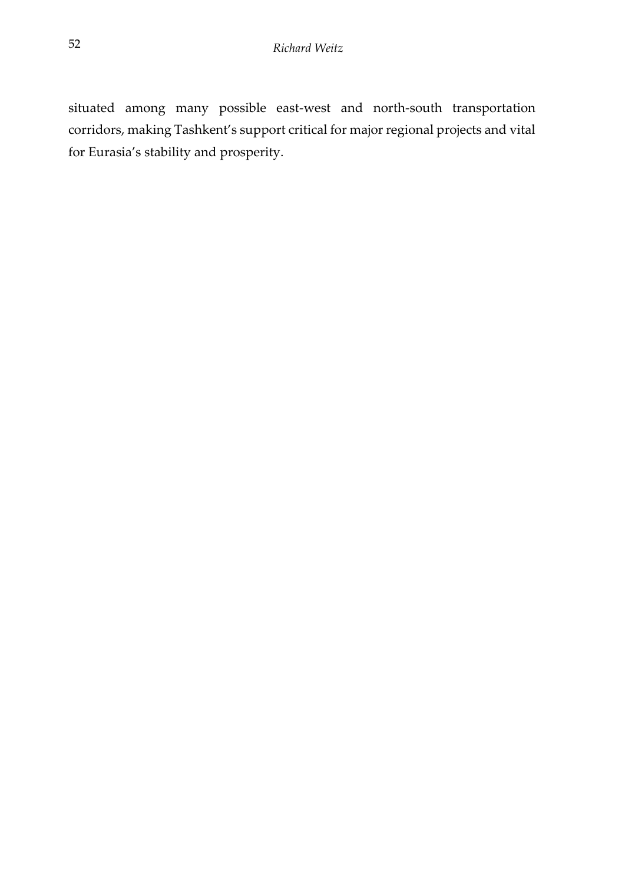situated among many possible east-west and north-south transportation corridors, making Tashkent's support critical for major regional projects and vital for Eurasia's stability and prosperity.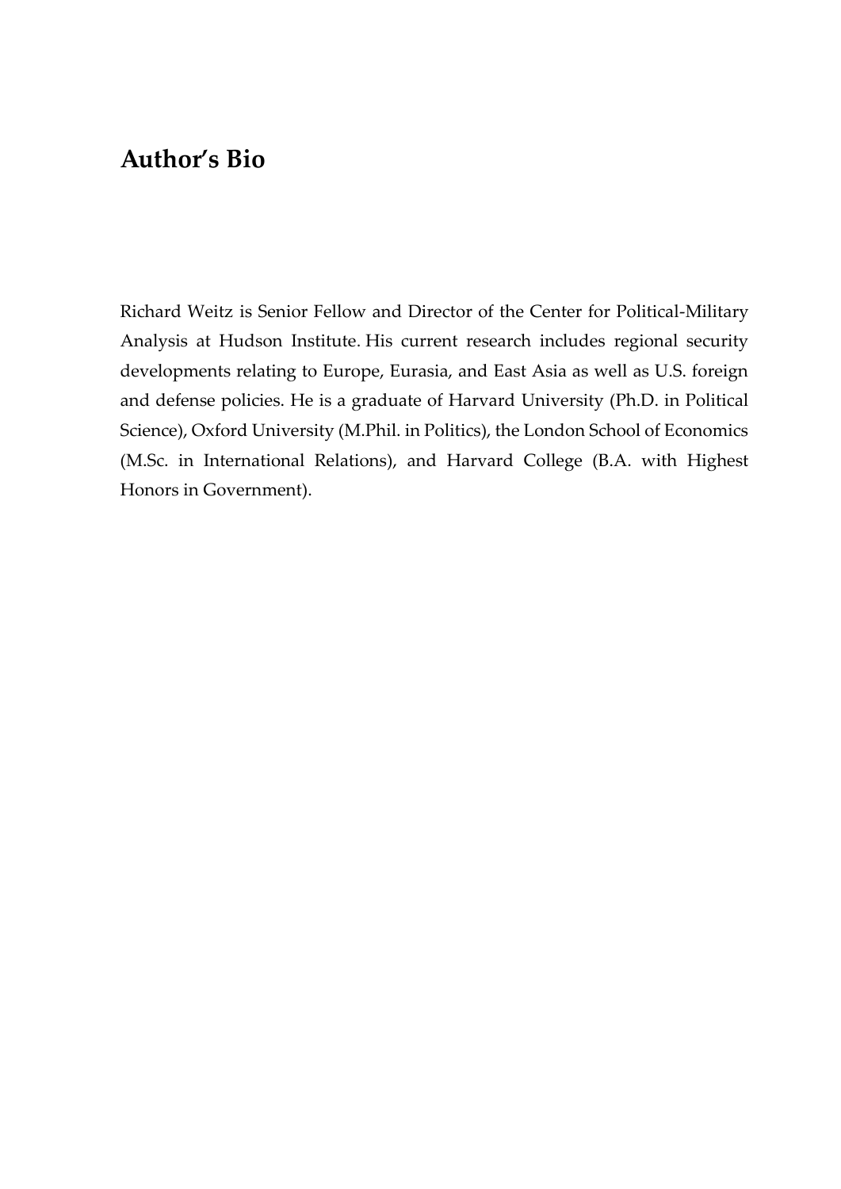## Author's Bio

Richard Weitz is Senior Fellow and Director of the Center for Political-Military Analysis at Hudson Institute. His current research includes regional security developments relating to Europe, Eurasia, and East Asia as well as U.S. foreign and defense policies. He is a graduate of Harvard University (Ph.D. in Political Science), Oxford University (M.Phil. in Politics), the London School of Economics (M.Sc. in International Relations), and Harvard College (B.A. with Highest Honors in Government).